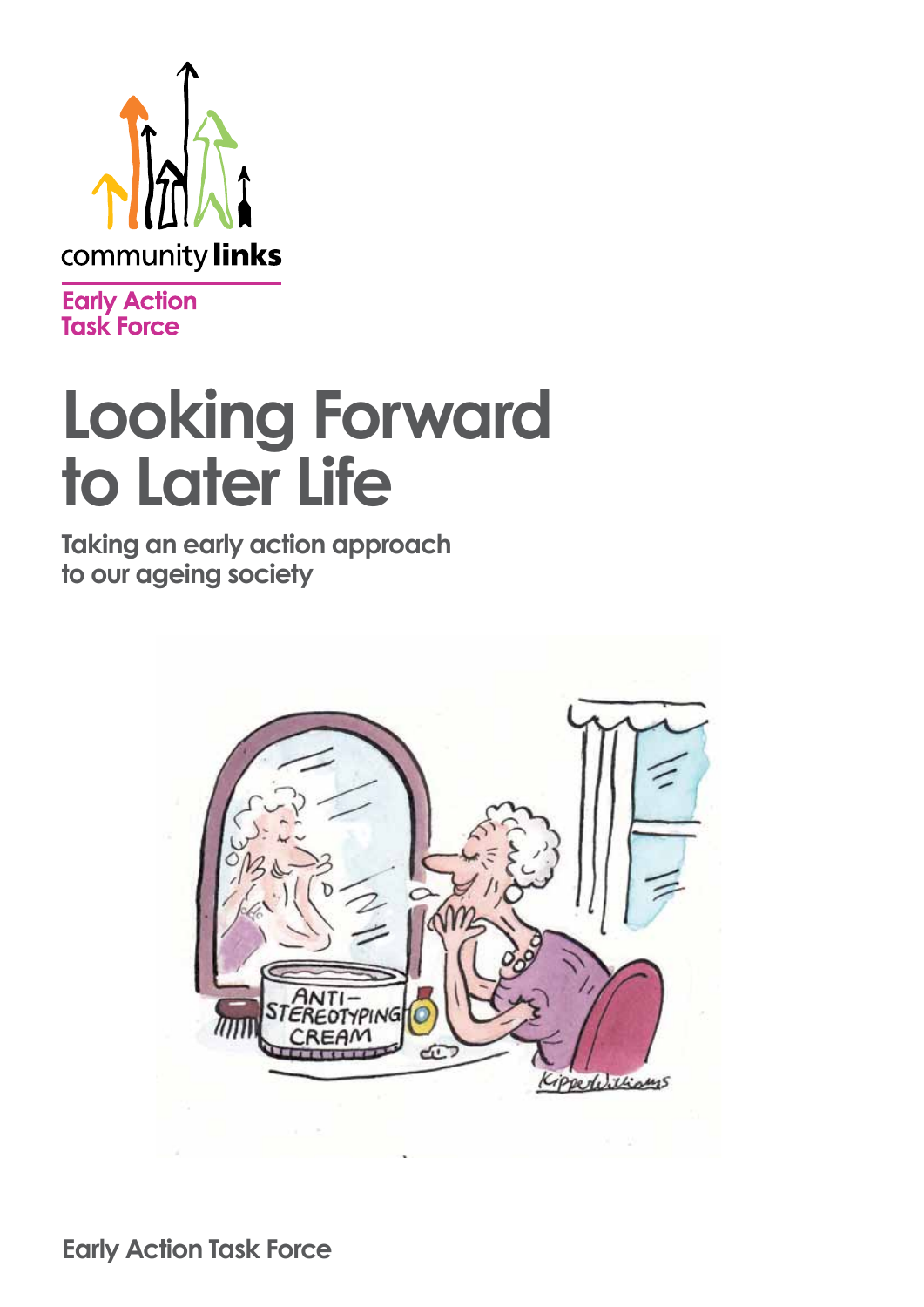community links

Early Action Task Force

# Looking Forward to Later Life

## Taking an early action approach to our ageing society

Early Action Task Force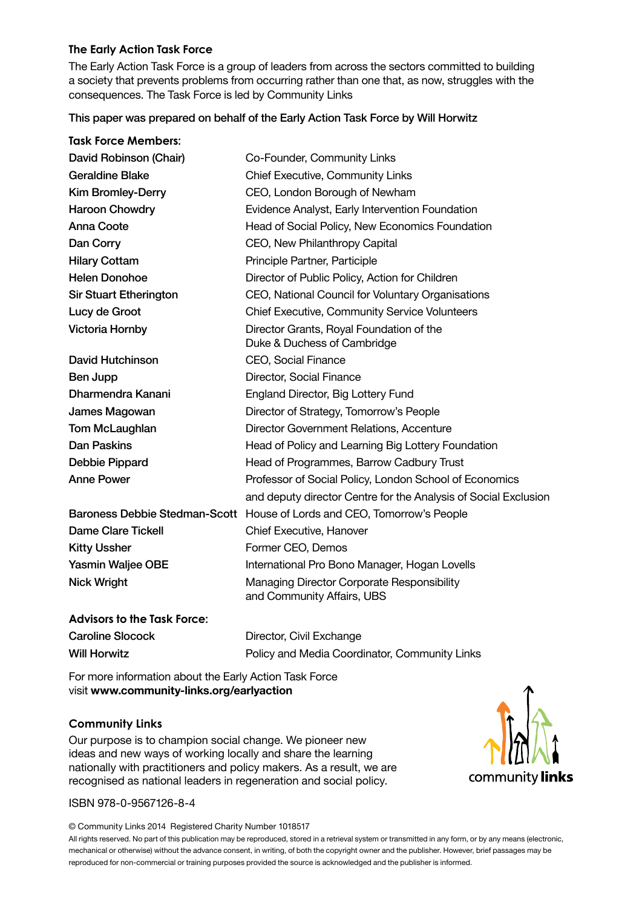### The Early Action Task Force

The Early Action Task Force is a group of leaders from across the sectors committed to building a society that prevents problems from occurring rather than one that, as now, struggles with the consequences. The Task Force is led by Community Links

This paper was prepared on behalf of the Early Action Task Force by Will Horwitz

### Task Force Members:

| | |
|---|---|
| David Robinson (Chair) | Co-Founder, Community Links |
| Geraldine Blake | Chief Executive, Community Links |
| Kim Bromley-Derry | CEO, London Borough of Newham |
| Haroon Chowdry | Evidence Analyst, Early Intervention Foundation |
| Anna Coote | Head of Social Policy, New Economics Foundation |
| Dan Corry | CEO, New Philanthropy Capital |
| Hilary Cottam | Principle Partner, Participle |
| Helen Donohoe | Director of Public Policy, Action for Children |
| Sir Stuart Etherington | CEO, National Council for Voluntary Organisations |
| Lucy de Groot | Chief Executive, Community Service Volunteers |
| Victoria Hornby | Director Grants, Royal Foundation of the Duke & Duchess of Cambridge |
| David Hutchinson | CEO, Social Finance |
| Ben Jupp | Director, Social Finance |
| Dharmendra Kanani | England Director, Big Lottery Fund |
| James Magowan | Director of Strategy, Tomorrow's People |
| Tom McLaughlan | Director Government Relations, Accenture |
| Dan Paskins | Head of Policy and Learning Big Lottery Foundation |
| Debbie Pippard | Head of Programmes, Barrow Cadbury Trust |
| Anne Power | Professor of Social Policy, London School of Economics and deputy director Centre for the Analysis of Social Exclusion |
| Baroness Debbie Stedman-Scott | House of Lords and CEO, Tomorrow's People |
| Dame Clare Tickell | Chief Executive, Hanover |
| Kitty Ussher | Former CEO, Demos |
| Yasmin Waljee OBE | International Pro Bono Manager, Hogan Lovells |
| Nick Wright | Managing Director Corporate Responsibility and Community Affairs, UBS |

### Advisors to the Task Force:

| | |
|---|---|
| Caroline Slocock | Director, Civil Exchange |
| Will Horwitz | Policy and Media Coordinator, Community Links |

For more information about the Early Action Task Force visit **www.community-links.org/earlyaction**

### Community Links

Our purpose is to champion social change. We pioneer new ideas and new ways of working locally and share the learning nationally with practitioners and policy makers. As a result, we are recognised as national leaders in regeneration and social policy.

community **links**

ISBN 978-0-9567126-8-4

© Community Links 2014 Registered Charity Number 1018517

All rights reserved. No part of this publication may be reproduced, stored in a retrieval system or transmitted in any form, or by any means (electronic, mechanical or otherwise) without the advance consent, in writing, of both the copyright owner and the publisher. However, brief passages may be reproduced for non-commercial or training purposes provided the source is acknowledged and the publisher is informed.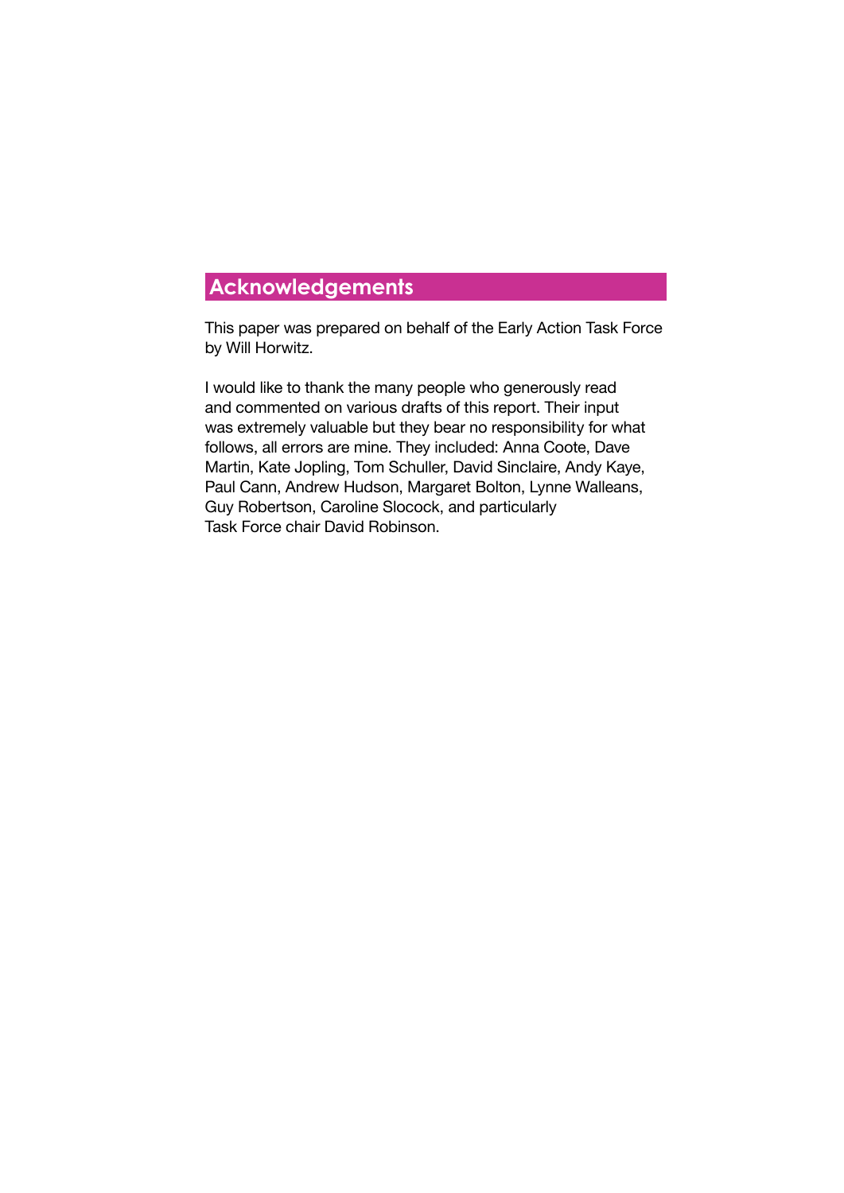## Acknowledgements

This paper was prepared on behalf of the Early Action Task Force by Will Horwitz.

I would like to thank the many people who generously read and commented on various drafts of this report. Their input was extremely valuable but they bear no responsibility for what follows, all errors are mine. They included: Anna Coote, Dave Martin, Kate Jopling, Tom Schuller, David Sinclaire, Andy Kaye, Paul Cann, Andrew Hudson, Margaret Bolton, Lynne Walleans, Guy Robertson, Caroline Slocock, and particularly Task Force chair David Robinson.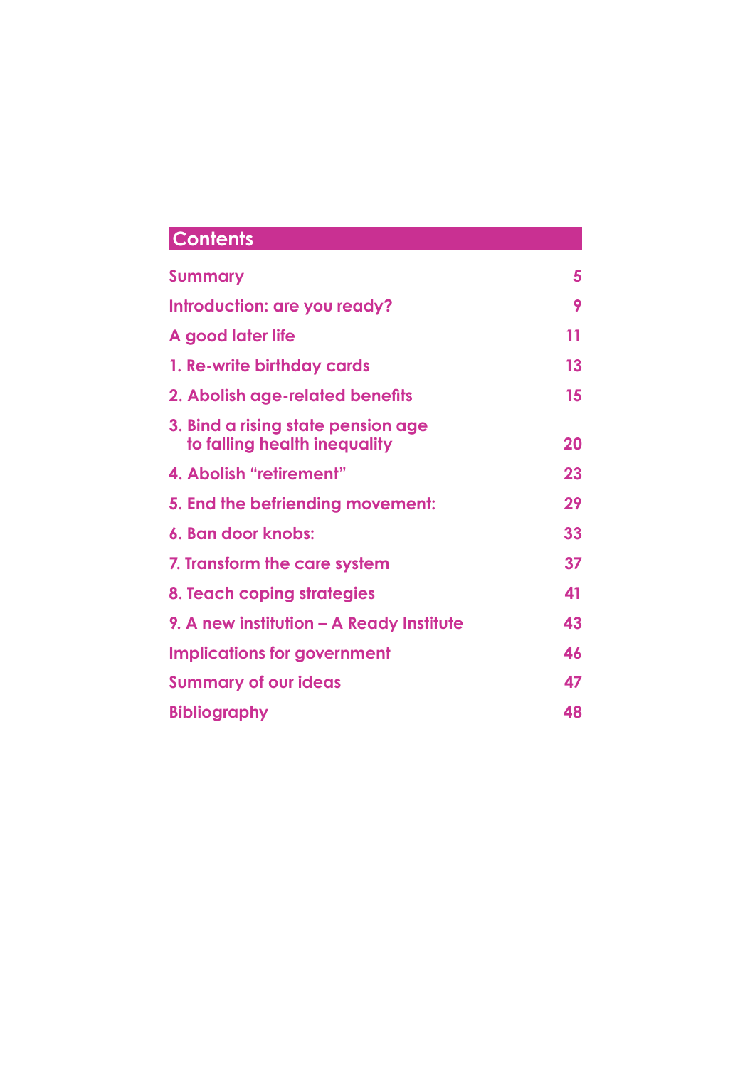## Contents

| | |
|---|---|
| Summary | 5 |
| Introduction: are you ready? | 9 |
| A good later life | 11 |
| 1. Re-write birthday cards | 13 |
| 2. Abolish age-related benefits | 15 |
| 3. Bind a rising state pension age to falling health inequality | 20 |
| 4. Abolish "retirement" | 23 |
| 5. End the befriending movement: | 29 |
| 6. Ban door knobs: | 33 |
| 7. Transform the care system | 37 |
| 8. Teach coping strategies | 41 |
| 9. A new institution – A Ready Institute | 43 |
| Implications for government | 46 |
| Summary of our ideas | 47 |
| Bibliography | 48 |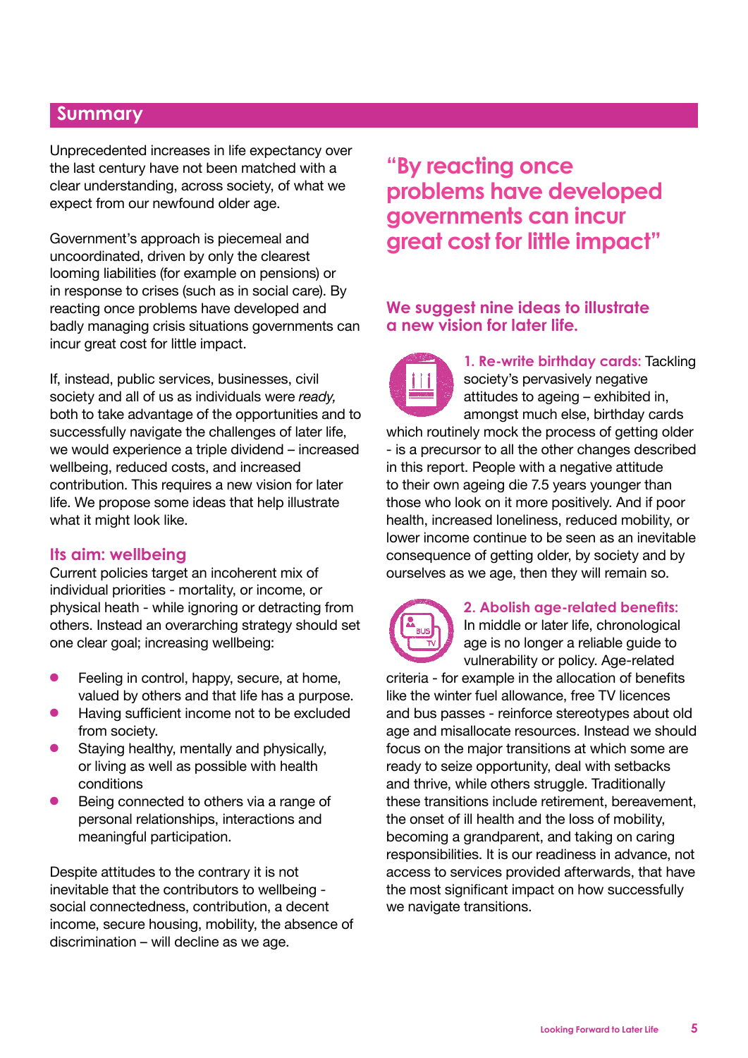## Summary

Unprecedented increases in life expectancy over the last century have not been matched with a clear understanding, across society, of what we expect from our newfound older age.

Government's approach is piecemeal and uncoordinated, driven by only the clearest looming liabilities (for example on pensions) or in response to crises (such as in social care). By reacting once problems have developed and badly managing crisis situations governments can incur great cost for little impact.

If, instead, public services, businesses, civil society and all of us as individuals were *ready,* both to take advantage of the opportunities and to successfully navigate the challenges of later life, we would experience a triple dividend – increased wellbeing, reduced costs, and increased contribution. This requires a new vision for later life. We propose some ideas that help illustrate what it might look like.

### Its aim: wellbeing

Current policies target an incoherent mix of individual priorities - mortality, or income, or physical heath - while ignoring or detracting from others. Instead an overarching strategy should set one clear goal; increasing wellbeing:

- Feeling in control, happy, secure, at home, valued by others and that life has a purpose.
- Having sufficient income not to be excluded from society.
- Staying healthy, mentally and physically, or living as well as possible with health conditions
- Being connected to others via a range of personal relationships, interactions and meaningful participation.

Despite attitudes to the contrary it is not inevitable that the contributors to wellbeing - social connectedness, contribution, a decent income, secure housing, mobility, the absence of discrimination – will decline as we age.

> "By reacting once problems have developed governments can incur great cost for little impact"

### We suggest nine ideas to illustrate a new vision for later life.

**1. Re-write birthday cards:** Tackling society's pervasively negative attitudes to ageing – exhibited in, amongst much else, birthday cards which routinely mock the process of getting older - is a precursor to all the other changes described in this report. People with a negative attitude to their own ageing die 7.5 years younger than those who look on it more positively. And if poor health, increased loneliness, reduced mobility, or lower income continue to be seen as an inevitable consequence of getting older, by society and by ourselves as we age, then they will remain so.

**2. Abolish age-related benefits:** In middle or later life, chronological age is no longer a reliable guide to vulnerability or policy. Age-related criteria - for example in the allocation of benefits like the winter fuel allowance, free TV licences and bus passes - reinforce stereotypes about old age and misallocate resources. Instead we should focus on the major transitions at which some are ready to seize opportunity, deal with setbacks and thrive, while others struggle. Traditionally these transitions include retirement, bereavement, the onset of ill health and the loss of mobility, becoming a grandparent, and taking on caring responsibilities. It is our readiness in advance, not access to services provided afterwards, that have the most significant impact on how successfully we navigate transitions.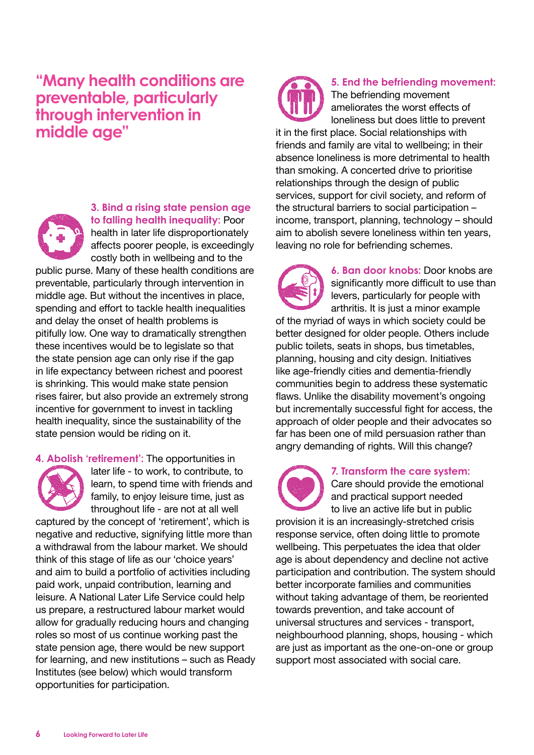> **"Many health conditions are preventable, particularly through intervention in middle age"**

**3. Bind a rising state pension age to falling health inequality:** Poor health in later life disproportionately affects poorer people, is exceedingly costly both in wellbeing and to the public purse. Many of these health conditions are preventable, particularly through intervention in middle age. But without the incentives in place, spending and effort to tackle health inequalities and delay the onset of health problems is pitifully low. One way to dramatically strengthen these incentives would be to legislate so that the state pension age can only rise if the gap in life expectancy between richest and poorest is shrinking. This would make state pension rises fairer, but also provide an extremely strong incentive for government to invest in tackling health inequality, since the sustainability of the state pension would be riding on it.

**4. Abolish 'retirement':** The opportunities in later life - to work, to contribute, to learn, to spend time with friends and family, to enjoy leisure time, just as throughout life - are not at all well captured by the concept of 'retirement', which is negative and reductive, signifying little more than a withdrawal from the labour market. We should think of this stage of life as our 'choice years' and aim to build a portfolio of activities including paid work, unpaid contribution, learning and leisure. A National Later Life Service could help us prepare, a restructured labour market would allow for gradually reducing hours and changing roles so most of us continue working past the state pension age, there would be new support for learning, and new institutions – such as Ready Institutes (see below) which would transform opportunities for participation.

**5. End the befriending movement:** The befriending movement ameliorates the worst effects of loneliness but does little to prevent it in the first place. Social relationships with friends and family are vital to wellbeing; in their absence loneliness is more detrimental to health than smoking. A concerted drive to prioritise relationships through the design of public services, support for civil society, and reform of the structural barriers to social participation – income, transport, planning, technology – should aim to abolish severe loneliness within ten years, leaving no role for befriending schemes.

**6. Ban door knobs:** Door knobs are significantly more difficult to use than levers, particularly for people with arthritis. It is just a minor example of the myriad of ways in which society could be better designed for older people. Others include public toilets, seats in shops, bus timetables, planning, housing and city design. Initiatives like age-friendly cities and dementia-friendly communities begin to address these systematic flaws. Unlike the disability movement's ongoing but incrementally successful fight for access, the approach of older people and their advocates so far has been one of mild persuasion rather than angry demanding of rights. Will this change?

**7. Transform the care system:** Care should provide the emotional and practical support needed to live an active life but in public provision it is an increasingly-stretched crisis response service, often doing little to promote wellbeing. This perpetuates the idea that older age is about dependency and decline not active participation and contribution. The system should better incorporate families and communities without taking advantage of them, be reoriented towards prevention, and take account of universal structures and services - transport, neighbourhood planning, shops, housing - which are just as important as the one-on-one or group support most associated with social care.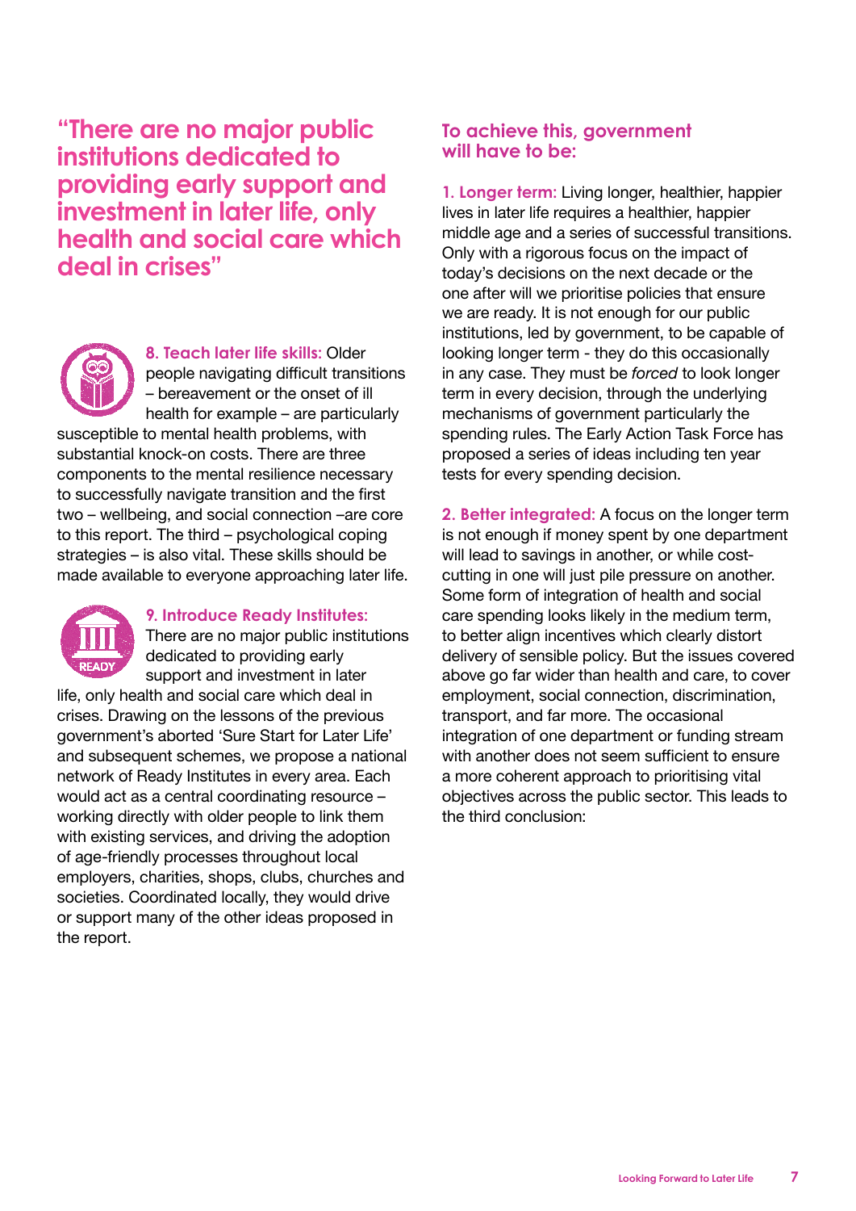## "There are no major public institutions dedicated to providing early support and investment in later life, only health and social care which deal in crises"

**8. Teach later life skills:** Older people navigating difficult transitions – bereavement or the onset of ill health for example – are particularly susceptible to mental health problems, with substantial knock-on costs. There are three components to the mental resilience necessary to successfully navigate transition and the first two – wellbeing, and social connection –are core to this report. The third – psychological coping strategies – is also vital. These skills should be made available to everyone approaching later life.

**9. Introduce Ready Institutes:** There are no major public institutions dedicated to providing early support and investment in later life, only health and social care which deal in crises. Drawing on the lessons of the previous government's aborted 'Sure Start for Later Life' and subsequent schemes, we propose a national network of Ready Institutes in every area. Each would act as a central coordinating resource – working directly with older people to link them with existing services, and driving the adoption of age-friendly processes throughout local employers, charities, shops, clubs, churches and societies. Coordinated locally, they would drive or support many of the other ideas proposed in the report.

### To achieve this, government will have to be:

**1. Longer term:** Living longer, healthier, happier lives in later life requires a healthier, happier middle age and a series of successful transitions. Only with a rigorous focus on the impact of today's decisions on the next decade or the one after will we prioritise policies that ensure we are ready. It is not enough for our public institutions, led by government, to be capable of looking longer term - they do this occasionally in any case. They must be *forced* to look longer term in every decision, through the underlying mechanisms of government particularly the spending rules. The Early Action Task Force has proposed a series of ideas including ten year tests for every spending decision.

**2. Better integrated:** A focus on the longer term is not enough if money spent by one department will lead to savings in another, or while cost-cutting in one will just pile pressure on another. Some form of integration of health and social care spending looks likely in the medium term, to better align incentives which clearly distort delivery of sensible policy. But the issues covered above go far wider than health and care, to cover employment, social connection, discrimination, transport, and far more. The occasional integration of one department or funding stream with another does not seem sufficient to ensure a more coherent approach to prioritising vital objectives across the public sector. This leads to the third conclusion: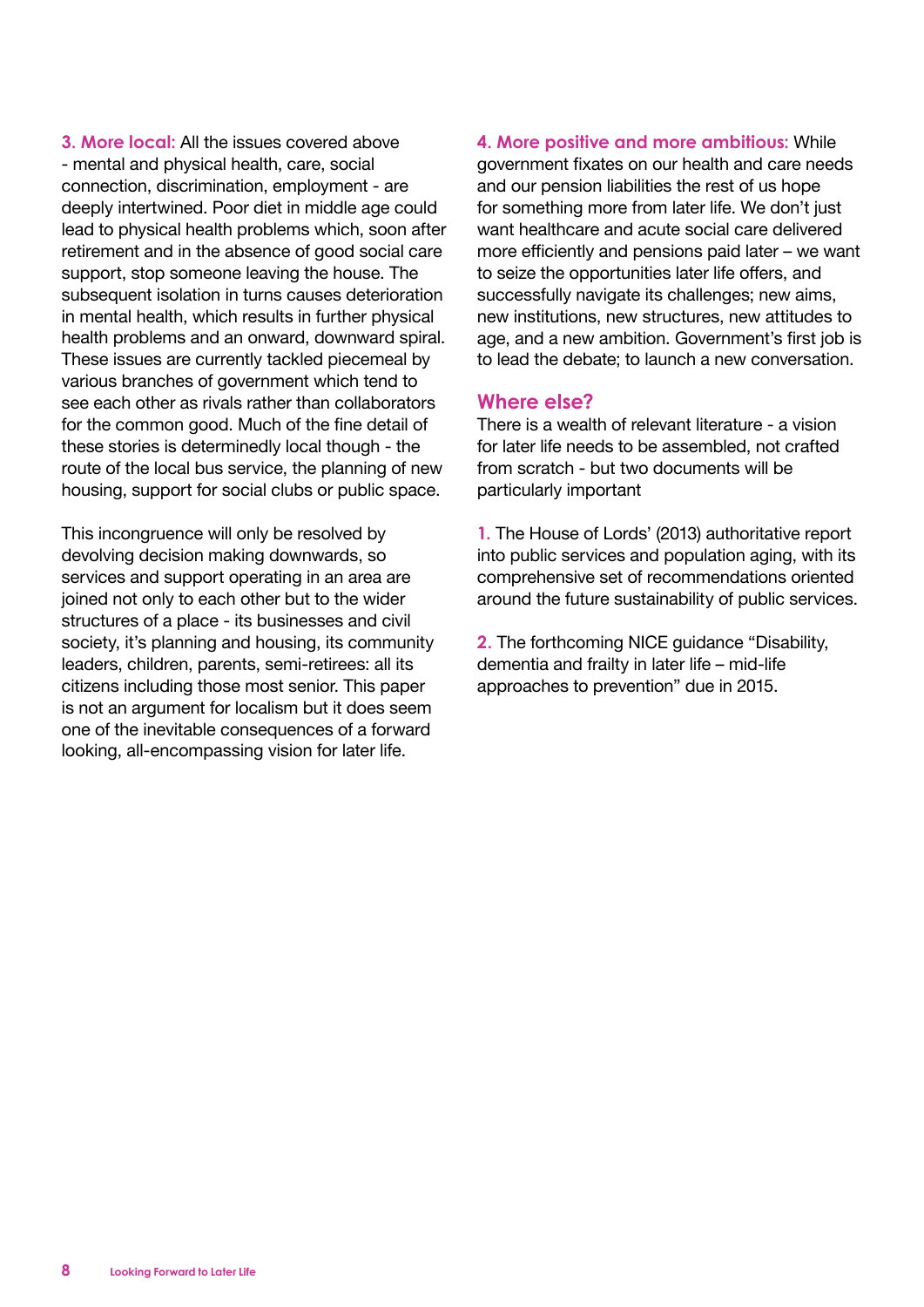**3. More local:** All the issues covered above - mental and physical health, care, social connection, discrimination, employment - are deeply intertwined. Poor diet in middle age could lead to physical health problems which, soon after retirement and in the absence of good social care support, stop someone leaving the house. The subsequent isolation in turns causes deterioration in mental health, which results in further physical health problems and an onward, downward spiral. These issues are currently tackled piecemeal by various branches of government which tend to see each other as rivals rather than collaborators for the common good. Much of the fine detail of these stories is determinedly local though - the route of the local bus service, the planning of new housing, support for social clubs or public space.

This incongruence will only be resolved by devolving decision making downwards, so services and support operating in an area are joined not only to each other but to the wider structures of a place - its businesses and civil society, it's planning and housing, its community leaders, children, parents, semi-retirees: all its citizens including those most senior. This paper is not an argument for localism but it does seem one of the inevitable consequences of a forward looking, all-encompassing vision for later life.

**4. More positive and more ambitious:** While government fixates on our health and care needs and our pension liabilities the rest of us hope for something more from later life. We don't just want healthcare and acute social care delivered more efficiently and pensions paid later – we want to seize the opportunities later life offers, and successfully navigate its challenges; new aims, new institutions, new structures, new attitudes to age, and a new ambition. Government's first job is to lead the debate; to launch a new conversation.

## Where else?

There is a wealth of relevant literature - a vision for later life needs to be assembled, not crafted from scratch - but two documents will be particularly important

1. The House of Lords' (2013) authoritative report into public services and population aging, with its comprehensive set of recommendations oriented around the future sustainability of public services.

2. The forthcoming NICE guidance "Disability, dementia and frailty in later life – mid-life approaches to prevention" due in 2015.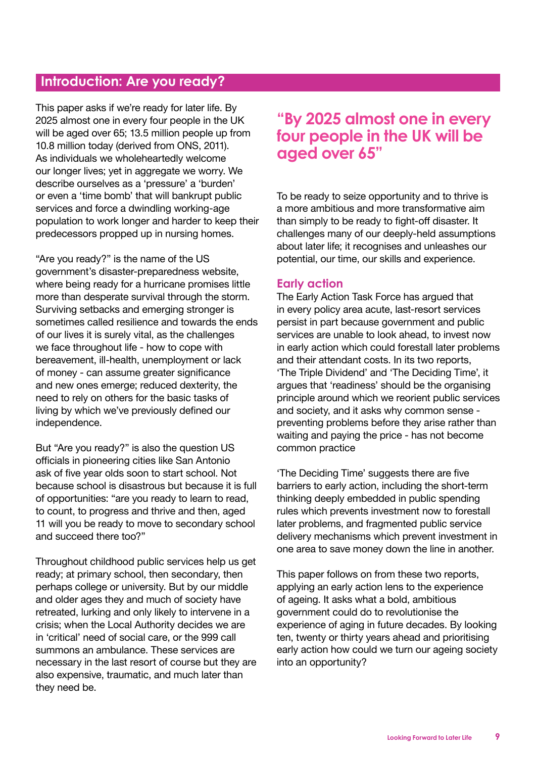## Introduction: Are you ready?

This paper asks if we're ready for later life. By 2025 almost one in every four people in the UK will be aged over 65; 13.5 million people up from 10.8 million today (derived from ONS, 2011). As individuals we wholeheartedly welcome our longer lives; yet in aggregate we worry. We describe ourselves as a 'pressure' a 'burden' or even a 'time bomb' that will bankrupt public services and force a dwindling working-age population to work longer and harder to keep their predecessors propped up in nursing homes.

"Are you ready?" is the name of the US government's disaster-preparedness website, where being ready for a hurricane promises little more than desperate survival through the storm. Surviving setbacks and emerging stronger is sometimes called resilience and towards the ends of our lives it is surely vital, as the challenges we face throughout life - how to cope with bereavement, ill-health, unemployment or lack of money - can assume greater significance and new ones emerge; reduced dexterity, the need to rely on others for the basic tasks of living by which we've previously defined our independence.

But "Are you ready?" is also the question US officials in pioneering cities like San Antonio ask of five year olds soon to start school. Not because school is disastrous but because it is full of opportunities: "are you ready to learn to read, to count, to progress and thrive and then, aged 11 will you be ready to move to secondary school and succeed there too?"

Throughout childhood public services help us get ready; at primary school, then secondary, then perhaps college or university. But by our middle and older ages they and much of society have retreated, lurking and only likely to intervene in a crisis; when the Local Authority decides we are in 'critical' need of social care, or the 999 call summons an ambulance. These services are necessary in the last resort of course but they are also expensive, traumatic, and much later than they need be.

**"By 2025 almost one in every four people in the UK will be aged over 65"**

To be ready to seize opportunity and to thrive is a more ambitious and more transformative aim than simply to be ready to fight-off disaster. It challenges many of our deeply-held assumptions about later life; it recognises and unleashes our potential, our time, our skills and experience.

### Early action

The Early Action Task Force has argued that in every policy area acute, last-resort services persist in part because government and public services are unable to look ahead, to invest now in early action which could forestall later problems and their attendant costs. In its two reports, 'The Triple Dividend' and 'The Deciding Time', it argues that 'readiness' should be the organising principle around which we reorient public services and society, and it asks why common sense - preventing problems before they arise rather than waiting and paying the price - has not become common practice

'The Deciding Time' suggests there are five barriers to early action, including the short-term thinking deeply embedded in public spending rules which prevents investment now to forestall later problems, and fragmented public service delivery mechanisms which prevent investment in one area to save money down the line in another.

This paper follows on from these two reports, applying an early action lens to the experience of ageing. It asks what a bold, ambitious government could do to revolutionise the experience of aging in future decades. By looking ten, twenty or thirty years ahead and prioritising early action how could we turn our ageing society into an opportunity?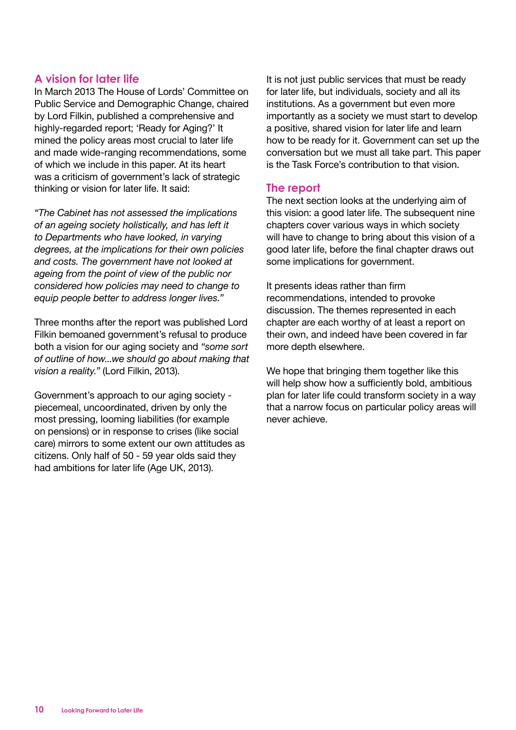## A vision for later life

In March 2013 The House of Lords' Committee on Public Service and Demographic Change, chaired by Lord Filkin, published a comprehensive and highly-regarded report; 'Ready for Aging?' It mined the policy areas most crucial to later life and made wide-ranging recommendations, some of which we include in this paper. At its heart was a criticism of government's lack of strategic thinking or vision for later life. It said:

*"The Cabinet has not assessed the implications of an ageing society holistically, and has left it to Departments who have looked, in varying degrees, at the implications for their own policies and costs. The government have not looked at ageing from the point of view of the public nor considered how policies may need to change to equip people better to address longer lives."*

Three months after the report was published Lord Filkin bemoaned government's refusal to produce both a vision for our aging society and *"some sort of outline of how...we should go about making that vision a reality."* (Lord Filkin, 2013).

Government's approach to our aging society - piecemeal, uncoordinated, driven by only the most pressing, looming liabilities (for example on pensions) or in response to crises (like social care) mirrors to some extent our own attitudes as citizens. Only half of 50 - 59 year olds said they had ambitions for later life (Age UK, 2013).

It is not just public services that must be ready for later life, but individuals, society and all its institutions. As a government but even more importantly as a society we must start to develop a positive, shared vision for later life and learn how to be ready for it. Government can set up the conversation but we must all take part. This paper is the Task Force's contribution to that vision.

## The report

The next section looks at the underlying aim of this vision: a good later life. The subsequent nine chapters cover various ways in which society will have to change to bring about this vision of a good later life, before the final chapter draws out some implications for government.

It presents ideas rather than firm recommendations, intended to provoke discussion. The themes represented in each chapter are each worthy of at least a report on their own, and indeed have been covered in far more depth elsewhere.

We hope that bringing them together like this will help show how a sufficiently bold, ambitious plan for later life could transform society in a way that a narrow focus on particular policy areas will never achieve.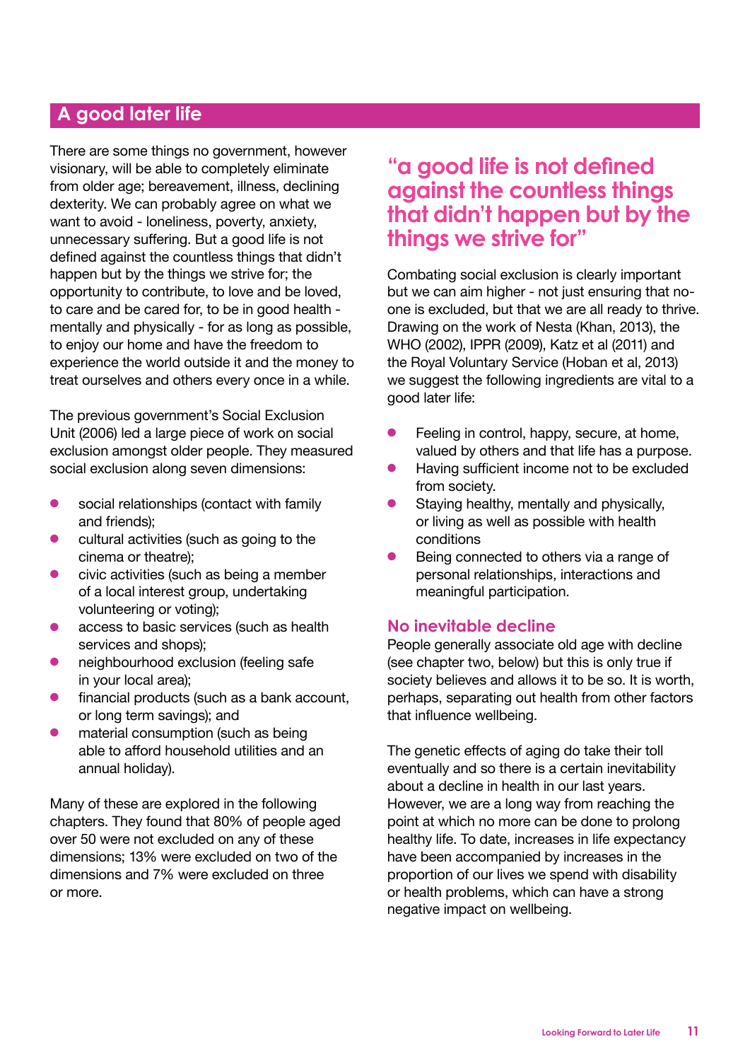## A good later life

There are some things no government, however visionary, will be able to completely eliminate from older age; bereavement, illness, declining dexterity. We can probably agree on what we want to avoid - loneliness, poverty, anxiety, unnecessary suffering. But a good life is not defined against the countless things that didn't happen but by the things we strive for; the opportunity to contribute, to love and be loved, to care and be cared for, to be in good health - mentally and physically - for as long as possible, to enjoy our home and have the freedom to experience the world outside it and the money to treat ourselves and others every once in a while.

The previous government's Social Exclusion Unit (2006) led a large piece of work on social exclusion amongst older people. They measured social exclusion along seven dimensions:

- social relationships (contact with family and friends);
- cultural activities (such as going to the cinema or theatre);
- civic activities (such as being a member of a local interest group, undertaking volunteering or voting);
- access to basic services (such as health services and shops);
- neighbourhood exclusion (feeling safe in your local area);
- financial products (such as a bank account, or long term savings); and
- material consumption (such as being able to afford household utilities and an annual holiday).

Many of these are explored in the following chapters. They found that 80% of people aged over 50 were not excluded on any of these dimensions; 13% were excluded on two of the dimensions and 7% were excluded on three or more.

> **"a good life is not defined against the countless things that didn't happen but by the things we strive for"**

Combating social exclusion is clearly important but we can aim higher - not just ensuring that no-one is excluded, but that we are all ready to thrive. Drawing on the work of Nesta (Khan, 2013), the WHO (2002), IPPR (2009), Katz et al (2011) and the Royal Voluntary Service (Hoban et al, 2013) we suggest the following ingredients are vital to a good later life:

- Feeling in control, happy, secure, at home, valued by others and that life has a purpose.
- Having sufficient income not to be excluded from society.
- Staying healthy, mentally and physically, or living as well as possible with health conditions
- Being connected to others via a range of personal relationships, interactions and meaningful participation.

### No inevitable decline

People generally associate old age with decline (see chapter two, below) but this is only true if society believes and allows it to be so. It is worth, perhaps, separating out health from other factors that influence wellbeing.

The genetic effects of aging do take their toll eventually and so there is a certain inevitability about a decline in health in our last years. However, we are a long way from reaching the point at which no more can be done to prolong healthy life. To date, increases in life expectancy have been accompanied by increases in the proportion of our lives we spend with disability or health problems, which can have a strong negative impact on wellbeing.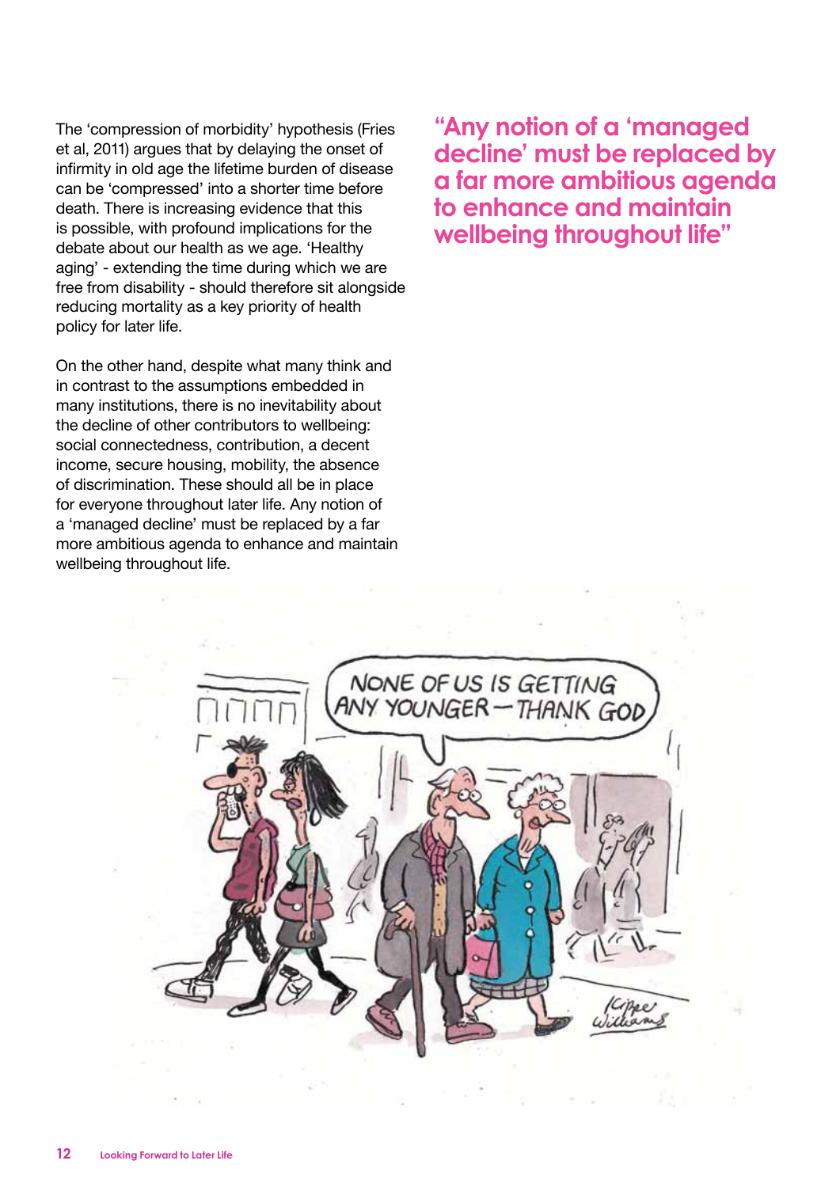The 'compression of morbidity' hypothesis (Fries et al, 2011) argues that by delaying the onset of infirmity in old age the lifetime burden of disease can be 'compressed' into a shorter time before death. There is increasing evidence that this is possible, with profound implications for the debate about our health as we age. 'Healthy aging' - extending the time during which we are free from disability - should therefore sit alongside reducing mortality as a key priority of health policy for later life.

On the other hand, despite what many think and in contrast to the assumptions embedded in many institutions, there is no inevitability about the decline of other contributors to wellbeing: social connectedness, contribution, a decent income, secure housing, mobility, the absence of discrimination. These should all be in place for everyone throughout later life. Any notion of a 'managed decline' must be replaced by a far more ambitious agenda to enhance and maintain wellbeing throughout life.

**"Any notion of a 'managed decline' must be replaced by a far more ambitious agenda to enhance and maintain wellbeing throughout life"**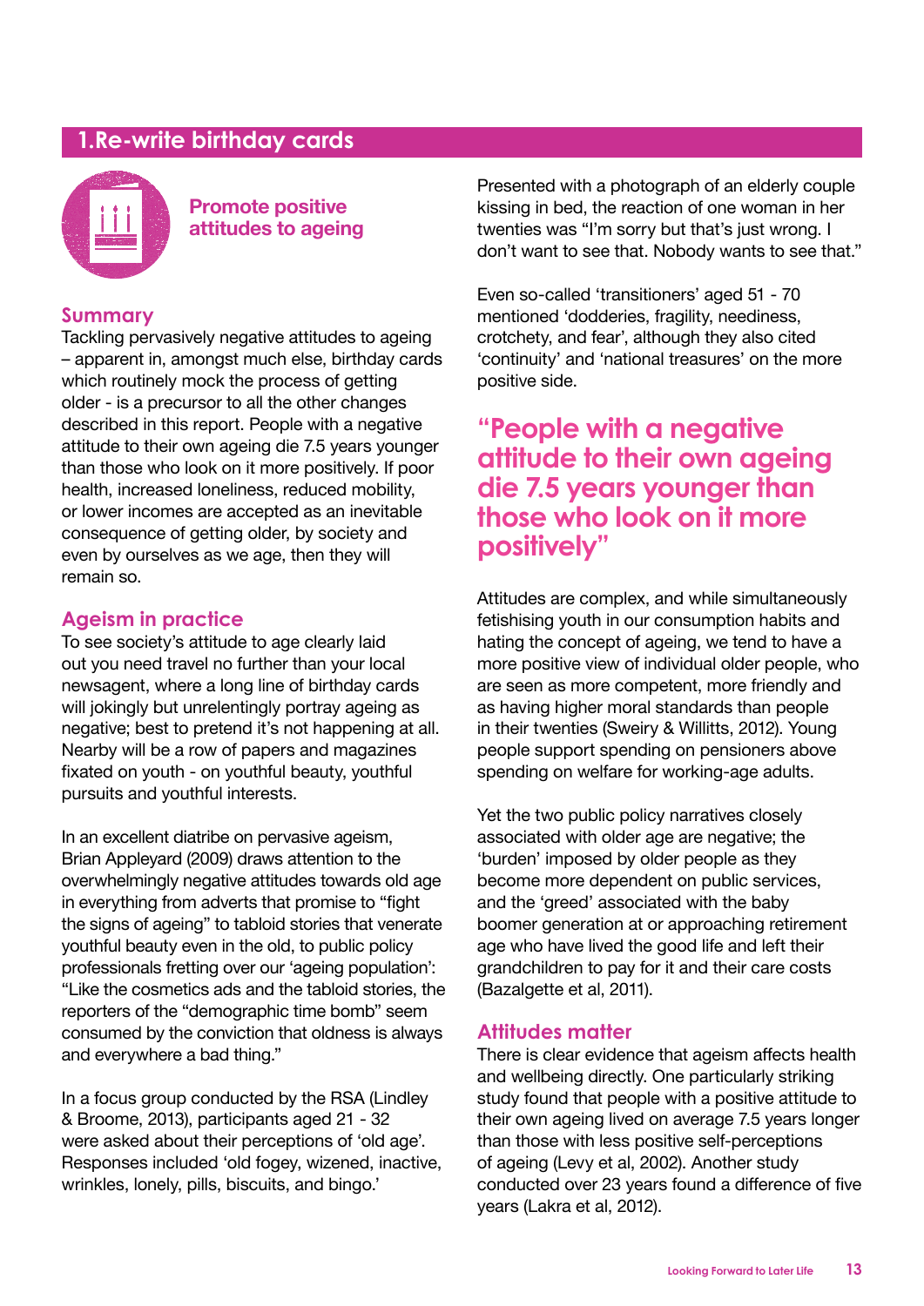## 1.Re-write birthday cards

**Promote positive attitudes to ageing**

### Summary

Tackling pervasively negative attitudes to ageing – apparent in, amongst much else, birthday cards which routinely mock the process of getting older - is a precursor to all the other changes described in this report. People with a negative attitude to their own ageing die 7.5 years younger than those who look on it more positively. If poor health, increased loneliness, reduced mobility, or lower incomes are accepted as an inevitable consequence of getting older, by society and even by ourselves as we age, then they will remain so.

### Ageism in practice

To see society's attitude to age clearly laid out you need travel no further than your local newsagent, where a long line of birthday cards will jokingly but unrelentingly portray ageing as negative; best to pretend it's not happening at all. Nearby will be a row of papers and magazines fixated on youth - on youthful beauty, youthful pursuits and youthful interests.

In an excellent diatribe on pervasive ageism, Brian Appleyard (2009) draws attention to the overwhelmingly negative attitudes towards old age in everything from adverts that promise to "fight the signs of ageing" to tabloid stories that venerate youthful beauty even in the old, to public policy professionals fretting over our 'ageing population': "Like the cosmetics ads and the tabloid stories, the reporters of the "demographic time bomb" seem consumed by the conviction that oldness is always and everywhere a bad thing."

In a focus group conducted by the RSA (Lindley & Broome, 2013), participants aged 21 - 32 were asked about their perceptions of 'old age'. Responses included 'old fogey, wizened, inactive, wrinkles, lonely, pills, biscuits, and bingo.'

Presented with a photograph of an elderly couple kissing in bed, the reaction of one woman in her twenties was "I'm sorry but that's just wrong. I don't want to see that. Nobody wants to see that."

Even so-called 'transitioners' aged 51 - 70 mentioned 'dodderies, fragility, neediness, crotchety, and fear', although they also cited 'continuity' and 'national treasures' on the more positive side.

> **"People with a negative attitude to their own ageing die 7.5 years younger than those who look on it more positively"**

Attitudes are complex, and while simultaneously fetishising youth in our consumption habits and hating the concept of ageing, we tend to have a more positive view of individual older people, who are seen as more competent, more friendly and as having higher moral standards than people in their twenties (Sweiry & Willitts, 2012). Young people support spending on pensioners above spending on welfare for working-age adults.

Yet the two public policy narratives closely associated with older age are negative; the 'burden' imposed by older people as they become more dependent on public services, and the 'greed' associated with the baby boomer generation at or approaching retirement age who have lived the good life and left their grandchildren to pay for it and their care costs (Bazalgette et al, 2011).

### Attitudes matter

There is clear evidence that ageism affects health and wellbeing directly. One particularly striking study found that people with a positive attitude to their own ageing lived on average 7.5 years longer than those with less positive self-perceptions of ageing (Levy et al, 2002). Another study conducted over 23 years found a difference of five years (Lakra et al, 2012).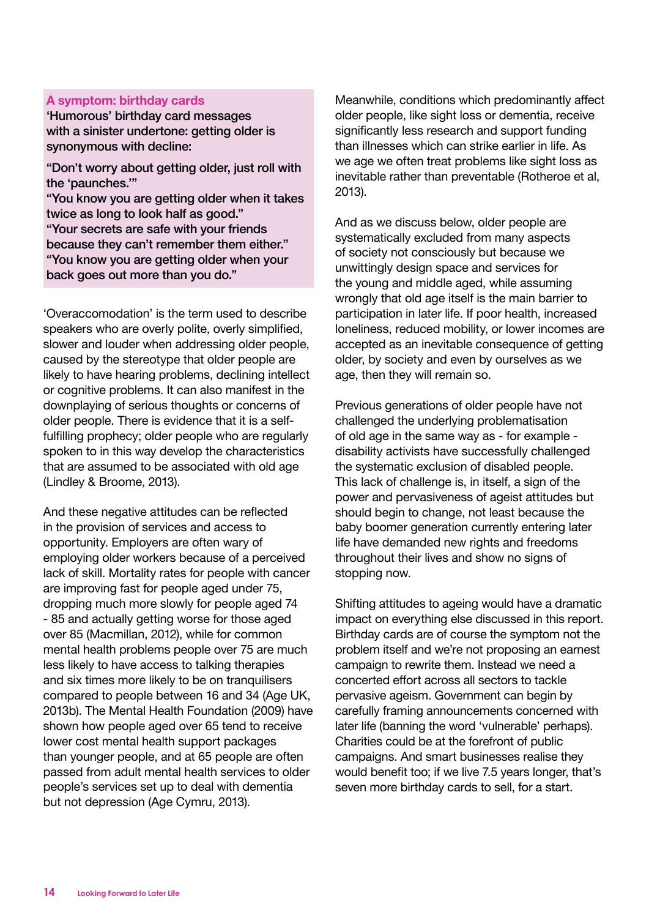**A symptom: birthday cards**

'Humorous' birthday card messages with a sinister undertone: getting older is synonymous with decline:

"Don't worry about getting older, just roll with the 'paunches.'"
"You know you are getting older when it takes twice as long to look half as good."
"Your secrets are safe with your friends because they can't remember them either."
"You know you are getting older when your back goes out more than you do."

'Overaccomodation' is the term used to describe speakers who are overly polite, overly simplified, slower and louder when addressing older people, caused by the stereotype that older people are likely to have hearing problems, declining intellect or cognitive problems. It can also manifest in the downplaying of serious thoughts or concerns of older people. There is evidence that it is a self-fulfilling prophecy; older people who are regularly spoken to in this way develop the characteristics that are assumed to be associated with old age (Lindley & Broome, 2013).

And these negative attitudes can be reflected in the provision of services and access to opportunity. Employers are often wary of employing older workers because of a perceived lack of skill. Mortality rates for people with cancer are improving fast for people aged under 75, dropping much more slowly for people aged 74 - 85 and actually getting worse for those aged over 85 (Macmillan, 2012), while for common mental health problems people over 75 are much less likely to have access to talking therapies and six times more likely to be on tranquilisers compared to people between 16 and 34 (Age UK, 2013b). The Mental Health Foundation (2009) have shown how people aged over 65 tend to receive lower cost mental health support packages than younger people, and at 65 people are often passed from adult mental health services to older people's services set up to deal with dementia but not depression (Age Cymru, 2013).

Meanwhile, conditions which predominantly affect older people, like sight loss or dementia, receive significantly less research and support funding than illnesses which can strike earlier in life. As we age we often treat problems like sight loss as inevitable rather than preventable (Rotheroe et al, 2013).

And as we discuss below, older people are systematically excluded from many aspects of society not consciously but because we unwittingly design space and services for the young and middle aged, while assuming wrongly that old age itself is the main barrier to participation in later life. If poor health, increased loneliness, reduced mobility, or lower incomes are accepted as an inevitable consequence of getting older, by society and even by ourselves as we age, then they will remain so.

Previous generations of older people have not challenged the underlying problematisation of old age in the same way as - for example - disability activists have successfully challenged the systematic exclusion of disabled people. This lack of challenge is, in itself, a sign of the power and pervasiveness of ageist attitudes but should begin to change, not least because the baby boomer generation currently entering later life have demanded new rights and freedoms throughout their lives and show no signs of stopping now.

Shifting attitudes to ageing would have a dramatic impact on everything else discussed in this report. Birthday cards are of course the symptom not the problem itself and we're not proposing an earnest campaign to rewrite them. Instead we need a concerted effort across all sectors to tackle pervasive ageism. Government can begin by carefully framing announcements concerned with later life (banning the word 'vulnerable' perhaps). Charities could be at the forefront of public campaigns. And smart businesses realise they would benefit too; if we live 7.5 years longer, that's seven more birthday cards to sell, for a start.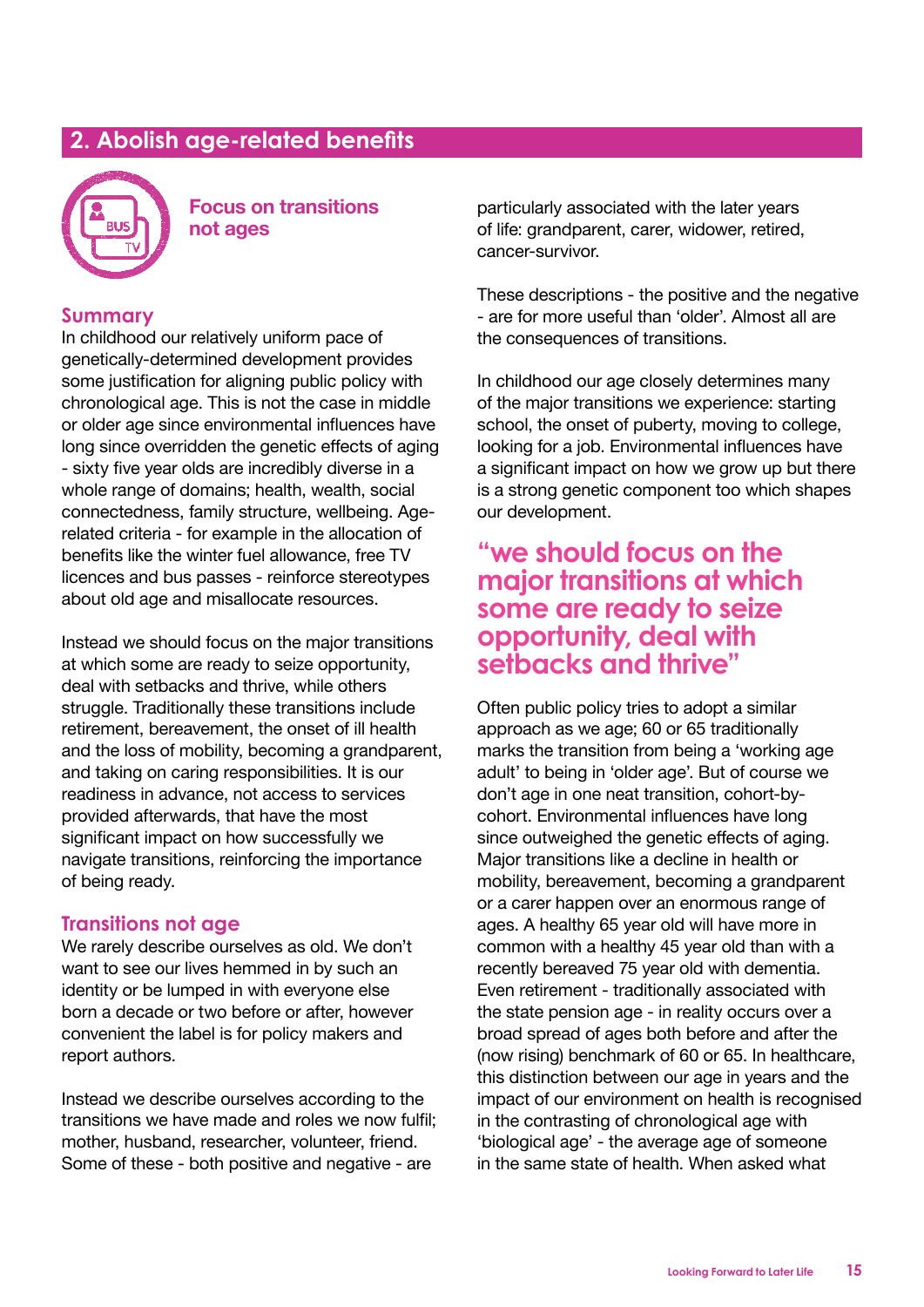## 2. Abolish age-related benefits

### Focus on transitions not ages

### Summary

In childhood our relatively uniform pace of genetically-determined development provides some justification for aligning public policy with chronological age. This is not the case in middle or older age since environmental influences have long since overridden the genetic effects of aging - sixty five year olds are incredibly diverse in a whole range of domains; health, wealth, social connectedness, family structure, wellbeing. Age-related criteria - for example in the allocation of benefits like the winter fuel allowance, free TV licences and bus passes - reinforce stereotypes about old age and misallocate resources.

Instead we should focus on the major transitions at which some are ready to seize opportunity, deal with setbacks and thrive, while others struggle. Traditionally these transitions include retirement, bereavement, the onset of ill health and the loss of mobility, becoming a grandparent, and taking on caring responsibilities. It is our readiness in advance, not access to services provided afterwards, that have the most significant impact on how successfully we navigate transitions, reinforcing the importance of being ready.

### Transitions not age

We rarely describe ourselves as old. We don't want to see our lives hemmed in by such an identity or be lumped in with everyone else born a decade or two before or after, however convenient the label is for policy makers and report authors.

Instead we describe ourselves according to the transitions we have made and roles we now fulfil; mother, husband, researcher, volunteer, friend. Some of these - both positive and negative - are particularly associated with the later years of life: grandparent, carer, widower, retired, cancer-survivor.

These descriptions - the positive and the negative - are for more useful than 'older'. Almost all are the consequences of transitions.

In childhood our age closely determines many of the major transitions we experience: starting school, the onset of puberty, moving to college, looking for a job. Environmental influences have a significant impact on how we grow up but there is a strong genetic component too which shapes our development.

> **"we should focus on the major transitions at which some are ready to seize opportunity, deal with setbacks and thrive"**

Often public policy tries to adopt a similar approach as we age; 60 or 65 traditionally marks the transition from being a 'working age adult' to being in 'older age'. But of course we don't age in one neat transition, cohort-by-cohort. Environmental influences have long since outweighed the genetic effects of aging. Major transitions like a decline in health or mobility, bereavement, becoming a grandparent or a carer happen over an enormous range of ages. A healthy 65 year old will have more in common with a healthy 45 year old than with a recently bereaved 75 year old with dementia. Even retirement - traditionally associated with the state pension age - in reality occurs over a broad spread of ages both before and after the (now rising) benchmark of 60 or 65. In healthcare, this distinction between our age in years and the impact of our environment on health is recognised in the contrasting of chronological age with 'biological age' - the average age of someone in the same state of health. When asked what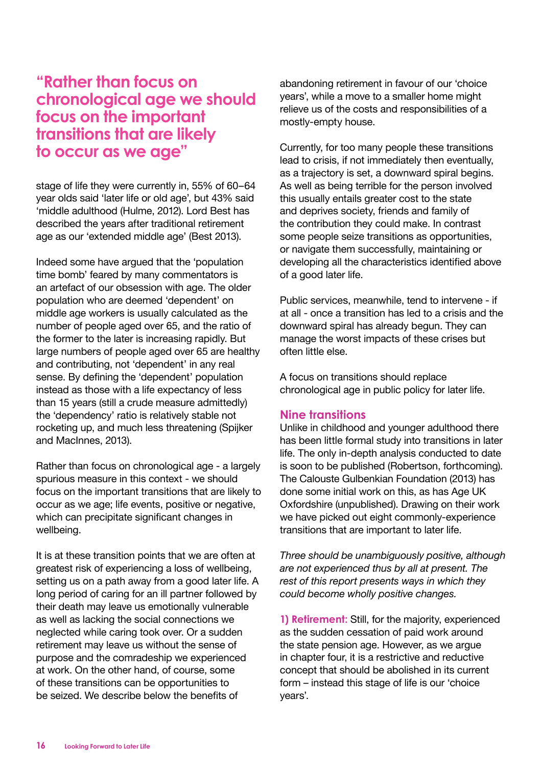## "Rather than focus on chronological age we should focus on the important transitions that are likely to occur as we age"

stage of life they were currently in, 55% of 60–64 year olds said 'later life or old age', but 43% said 'middle adulthood (Hulme, 2012). Lord Best has described the years after traditional retirement age as our 'extended middle age' (Best 2013).

Indeed some have argued that the 'population time bomb' feared by many commentators is an artefact of our obsession with age. The older population who are deemed 'dependent' on middle age workers is usually calculated as the number of people aged over 65, and the ratio of the former to the later is increasing rapidly. But large numbers of people aged over 65 are healthy and contributing, not 'dependent' in any real sense. By defining the 'dependent' population instead as those with a life expectancy of less than 15 years (still a crude measure admittedly) the 'dependency' ratio is relatively stable not rocketing up, and much less threatening (Spijker and MacInnes, 2013).

Rather than focus on chronological age - a largely spurious measure in this context - we should focus on the important transitions that are likely to occur as we age; life events, positive or negative, which can precipitate significant changes in wellbeing.

It is at these transition points that we are often at greatest risk of experiencing a loss of wellbeing, setting us on a path away from a good later life. A long period of caring for an ill partner followed by their death may leave us emotionally vulnerable as well as lacking the social connections we neglected while caring took over. Or a sudden retirement may leave us without the sense of purpose and the comradeship we experienced at work. On the other hand, of course, some of these transitions can be opportunities to be seized. We describe below the benefits of abandoning retirement in favour of our 'choice years', while a move to a smaller home might relieve us of the costs and responsibilities of a mostly-empty house.

Currently, for too many people these transitions lead to crisis, if not immediately then eventually, as a trajectory is set, a downward spiral begins. As well as being terrible for the person involved this usually entails greater cost to the state and deprives society, friends and family of the contribution they could make. In contrast some people seize transitions as opportunities, or navigate them successfully, maintaining or developing all the characteristics identified above of a good later life.

Public services, meanwhile, tend to intervene - if at all - once a transition has led to a crisis and the downward spiral has already begun. They can manage the worst impacts of these crises but often little else.

A focus on transitions should replace chronological age in public policy for later life.

### Nine transitions

Unlike in childhood and younger adulthood there has been little formal study into transitions in later life. The only in-depth analysis conducted to date is soon to be published (Robertson, forthcoming). The Calouste Gulbenkian Foundation (2013) has done some initial work on this, as has Age UK Oxfordshire (unpublished). Drawing on their work we have picked out eight commonly-experience transitions that are important to later life.

*Three should be unambiguously positive, although are not experienced thus by all at present. The rest of this report presents ways in which they could become wholly positive changes.*

**1) Retirement:** Still, for the majority, experienced as the sudden cessation of paid work around the state pension age. However, as we argue in chapter four, it is a restrictive and reductive concept that should be abolished in its current form – instead this stage of life is our 'choice years'.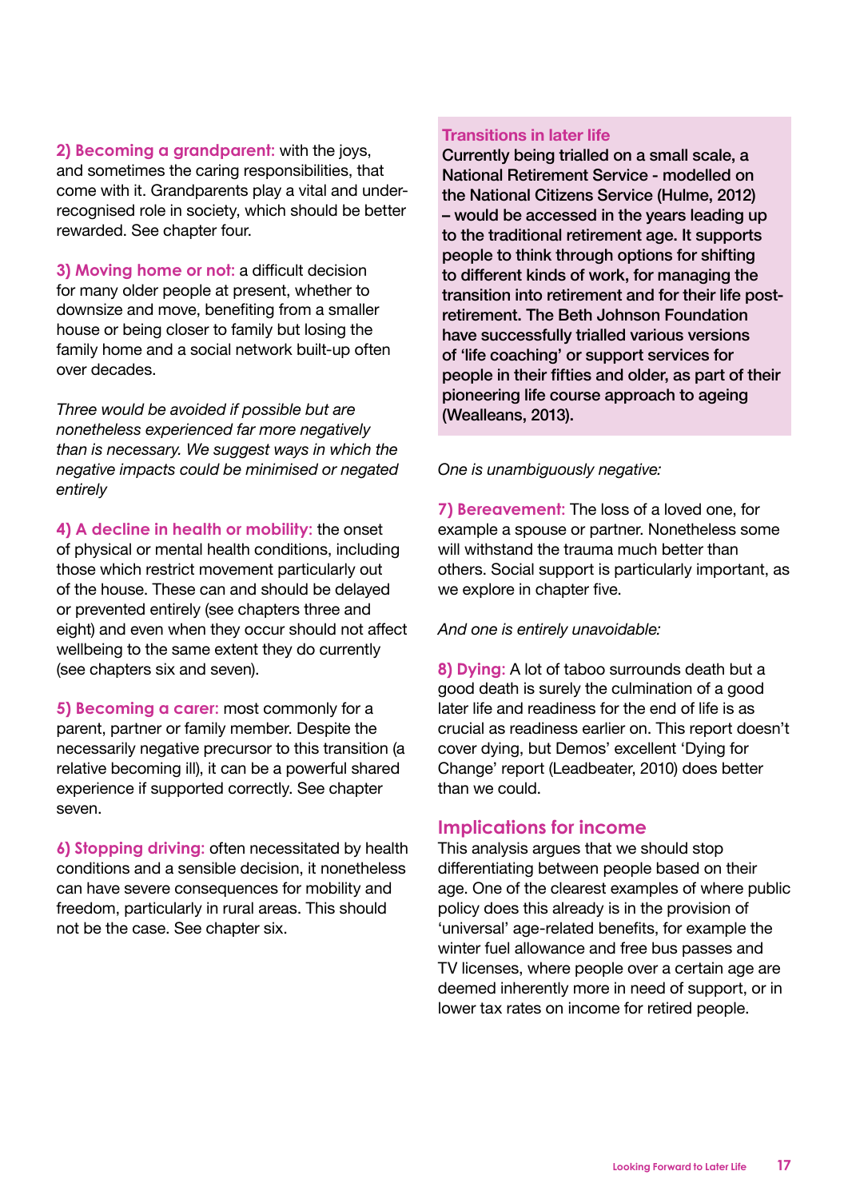**2) Becoming a grandparent:** with the joys, and sometimes the caring responsibilities, that come with it. Grandparents play a vital and under-recognised role in society, which should be better rewarded. See chapter four.

**3) Moving home or not**: a difficult decision for many older people at present, whether to downsize and move, benefiting from a smaller house or being closer to family but losing the family home and a social network built-up often over decades.

*Three would be avoided if possible but are nonetheless experienced far more negatively than is necessary. We suggest ways in which the negative impacts could be minimised or negated entirely*

**4) A decline in health or mobility:** the onset of physical or mental health conditions, including those which restrict movement particularly out of the house. These can and should be delayed or prevented entirely (see chapters three and eight) and even when they occur should not affect wellbeing to the same extent they do currently (see chapters six and seven).

**5) Becoming a carer:** most commonly for a parent, partner or family member. Despite the necessarily negative precursor to this transition (a relative becoming ill), it can be a powerful shared experience if supported correctly. See chapter seven.

**6) Stopping driving:** often necessitated by health conditions and a sensible decision, it nonetheless can have severe consequences for mobility and freedom, particularly in rural areas. This should not be the case. See chapter six.

**Transitions in later life**

**Currently being trialled on a small scale, a National Retirement Service - modelled on the National Citizens Service (Hulme, 2012) – would be accessed in the years leading up to the traditional retirement age. It supports people to think through options for shifting to different kinds of work, for managing the transition into retirement and for their life post-retirement. The Beth Johnson Foundation have successfully trialled various versions of 'life coaching' or support services for people in their fifties and older, as part of their pioneering life course approach to ageing (Wealleans, 2013).**

*One is unambiguously negative:*

**7) Bereavement:** The loss of a loved one, for example a spouse or partner. Nonetheless some will withstand the trauma much better than others. Social support is particularly important, as we explore in chapter five.

*And one is entirely unavoidable:*

**8) Dying:** A lot of taboo surrounds death but a good death is surely the culmination of a good later life and readiness for the end of life is as crucial as readiness earlier on. This report doesn't cover dying, but Demos' excellent 'Dying for Change' report (Leadbeater, 2010) does better than we could.

## Implications for income

This analysis argues that we should stop differentiating between people based on their age. One of the clearest examples of where public policy does this already is in the provision of 'universal' age-related benefits, for example the winter fuel allowance and free bus passes and TV licenses, where people over a certain age are deemed inherently more in need of support, or in lower tax rates on income for retired people.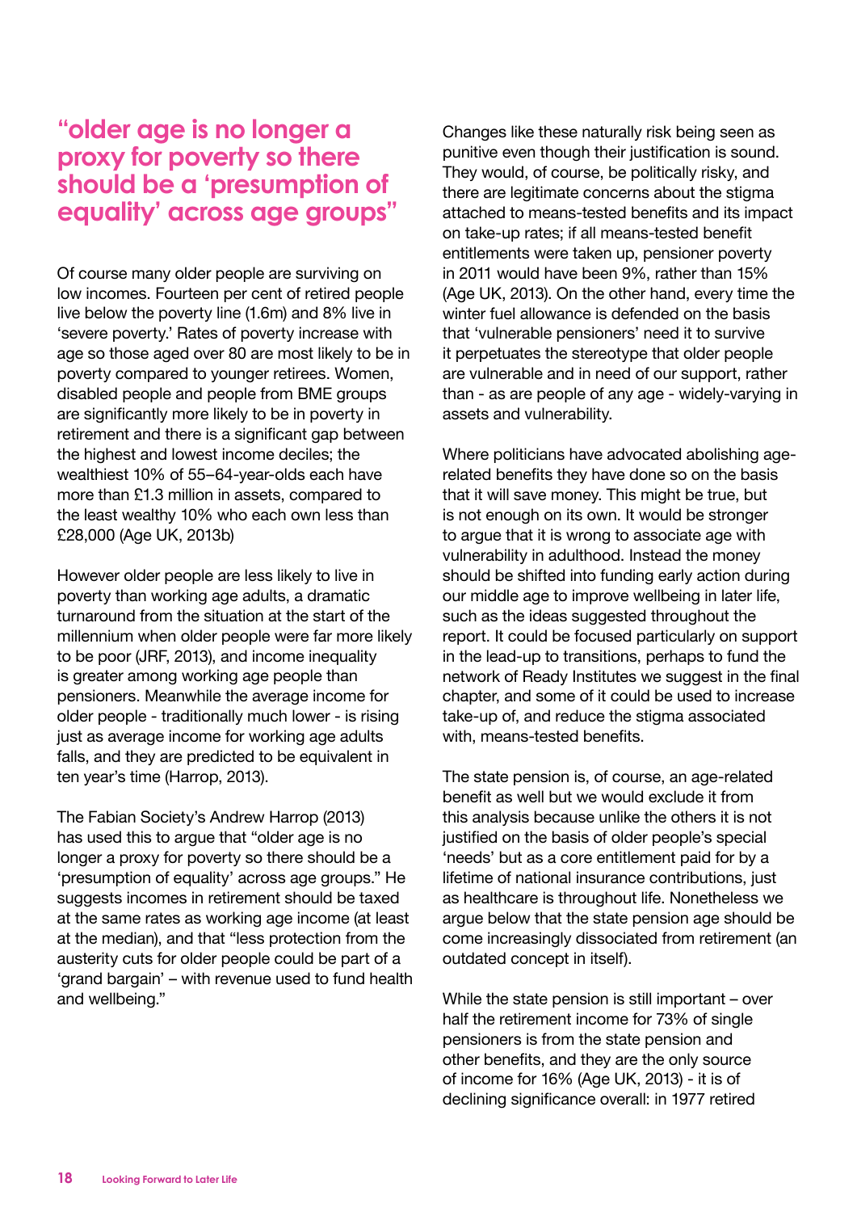## "older age is no longer a proxy for poverty so there should be a 'presumption of equality' across age groups"

Of course many older people are surviving on low incomes. Fourteen per cent of retired people live below the poverty line (1.6m) and 8% live in 'severe poverty.' Rates of poverty increase with age so those aged over 80 are most likely to be in poverty compared to younger retirees. Women, disabled people and people from BME groups are significantly more likely to be in poverty in retirement and there is a significant gap between the highest and lowest income deciles; the wealthiest 10% of 55–64-year-olds each have more than £1.3 million in assets, compared to the least wealthy 10% who each own less than £28,000 (Age UK, 2013b)

However older people are less likely to live in poverty than working age adults, a dramatic turnaround from the situation at the start of the millennium when older people were far more likely to be poor (JRF, 2013), and income inequality is greater among working age people than pensioners. Meanwhile the average income for older people - traditionally much lower - is rising just as average income for working age adults falls, and they are predicted to be equivalent in ten year's time (Harrop, 2013).

The Fabian Society's Andrew Harrop (2013) has used this to argue that "older age is no longer a proxy for poverty so there should be a 'presumption of equality' across age groups." He suggests incomes in retirement should be taxed at the same rates as working age income (at least at the median), and that "less protection from the austerity cuts for older people could be part of a 'grand bargain' – with revenue used to fund health and wellbeing."

Changes like these naturally risk being seen as punitive even though their justification is sound. They would, of course, be politically risky, and there are legitimate concerns about the stigma attached to means-tested benefits and its impact on take-up rates; if all means-tested benefit entitlements were taken up, pensioner poverty in 2011 would have been 9%, rather than 15% (Age UK, 2013). On the other hand, every time the winter fuel allowance is defended on the basis that 'vulnerable pensioners' need it to survive it perpetuates the stereotype that older people are vulnerable and in need of our support, rather than - as are people of any age - widely-varying in assets and vulnerability.

Where politicians have advocated abolishing age-related benefits they have done so on the basis that it will save money. This might be true, but is not enough on its own. It would be stronger to argue that it is wrong to associate age with vulnerability in adulthood. Instead the money should be shifted into funding early action during our middle age to improve wellbeing in later life, such as the ideas suggested throughout the report. It could be focused particularly on support in the lead-up to transitions, perhaps to fund the network of Ready Institutes we suggest in the final chapter, and some of it could be used to increase take-up of, and reduce the stigma associated with, means-tested benefits.

The state pension is, of course, an age-related benefit as well but we would exclude it from this analysis because unlike the others it is not justified on the basis of older people's special 'needs' but as a core entitlement paid for by a lifetime of national insurance contributions, just as healthcare is throughout life. Nonetheless we argue below that the state pension age should be come increasingly dissociated from retirement (an outdated concept in itself).

While the state pension is still important – over half the retirement income for 73% of single pensioners is from the state pension and other benefits, and they are the only source of income for 16% (Age UK, 2013) - it is of declining significance overall: in 1977 retired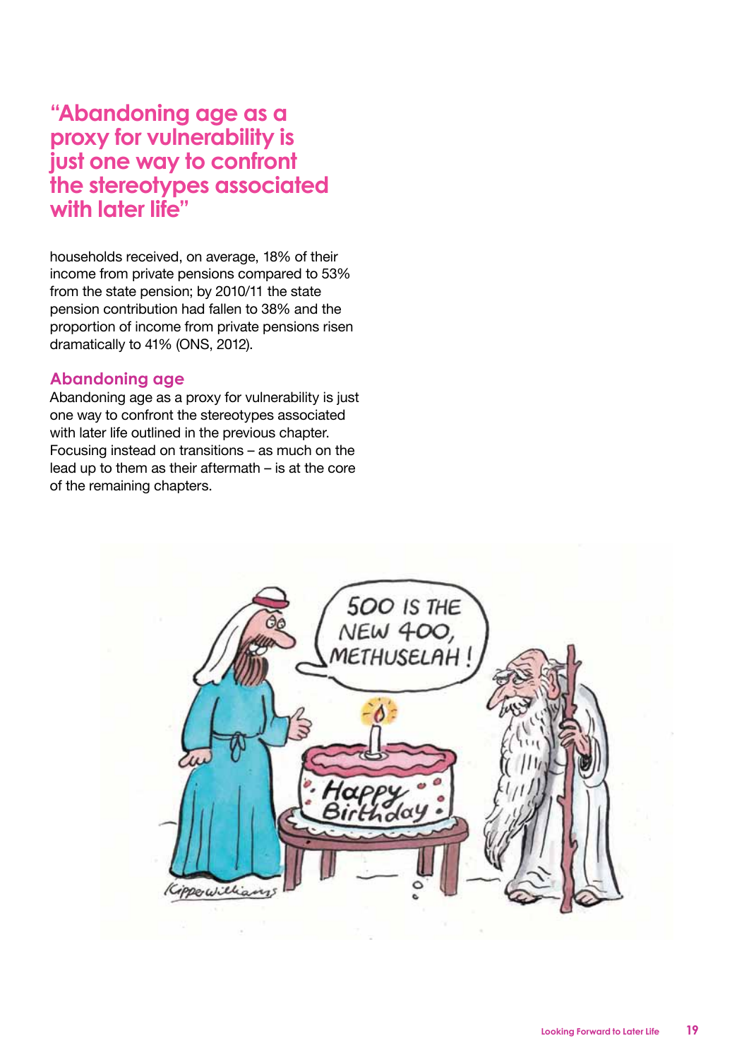**"Abandoning age as a proxy for vulnerability is just one way to confront the stereotypes associated with later life"**

households received, on average, 18% of their income from private pensions compared to 53% from the state pension; by 2010/11 the state pension contribution had fallen to 38% and the proportion of income from private pensions risen dramatically to 41% (ONS, 2012).

## Abandoning age

Abandoning age as a proxy for vulnerability is just one way to confront the stereotypes associated with later life outlined in the previous chapter. Focusing instead on transitions – as much on the lead up to them as their aftermath – is at the core of the remaining chapters.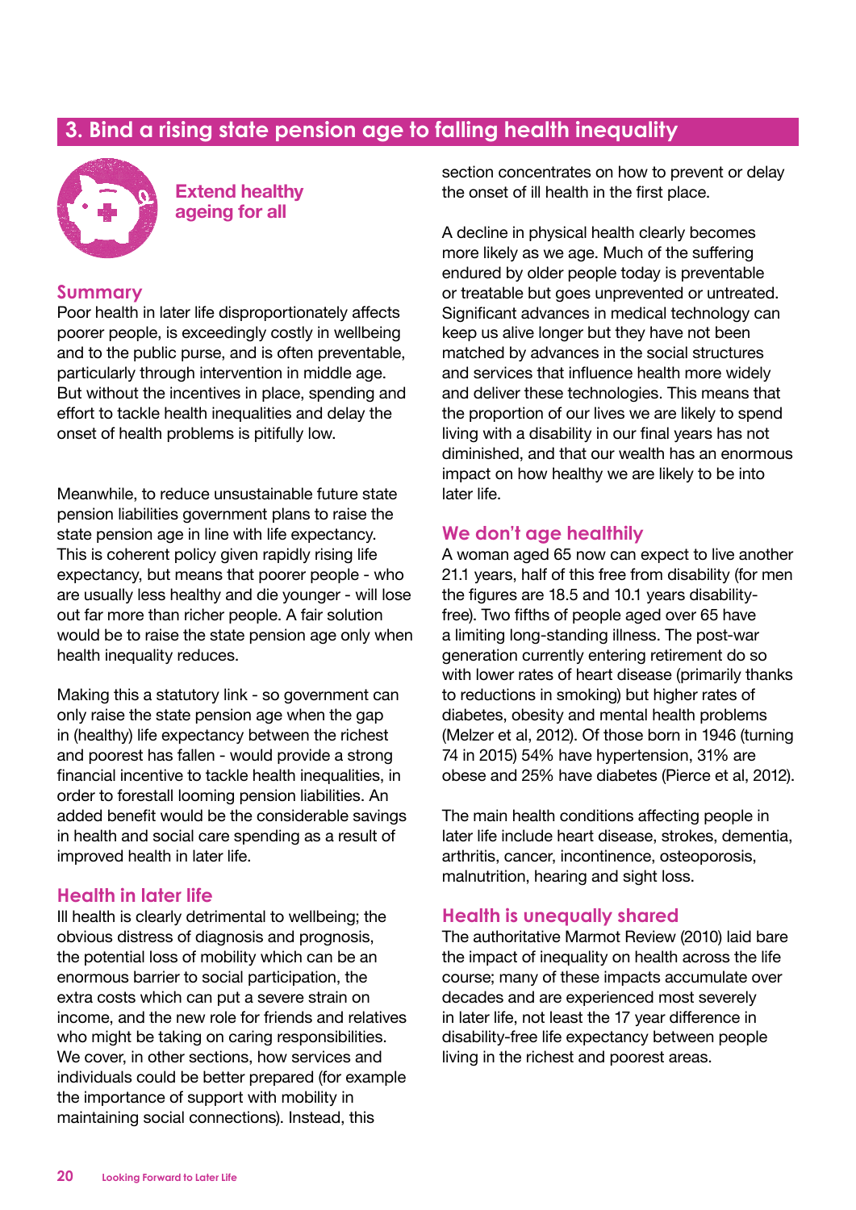## 3. Bind a rising state pension age to falling health inequality

**Extend healthy ageing for all**

### Summary

Poor health in later life disproportionately affects poorer people, is exceedingly costly in wellbeing and to the public purse, and is often preventable, particularly through intervention in middle age. But without the incentives in place, spending and effort to tackle health inequalities and delay the onset of health problems is pitifully low.

Meanwhile, to reduce unsustainable future state pension liabilities government plans to raise the state pension age in line with life expectancy. This is coherent policy given rapidly rising life expectancy, but means that poorer people - who are usually less healthy and die younger - will lose out far more than richer people. A fair solution would be to raise the state pension age only when health inequality reduces.

Making this a statutory link - so government can only raise the state pension age when the gap in (healthy) life expectancy between the richest and poorest has fallen - would provide a strong financial incentive to tackle health inequalities, in order to forestall looming pension liabilities. An added benefit would be the considerable savings in health and social care spending as a result of improved health in later life.

### Health in later life

Ill health is clearly detrimental to wellbeing; the obvious distress of diagnosis and prognosis, the potential loss of mobility which can be an enormous barrier to social participation, the extra costs which can put a severe strain on income, and the new role for friends and relatives who might be taking on caring responsibilities. We cover, in other sections, how services and individuals could be better prepared (for example the importance of support with mobility in maintaining social connections). Instead, this section concentrates on how to prevent or delay the onset of ill health in the first place.

A decline in physical health clearly becomes more likely as we age. Much of the suffering endured by older people today is preventable or treatable but goes unprevented or untreated. Significant advances in medical technology can keep us alive longer but they have not been matched by advances in the social structures and services that influence health more widely and deliver these technologies. This means that the proportion of our lives we are likely to spend living with a disability in our final years has not diminished, and that our wealth has an enormous impact on how healthy we are likely to be into later life.

### We don't age healthily

A woman aged 65 now can expect to live another 21.1 years, half of this free from disability (for men the figures are 18.5 and 10.1 years disability-free). Two fifths of people aged over 65 have a limiting long-standing illness. The post-war generation currently entering retirement do so with lower rates of heart disease (primarily thanks to reductions in smoking) but higher rates of diabetes, obesity and mental health problems (Melzer et al, 2012). Of those born in 1946 (turning 74 in 2015) 54% have hypertension, 31% are obese and 25% have diabetes (Pierce et al, 2012).

The main health conditions affecting people in later life include heart disease, strokes, dementia, arthritis, cancer, incontinence, osteoporosis, malnutrition, hearing and sight loss.

### Health is unequally shared

The authoritative Marmot Review (2010) laid bare the impact of inequality on health across the life course; many of these impacts accumulate over decades and are experienced most severely in later life, not least the 17 year difference in disability-free life expectancy between people living in the richest and poorest areas.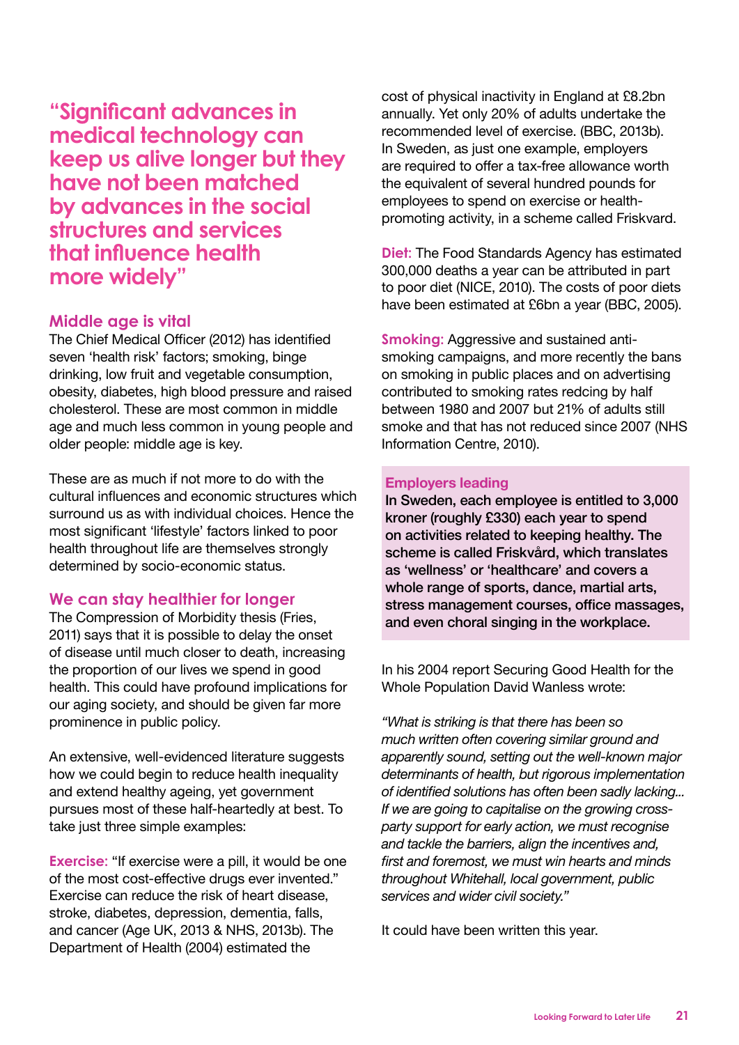**"Significant advances in medical technology can keep us alive longer but they have not been matched by advances in the social structures and services that influence health more widely"**

## Middle age is vital

The Chief Medical Officer (2012) has identified seven 'health risk' factors; smoking, binge drinking, low fruit and vegetable consumption, obesity, diabetes, high blood pressure and raised cholesterol. These are most common in middle age and much less common in young people and older people: middle age is key.

These are as much if not more to do with the cultural influences and economic structures which surround us as with individual choices. Hence the most significant 'lifestyle' factors linked to poor health throughout life are themselves strongly determined by socio-economic status.

## We can stay healthier for longer

The Compression of Morbidity thesis (Fries, 2011) says that it is possible to delay the onset of disease until much closer to death, increasing the proportion of our lives we spend in good health. This could have profound implications for our aging society, and should be given far more prominence in public policy.

An extensive, well-evidenced literature suggests how we could begin to reduce health inequality and extend healthy ageing, yet government pursues most of these half-heartedly at best. To take just three simple examples:

**Exercise:** "If exercise were a pill, it would be one of the most cost-effective drugs ever invented." Exercise can reduce the risk of heart disease, stroke, diabetes, depression, dementia, falls, and cancer (Age UK, 2013 & NHS, 2013b). The Department of Health (2004) estimated the cost of physical inactivity in England at £8.2bn annually. Yet only 20% of adults undertake the recommended level of exercise. (BBC, 2013b). In Sweden, as just one example, employers are required to offer a tax-free allowance worth the equivalent of several hundred pounds for employees to spend on exercise or health-promoting activity, in a scheme called Friskvard.

**Diet:** The Food Standards Agency has estimated 300,000 deaths a year can be attributed in part to poor diet (NICE, 2010). The costs of poor diets have been estimated at £6bn a year (BBC, 2005).

**Smoking:** Aggressive and sustained anti-smoking campaigns, and more recently the bans on smoking in public places and on advertising contributed to smoking rates redcing by half between 1980 and 2007 but 21% of adults still smoke and that has not reduced since 2007 (NHS Information Centre, 2010).

> **Employers leading**
>
> **In Sweden, each employee is entitled to 3,000 kroner (roughly £330) each year to spend on activities related to keeping healthy. The scheme is called Friskvård, which translates as 'wellness' or 'healthcare' and covers a whole range of sports, dance, martial arts, stress management courses, office massages, and even choral singing in the workplace.**

In his 2004 report Securing Good Health for the Whole Population David Wanless wrote:

*"What is striking is that there has been so much written often covering similar ground and apparently sound, setting out the well-known major determinants of health, but rigorous implementation of identified solutions has often been sadly lacking... If we are going to capitalise on the growing cross-party support for early action, we must recognise and tackle the barriers, align the incentives and, first and foremost, we must win hearts and minds throughout Whitehall, local government, public services and wider civil society."*

It could have been written this year.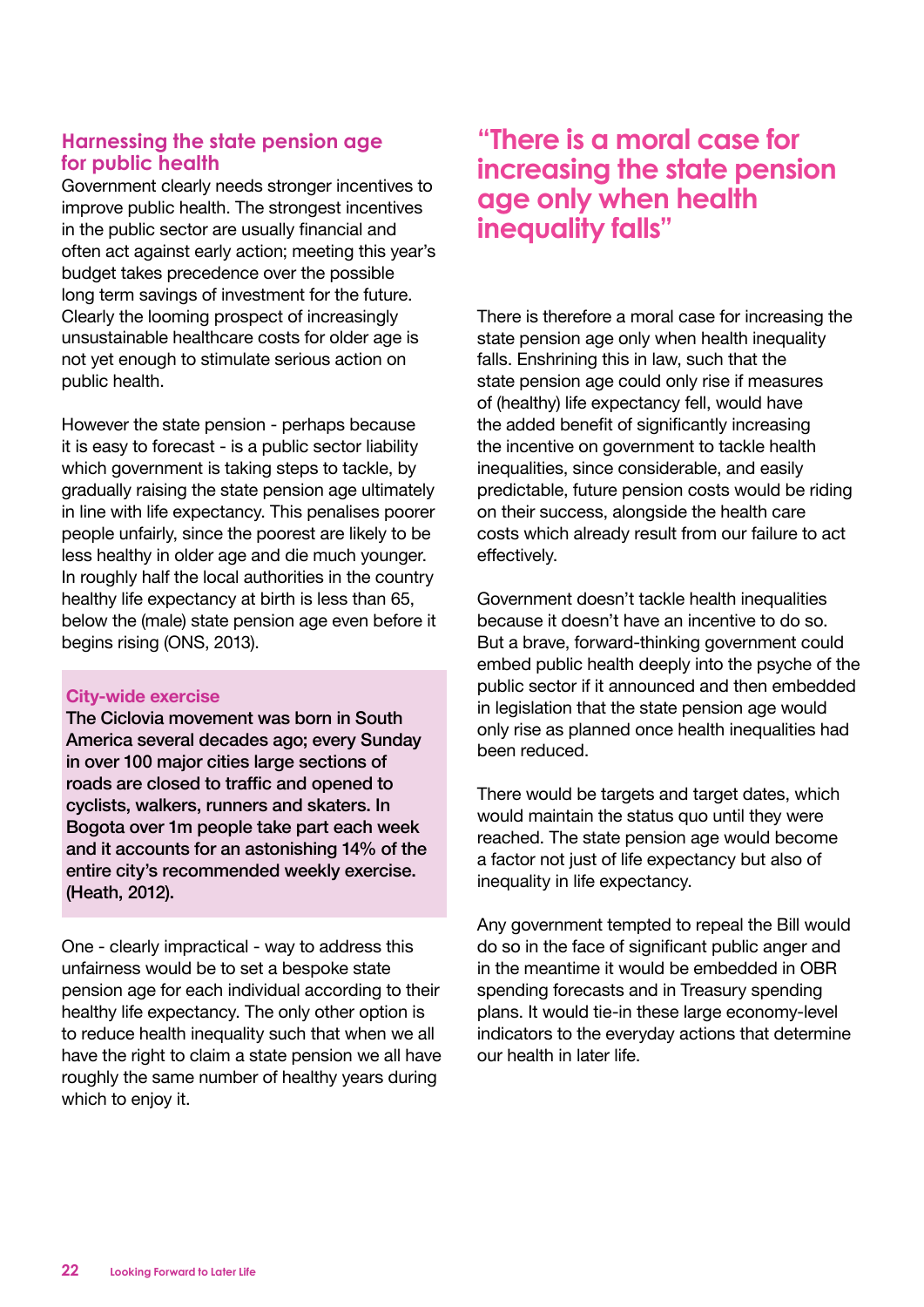## Harnessing the state pension age for public health

Government clearly needs stronger incentives to improve public health. The strongest incentives in the public sector are usually financial and often act against early action; meeting this year's budget takes precedence over the possible long term savings of investment for the future. Clearly the looming prospect of increasingly unsustainable healthcare costs for older age is not yet enough to stimulate serious action on public health.

However the state pension - perhaps because it is easy to forecast - is a public sector liability which government is taking steps to tackle, by gradually raising the state pension age ultimately in line with life expectancy. This penalises poorer people unfairly, since the poorest are likely to be less healthy in older age and die much younger. In roughly half the local authorities in the country healthy life expectancy at birth is less than 65, below the (male) state pension age even before it begins rising (ONS, 2013).

> **City-wide exercise**
>
> **The Ciclovia movement was born in South America several decades ago; every Sunday in over 100 major cities large sections of roads are closed to traffic and opened to cyclists, walkers, runners and skaters. In Bogota over 1m people take part each week and it accounts for an astonishing 14% of the entire city's recommended weekly exercise. (Heath, 2012).**

One - clearly impractical - way to address this unfairness would be to set a bespoke state pension age for each individual according to their healthy life expectancy. The only other option is to reduce health inequality such that when we all have the right to claim a state pension we all have roughly the same number of healthy years during which to enjoy it.

> **"There is a moral case for increasing the state pension age only when health inequality falls"**

There is therefore a moral case for increasing the state pension age only when health inequality falls. Enshrining this in law, such that the state pension age could only rise if measures of (healthy) life expectancy fell, would have the added benefit of significantly increasing the incentive on government to tackle health inequalities, since considerable, and easily predictable, future pension costs would be riding on their success, alongside the health care costs which already result from our failure to act effectively.

Government doesn't tackle health inequalities because it doesn't have an incentive to do so. But a brave, forward-thinking government could embed public health deeply into the psyche of the public sector if it announced and then embedded in legislation that the state pension age would only rise as planned once health inequalities had been reduced.

There would be targets and target dates, which would maintain the status quo until they were reached. The state pension age would become a factor not just of life expectancy but also of inequality in life expectancy.

Any government tempted to repeal the Bill would do so in the face of significant public anger and in the meantime it would be embedded in OBR spending forecasts and in Treasury spending plans. It would tie-in these large economy-level indicators to the everyday actions that determine our health in later life.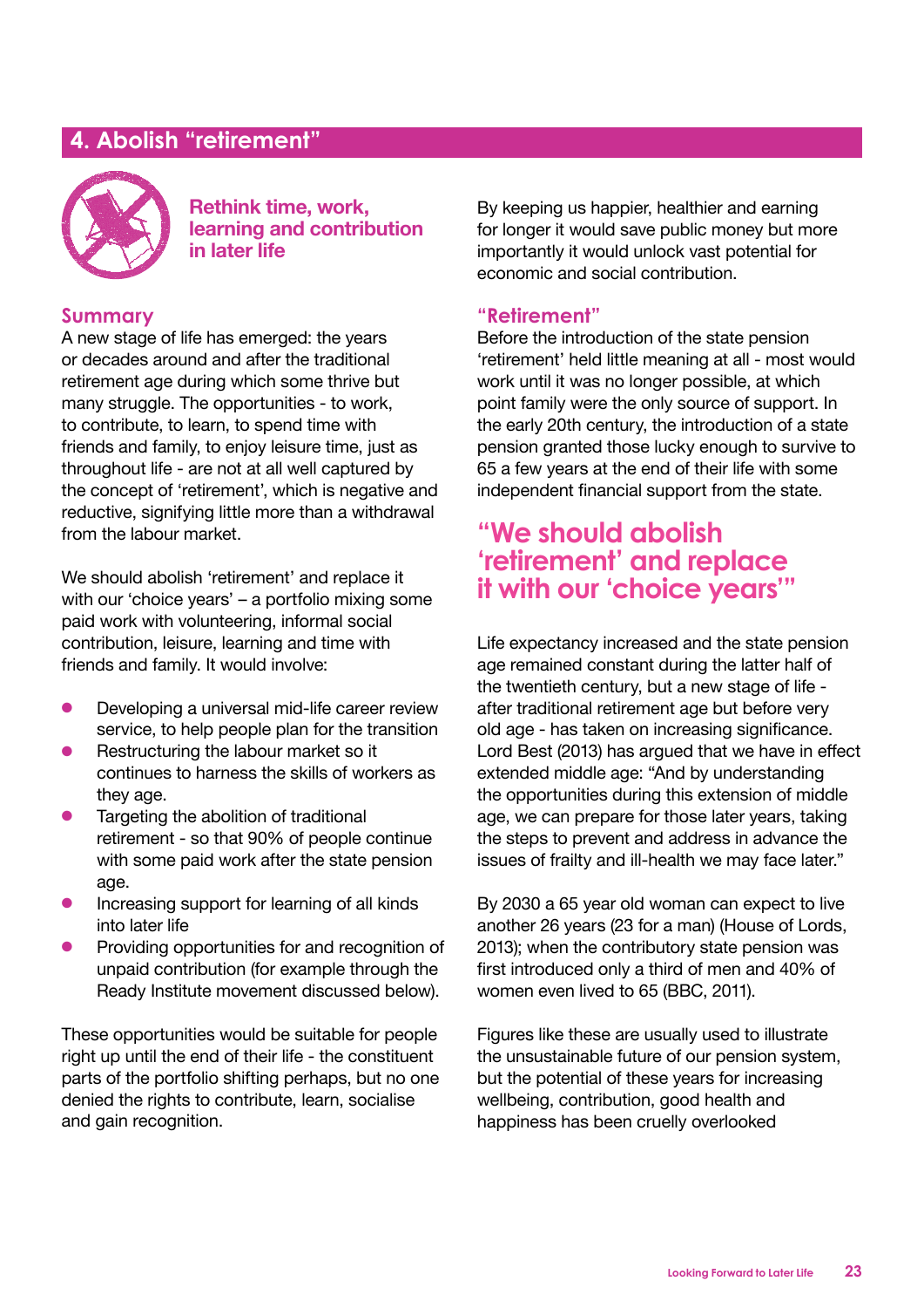## 4. Abolish "retirement"

**Rethink time, work, learning and contribution in later life**

### Summary

A new stage of life has emerged: the years or decades around and after the traditional retirement age during which some thrive but many struggle. The opportunities - to work, to contribute, to learn, to spend time with friends and family, to enjoy leisure time, just as throughout life - are not at all well captured by the concept of 'retirement', which is negative and reductive, signifying little more than a withdrawal from the labour market.

We should abolish 'retirement' and replace it with our 'choice years' – a portfolio mixing some paid work with volunteering, informal social contribution, leisure, learning and time with friends and family. It would involve:

- Developing a universal mid-life career review service, to help people plan for the transition
- Restructuring the labour market so it continues to harness the skills of workers as they age.
- Targeting the abolition of traditional retirement - so that 90% of people continue with some paid work after the state pension age.
- Increasing support for learning of all kinds into later life
- Providing opportunities for and recognition of unpaid contribution (for example through the Ready Institute movement discussed below).

These opportunities would be suitable for people right up until the end of their life - the constituent parts of the portfolio shifting perhaps, but no one denied the rights to contribute, learn, socialise and gain recognition.

By keeping us happier, healthier and earning for longer it would save public money but more importantly it would unlock vast potential for economic and social contribution.

### "Retirement"

Before the introduction of the state pension 'retirement' held little meaning at all - most would work until it was no longer possible, at which point family were the only source of support. In the early 20th century, the introduction of a state pension granted those lucky enough to survive to 65 a few years at the end of their life with some independent financial support from the state.

> **"We should abolish 'retirement' and replace it with our 'choice years'"**

Life expectancy increased and the state pension age remained constant during the latter half of the twentieth century, but a new stage of life - after traditional retirement age but before very old age - has taken on increasing significance. Lord Best (2013) has argued that we have in effect extended middle age: "And by understanding the opportunities during this extension of middle age, we can prepare for those later years, taking the steps to prevent and address in advance the issues of frailty and ill-health we may face later."

By 2030 a 65 year old woman can expect to live another 26 years (23 for a man) (House of Lords, 2013); when the contributory state pension was first introduced only a third of men and 40% of women even lived to 65 (BBC, 2011).

Figures like these are usually used to illustrate the unsustainable future of our pension system, but the potential of these years for increasing wellbeing, contribution, good health and happiness has been cruelly overlooked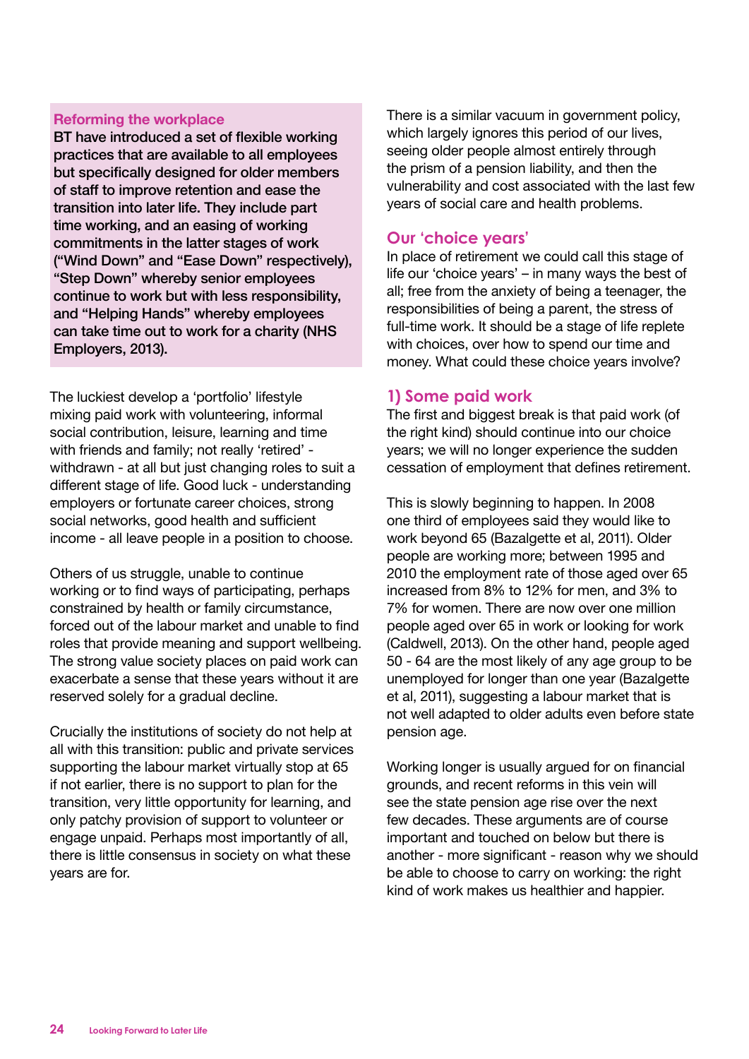**Reforming the workplace**

**BT have introduced a set of flexible working practices that are available to all employees but specifically designed for older members of staff to improve retention and ease the transition into later life. They include part time working, and an easing of working commitments in the latter stages of work ("Wind Down" and "Ease Down" respectively), "Step Down" whereby senior employees continue to work but with less responsibility, and "Helping Hands" whereby employees can take time out to work for a charity (NHS Employers, 2013).**

The luckiest develop a 'portfolio' lifestyle mixing paid work with volunteering, informal social contribution, leisure, learning and time with friends and family; not really 'retired' - withdrawn - at all but just changing roles to suit a different stage of life. Good luck - understanding employers or fortunate career choices, strong social networks, good health and sufficient income - all leave people in a position to choose.

Others of us struggle, unable to continue working or to find ways of participating, perhaps constrained by health or family circumstance, forced out of the labour market and unable to find roles that provide meaning and support wellbeing. The strong value society places on paid work can exacerbate a sense that these years without it are reserved solely for a gradual decline.

Crucially the institutions of society do not help at all with this transition: public and private services supporting the labour market virtually stop at 65 if not earlier, there is no support to plan for the transition, very little opportunity for learning, and only patchy provision of support to volunteer or engage unpaid. Perhaps most importantly of all, there is little consensus in society on what these years are for.

There is a similar vacuum in government policy, which largely ignores this period of our lives, seeing older people almost entirely through the prism of a pension liability, and then the vulnerability and cost associated with the last few years of social care and health problems.

## Our 'choice years'

In place of retirement we could call this stage of life our 'choice years' – in many ways the best of all; free from the anxiety of being a teenager, the responsibilities of being a parent, the stress of full-time work. It should be a stage of life replete with choices, over how to spend our time and money. What could these choice years involve?

## 1) Some paid work

The first and biggest break is that paid work (of the right kind) should continue into our choice years; we will no longer experience the sudden cessation of employment that defines retirement.

This is slowly beginning to happen. In 2008 one third of employees said they would like to work beyond 65 (Bazalgette et al, 2011). Older people are working more; between 1995 and 2010 the employment rate of those aged over 65 increased from 8% to 12% for men, and 3% to 7% for women. There are now over one million people aged over 65 in work or looking for work (Caldwell, 2013). On the other hand, people aged 50 - 64 are the most likely of any age group to be unemployed for longer than one year (Bazalgette et al, 2011), suggesting a labour market that is not well adapted to older adults even before state pension age.

Working longer is usually argued for on financial grounds, and recent reforms in this vein will see the state pension age rise over the next few decades. These arguments are of course important and touched on below but there is another - more significant - reason why we should be able to choose to carry on working: the right kind of work makes us healthier and happier.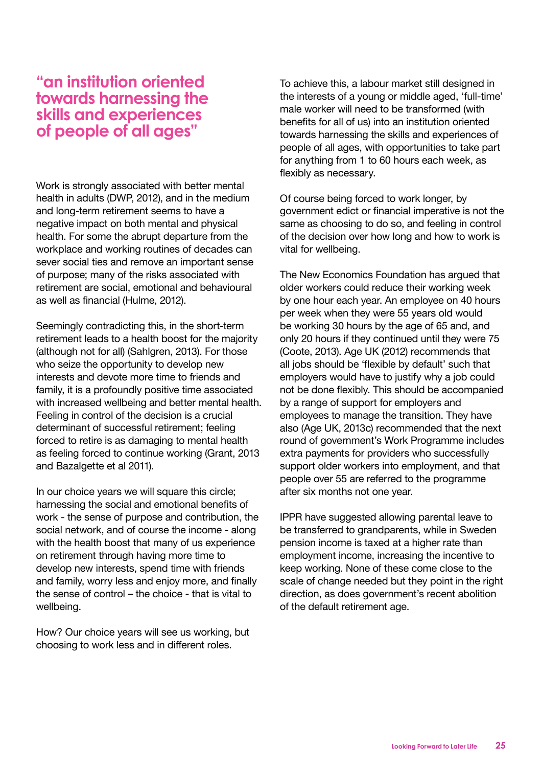## "an institution oriented towards harnessing the skills and experiences of people of all ages"

Work is strongly associated with better mental health in adults (DWP, 2012), and in the medium and long-term retirement seems to have a negative impact on both mental and physical health. For some the abrupt departure from the workplace and working routines of decades can sever social ties and remove an important sense of purpose; many of the risks associated with retirement are social, emotional and behavioural as well as financial (Hulme, 2012).

Seemingly contradicting this, in the short-term retirement leads to a health boost for the majority (although not for all) (Sahlgren, 2013). For those who seize the opportunity to develop new interests and devote more time to friends and family, it is a profoundly positive time associated with increased wellbeing and better mental health. Feeling in control of the decision is a crucial determinant of successful retirement; feeling forced to retire is as damaging to mental health as feeling forced to continue working (Grant, 2013 and Bazalgette et al 2011).

In our choice years we will square this circle; harnessing the social and emotional benefits of work - the sense of purpose and contribution, the social network, and of course the income - along with the health boost that many of us experience on retirement through having more time to develop new interests, spend time with friends and family, worry less and enjoy more, and finally the sense of control – the choice - that is vital to wellbeing.

How? Our choice years will see us working, but choosing to work less and in different roles.

To achieve this, a labour market still designed in the interests of a young or middle aged, 'full-time' male worker will need to be transformed (with benefits for all of us) into an institution oriented towards harnessing the skills and experiences of people of all ages, with opportunities to take part for anything from 1 to 60 hours each week, as flexibly as necessary.

Of course being forced to work longer, by government edict or financial imperative is not the same as choosing to do so, and feeling in control of the decision over how long and how to work is vital for wellbeing.

The New Economics Foundation has argued that older workers could reduce their working week by one hour each year. An employee on 40 hours per week when they were 55 years old would be working 30 hours by the age of 65 and, and only 20 hours if they continued until they were 75 (Coote, 2013). Age UK (2012) recommends that all jobs should be 'flexible by default' such that employers would have to justify why a job could not be done flexibly. This should be accompanied by a range of support for employers and employees to manage the transition. They have also (Age UK, 2013c) recommended that the next round of government's Work Programme includes extra payments for providers who successfully support older workers into employment, and that people over 55 are referred to the programme after six months not one year.

IPPR have suggested allowing parental leave to be transferred to grandparents, while in Sweden pension income is taxed at a higher rate than employment income, increasing the incentive to keep working. None of these come close to the scale of change needed but they point in the right direction, as does government's recent abolition of the default retirement age.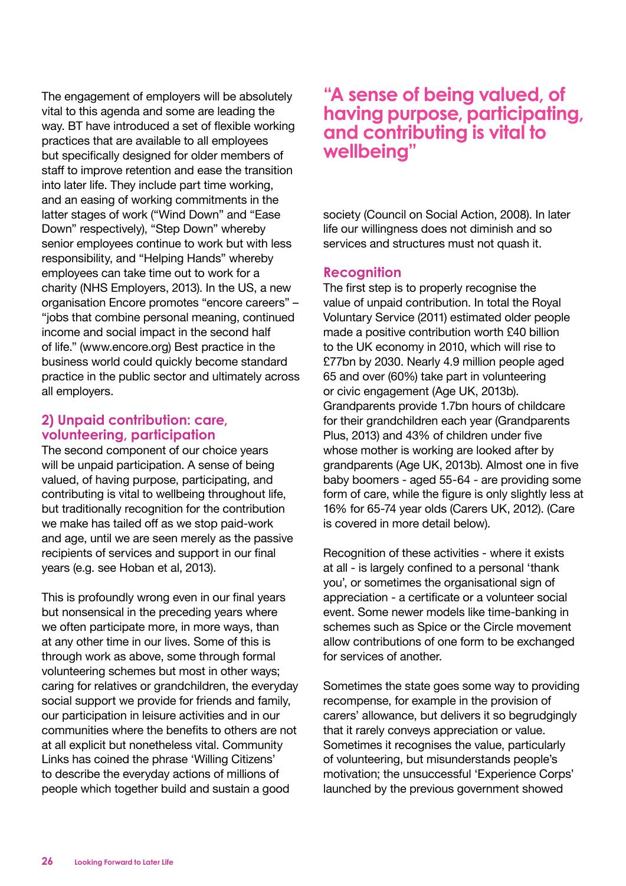The engagement of employers will be absolutely vital to this agenda and some are leading the way. BT have introduced a set of flexible working practices that are available to all employees but specifically designed for older members of staff to improve retention and ease the transition into later life. They include part time working, and an easing of working commitments in the latter stages of work ("Wind Down" and "Ease Down" respectively), "Step Down" whereby senior employees continue to work but with less responsibility, and "Helping Hands" whereby employees can take time out to work for a charity (NHS Employers, 2013). In the US, a new organisation Encore promotes "encore careers" – "jobs that combine personal meaning, continued income and social impact in the second half of life." (www.encore.org) Best practice in the business world could quickly become standard practice in the public sector and ultimately across all employers.

## 2) Unpaid contribution: care, volunteering, participation

The second component of our choice years will be unpaid participation. A sense of being valued, of having purpose, participating, and contributing is vital to wellbeing throughout life, but traditionally recognition for the contribution we make has tailed off as we stop paid-work and age, until we are seen merely as the passive recipients of services and support in our final years (e.g. see Hoban et al, 2013).

This is profoundly wrong even in our final years but nonsensical in the preceding years where we often participate more, in more ways, than at any other time in our lives. Some of this is through work as above, some through formal volunteering schemes but most in other ways; caring for relatives or grandchildren, the everyday social support we provide for friends and family, our participation in leisure activities and in our communities where the benefits to others are not at all explicit but nonetheless vital. Community Links has coined the phrase 'Willing Citizens' to describe the everyday actions of millions of people which together build and sustain a good society (Council on Social Action, 2008). In later life our willingness does not diminish and so services and structures must not quash it.

> **"A sense of being valued, of having purpose, participating, and contributing is vital to wellbeing"**

### Recognition

The first step is to properly recognise the value of unpaid contribution. In total the Royal Voluntary Service (2011) estimated older people made a positive contribution worth £40 billion to the UK economy in 2010, which will rise to £77bn by 2030. Nearly 4.9 million people aged 65 and over (60%) take part in volunteering or civic engagement (Age UK, 2013b). Grandparents provide 1.7bn hours of childcare for their grandchildren each year (Grandparents Plus, 2013) and 43% of children under five whose mother is working are looked after by grandparents (Age UK, 2013b). Almost one in five baby boomers - aged 55-64 - are providing some form of care, while the figure is only slightly less at 16% for 65-74 year olds (Carers UK, 2012). (Care is covered in more detail below).

Recognition of these activities - where it exists at all - is largely confined to a personal 'thank you', or sometimes the organisational sign of appreciation - a certificate or a volunteer social event. Some newer models like time-banking in schemes such as Spice or the Circle movement allow contributions of one form to be exchanged for services of another.

Sometimes the state goes some way to providing recompense, for example in the provision of carers' allowance, but delivers it so begrudgingly that it rarely conveys appreciation or value. Sometimes it recognises the value, particularly of volunteering, but misunderstands people's motivation; the unsuccessful 'Experience Corps' launched by the previous government showed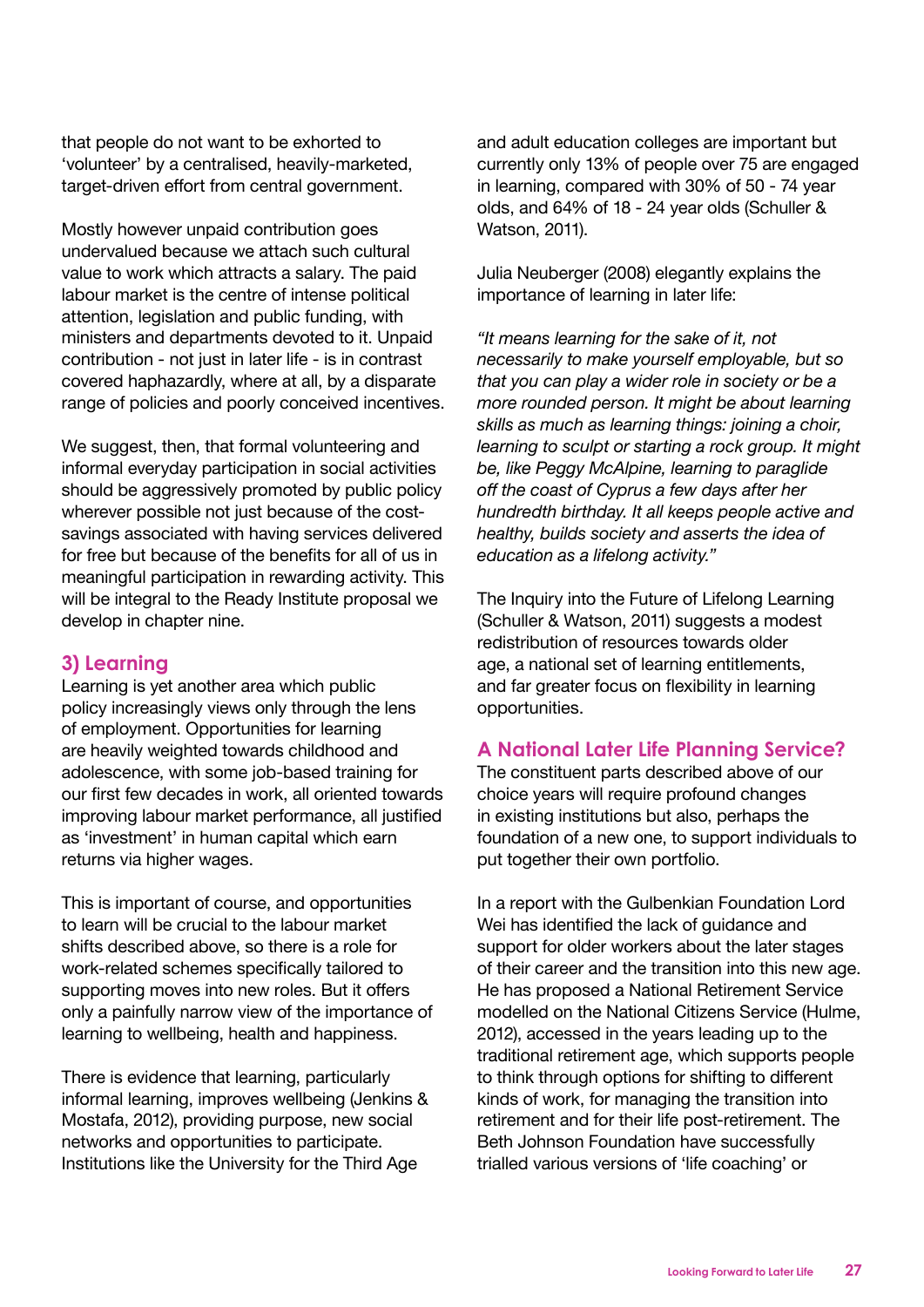that people do not want to be exhorted to 'volunteer' by a centralised, heavily-marketed, target-driven effort from central government.

Mostly however unpaid contribution goes undervalued because we attach such cultural value to work which attracts a salary. The paid labour market is the centre of intense political attention, legislation and public funding, with ministers and departments devoted to it. Unpaid contribution - not just in later life - is in contrast covered haphazardly, where at all, by a disparate range of policies and poorly conceived incentives.

We suggest, then, that formal volunteering and informal everyday participation in social activities should be aggressively promoted by public policy wherever possible not just because of the cost-savings associated with having services delivered for free but because of the benefits for all of us in meaningful participation in rewarding activity. This will be integral to the Ready Institute proposal we develop in chapter nine.

### 3) Learning

Learning is yet another area which public policy increasingly views only through the lens of employment. Opportunities for learning are heavily weighted towards childhood and adolescence, with some job-based training for our first few decades in work, all oriented towards improving labour market performance, all justified as 'investment' in human capital which earn returns via higher wages.

This is important of course, and opportunities to learn will be crucial to the labour market shifts described above, so there is a role for work-related schemes specifically tailored to supporting moves into new roles. But it offers only a painfully narrow view of the importance of learning to wellbeing, health and happiness.

There is evidence that learning, particularly informal learning, improves wellbeing (Jenkins & Mostafa, 2012), providing purpose, new social networks and opportunities to participate. Institutions like the University for the Third Age and adult education colleges are important but currently only 13% of people over 75 are engaged in learning, compared with 30% of 50 - 74 year olds, and 64% of 18 - 24 year olds (Schuller & Watson, 2011).

Julia Neuberger (2008) elegantly explains the importance of learning in later life:

*"It means learning for the sake of it, not necessarily to make yourself employable, but so that you can play a wider role in society or be a more rounded person. It might be about learning skills as much as learning things: joining a choir, learning to sculpt or starting a rock group. It might be, like Peggy McAlpine, learning to paraglide off the coast of Cyprus a few days after her hundredth birthday. It all keeps people active and healthy, builds society and asserts the idea of education as a lifelong activity."*

The Inquiry into the Future of Lifelong Learning (Schuller & Watson, 2011) suggests a modest redistribution of resources towards older age, a national set of learning entitlements, and far greater focus on flexibility in learning opportunities.

### A National Later Life Planning Service?

The constituent parts described above of our choice years will require profound changes in existing institutions but also, perhaps the foundation of a new one, to support individuals to put together their own portfolio.

In a report with the Gulbenkian Foundation Lord Wei has identified the lack of guidance and support for older workers about the later stages of their career and the transition into this new age. He has proposed a National Retirement Service modelled on the National Citizens Service (Hulme, 2012), accessed in the years leading up to the traditional retirement age, which supports people to think through options for shifting to different kinds of work, for managing the transition into retirement and for their life post-retirement. The Beth Johnson Foundation have successfully trialled various versions of 'life coaching' or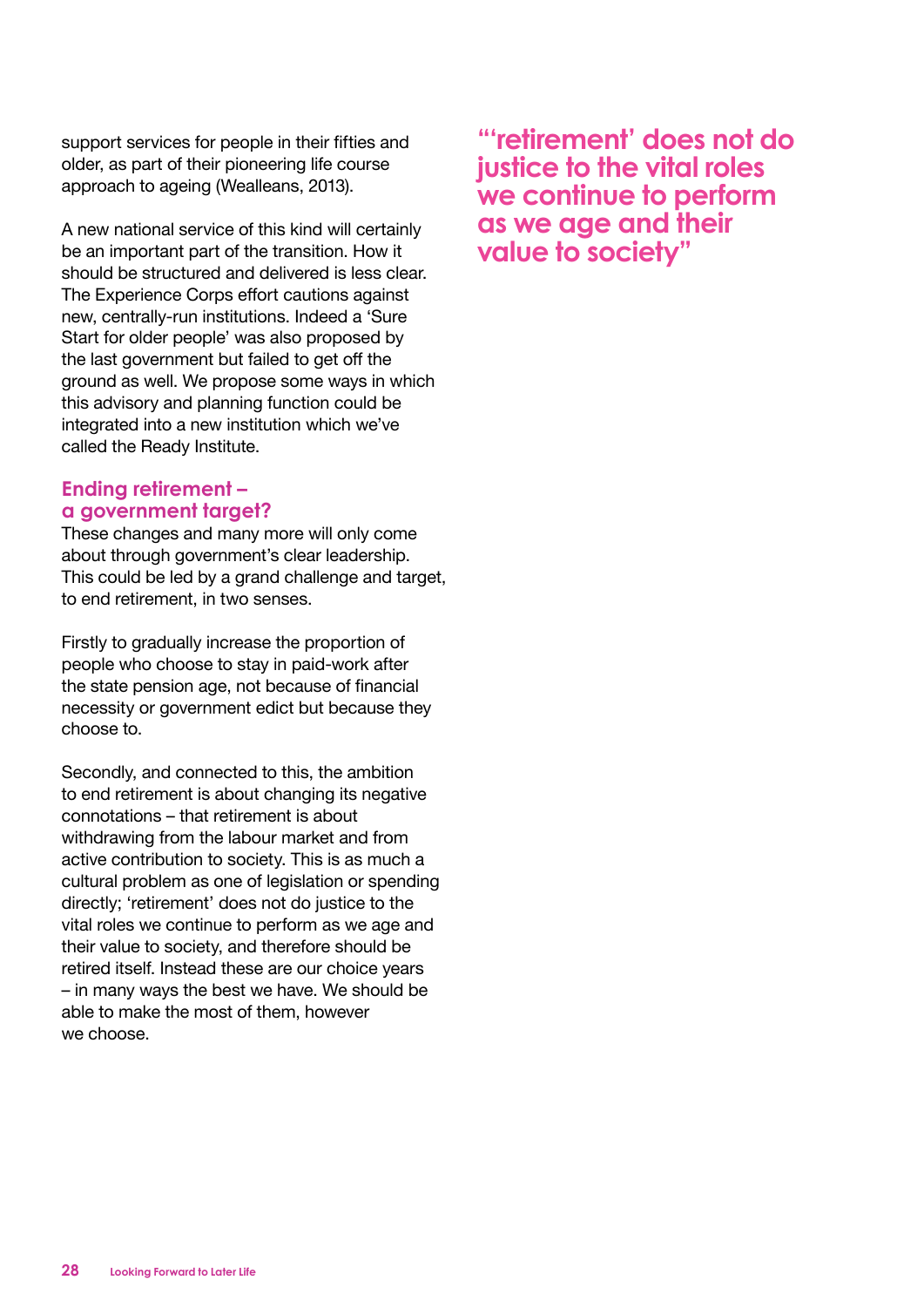support services for people in their fifties and older, as part of their pioneering life course approach to ageing (Wealleans, 2013).

A new national service of this kind will certainly be an important part of the transition. How it should be structured and delivered is less clear. The Experience Corps effort cautions against new, centrally-run institutions. Indeed a 'Sure Start for older people' was also proposed by the last government but failed to get off the ground as well. We propose some ways in which this advisory and planning function could be integrated into a new institution which we've called the Ready Institute.

### Ending retirement – a government target?

These changes and many more will only come about through government's clear leadership. This could be led by a grand challenge and target, to end retirement, in two senses.

Firstly to gradually increase the proportion of people who choose to stay in paid-work after the state pension age, not because of financial necessity or government edict but because they choose to.

Secondly, and connected to this, the ambition to end retirement is about changing its negative connotations – that retirement is about withdrawing from the labour market and from active contribution to society. This is as much a cultural problem as one of legislation or spending directly; 'retirement' does not do justice to the vital roles we continue to perform as we age and their value to society, and therefore should be retired itself. Instead these are our choice years – in many ways the best we have. We should be able to make the most of them, however we choose.

**"'retirement' does not do justice to the vital roles we continue to perform as we age and their value to society"**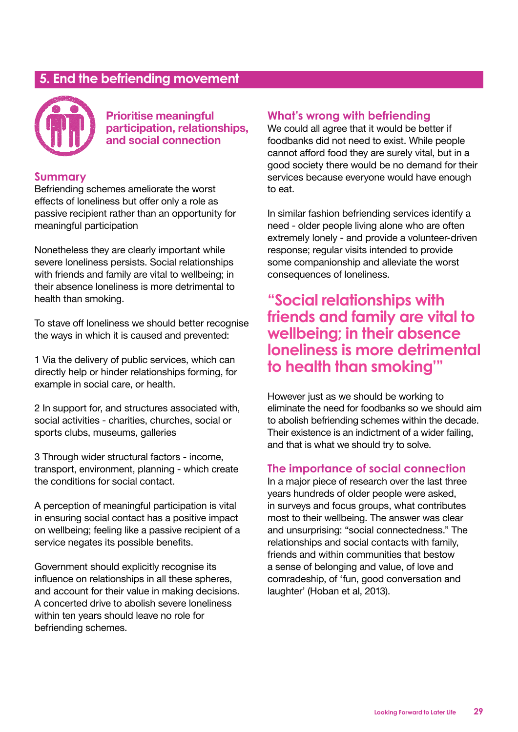## 5. End the befriending movement

**Prioritise meaningful participation, relationships, and social connection**

### Summary

Befriending schemes ameliorate the worst effects of loneliness but offer only a role as passive recipient rather than an opportunity for meaningful participation

Nonetheless they are clearly important while severe loneliness persists. Social relationships with friends and family are vital to wellbeing; in their absence loneliness is more detrimental to health than smoking.

To stave off loneliness we should better recognise the ways in which it is caused and prevented:

1 Via the delivery of public services, which can directly help or hinder relationships forming, for example in social care, or health.

2 In support for, and structures associated with, social activities - charities, churches, social or sports clubs, museums, galleries

3 Through wider structural factors - income, transport, environment, planning - which create the conditions for social contact.

A perception of meaningful participation is vital in ensuring social contact has a positive impact on wellbeing; feeling like a passive recipient of a service negates its possible benefits.

Government should explicitly recognise its influence on relationships in all these spheres, and account for their value in making decisions. A concerted drive to abolish severe loneliness within ten years should leave no role for befriending schemes.

### What's wrong with befriending

We could all agree that it would be better if foodbanks did not need to exist. While people cannot afford food they are surely vital, but in a good society there would be no demand for their services because everyone would have enough to eat.

In similar fashion befriending services identify a need - older people living alone who are often extremely lonely - and provide a volunteer-driven response; regular visits intended to provide some companionship and alleviate the worst consequences of loneliness.

> **"Social relationships with friends and family are vital to wellbeing; in their absence loneliness is more detrimental to health than smoking"**

However just as we should be working to eliminate the need for foodbanks so we should aim to abolish befriending schemes within the decade. Their existence is an indictment of a wider failing, and that is what we should try to solve.

### The importance of social connection

In a major piece of research over the last three years hundreds of older people were asked, in surveys and focus groups, what contributes most to their wellbeing. The answer was clear and unsurprising: "social connectedness." The relationships and social contacts with family, friends and within communities that bestow a sense of belonging and value, of love and comradeship, of 'fun, good conversation and laughter' (Hoban et al, 2013).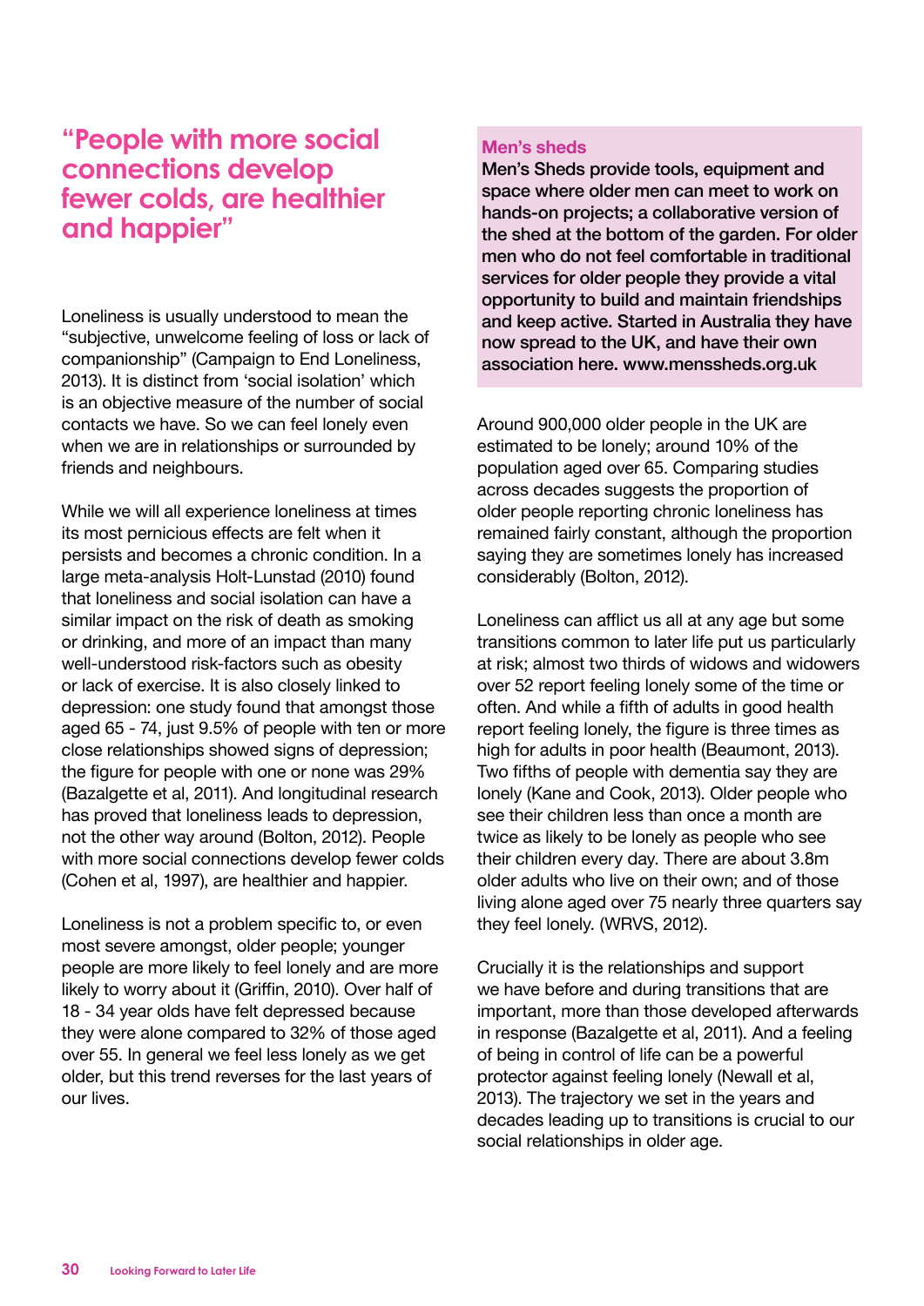## “People with more social connections develop fewer colds, are healthier and happier”

Loneliness is usually understood to mean the “subjective, unwelcome feeling of loss or lack of companionship” (Campaign to End Loneliness, 2013). It is distinct from ‘social isolation’ which is an objective measure of the number of social contacts we have. So we can feel lonely even when we are in relationships or surrounded by friends and neighbours.

While we will all experience loneliness at times its most pernicious effects are felt when it persists and becomes a chronic condition. In a large meta-analysis Holt-Lunstad (2010) found that loneliness and social isolation can have a similar impact on the risk of death as smoking or drinking, and more of an impact than many well-understood risk-factors such as obesity or lack of exercise. It is also closely linked to depression: one study found that amongst those aged 65 - 74, just 9.5% of people with ten or more close relationships showed signs of depression; the figure for people with one or none was 29% (Bazalgette et al, 2011). And longitudinal research has proved that loneliness leads to depression, not the other way around (Bolton, 2012). People with more social connections develop fewer colds (Cohen et al, 1997), are healthier and happier.

Loneliness is not a problem specific to, or even most severe amongst, older people; younger people are more likely to feel lonely and are more likely to worry about it (Griffin, 2010). Over half of 18 - 34 year olds have felt depressed because they were alone compared to 32% of those aged over 55. In general we feel less lonely as we get older, but this trend reverses for the last years of our lives.

**Men’s sheds**

**Men’s Sheds provide tools, equipment and space where older men can meet to work on hands-on projects; a collaborative version of the shed at the bottom of the garden. For older men who do not feel comfortable in traditional services for older people they provide a vital opportunity to build and maintain friendships and keep active. Started in Australia they have now spread to the UK, and have their own association here. www.menssheds.org.uk**

Around 900,000 older people in the UK are estimated to be lonely; around 10% of the population aged over 65. Comparing studies across decades suggests the proportion of older people reporting chronic loneliness has remained fairly constant, although the proportion saying they are sometimes lonely has increased considerably (Bolton, 2012).

Loneliness can afflict us all at any age but some transitions common to later life put us particularly at risk; almost two thirds of widows and widowers over 52 report feeling lonely some of the time or often. And while a fifth of adults in good health report feeling lonely, the figure is three times as high for adults in poor health (Beaumont, 2013). Two fifths of people with dementia say they are lonely (Kane and Cook, 2013). Older people who see their children less than once a month are twice as likely to be lonely as people who see their children every day. There are about 3.8m older adults who live on their own; and of those living alone aged over 75 nearly three quarters say they feel lonely. (WRVS, 2012).

Crucially it is the relationships and support we have before and during transitions that are important, more than those developed afterwards in response (Bazalgette et al, 2011). And a feeling of being in control of life can be a powerful protector against feeling lonely (Newall et al, 2013). The trajectory we set in the years and decades leading up to transitions is crucial to our social relationships in older age.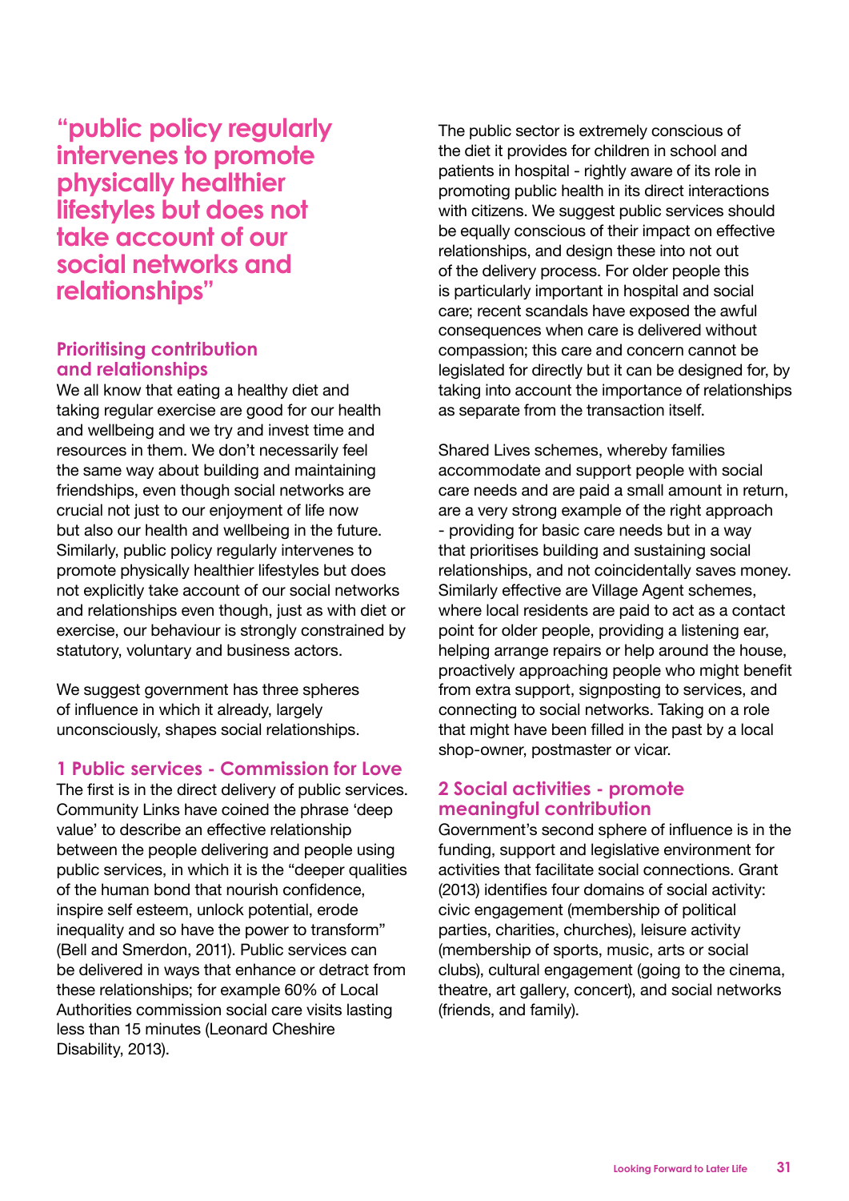> "public policy regularly intervenes to promote physically healthier lifestyles but does not take account of our social networks and relationships"

### Prioritising contribution and relationships

We all know that eating a healthy diet and taking regular exercise are good for our health and wellbeing and we try and invest time and resources in them. We don't necessarily feel the same way about building and maintaining friendships, even though social networks are crucial not just to our enjoyment of life now but also our health and wellbeing in the future. Similarly, public policy regularly intervenes to promote physically healthier lifestyles but does not explicitly take account of our social networks and relationships even though, just as with diet or exercise, our behaviour is strongly constrained by statutory, voluntary and business actors.

We suggest government has three spheres of influence in which it already, largely unconsciously, shapes social relationships.

### 1 Public services - Commission for Love

The first is in the direct delivery of public services. Community Links have coined the phrase 'deep value' to describe an effective relationship between the people delivering and people using public services, in which it is the "deeper qualities of the human bond that nourish confidence, inspire self esteem, unlock potential, erode inequality and so have the power to transform" (Bell and Smerdon, 2011). Public services can be delivered in ways that enhance or detract from these relationships; for example 60% of Local Authorities commission social care visits lasting less than 15 minutes (Leonard Cheshire Disability, 2013).

The public sector is extremely conscious of the diet it provides for children in school and patients in hospital - rightly aware of its role in promoting public health in its direct interactions with citizens. We suggest public services should be equally conscious of their impact on effective relationships, and design these into not out of the delivery process. For older people this is particularly important in hospital and social care; recent scandals have exposed the awful consequences when care is delivered without compassion; this care and concern cannot be legislated for directly but it can be designed for, by taking into account the importance of relationships as separate from the transaction itself.

Shared Lives schemes, whereby families accommodate and support people with social care needs and are paid a small amount in return, are a very strong example of the right approach - providing for basic care needs but in a way that prioritises building and sustaining social relationships, and not coincidentally saves money. Similarly effective are Village Agent schemes, where local residents are paid to act as a contact point for older people, providing a listening ear, helping arrange repairs or help around the house, proactively approaching people who might benefit from extra support, signposting to services, and connecting to social networks. Taking on a role that might have been filled in the past by a local shop-owner, postmaster or vicar.

### 2 Social activities - promote meaningful contribution

Government's second sphere of influence is in the funding, support and legislative environment for activities that facilitate social connections. Grant (2013) identifies four domains of social activity: civic engagement (membership of political parties, charities, churches), leisure activity (membership of sports, music, arts or social clubs), cultural engagement (going to the cinema, theatre, art gallery, concert), and social networks (friends, and family).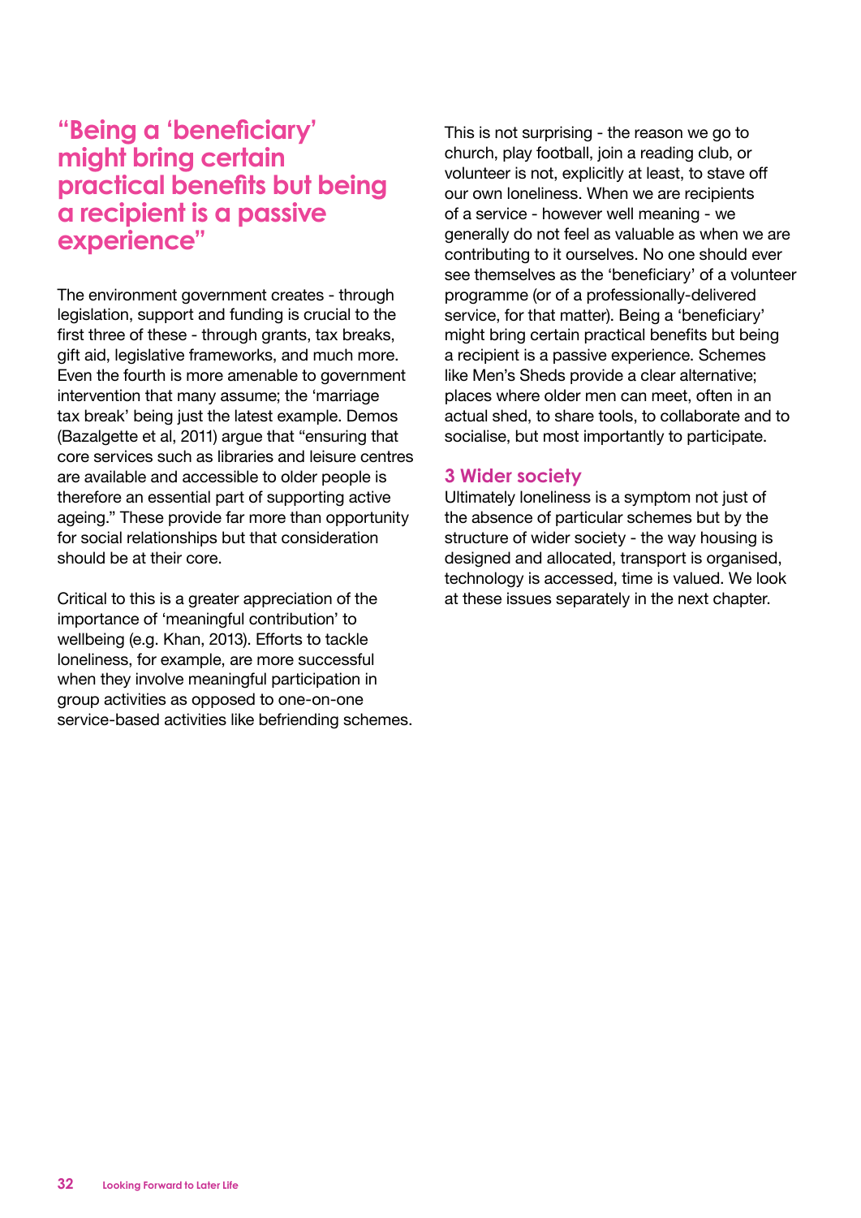> “Being a ‘beneficiary’ might bring certain practical benefits but being a recipient is a passive experience”

The environment government creates - through legislation, support and funding is crucial to the first three of these - through grants, tax breaks, gift aid, legislative frameworks, and much more. Even the fourth is more amenable to government intervention that many assume; the ‘marriage tax break’ being just the latest example. Demos (Bazalgette et al, 2011) argue that “ensuring that core services such as libraries and leisure centres are available and accessible to older people is therefore an essential part of supporting active ageing.” These provide far more than opportunity for social relationships but that consideration should be at their core.

Critical to this is a greater appreciation of the importance of ‘meaningful contribution’ to wellbeing (e.g. Khan, 2013). Efforts to tackle loneliness, for example, are more successful when they involve meaningful participation in group activities as opposed to one-on-one service-based activities like befriending schemes.

This is not surprising - the reason we go to church, play football, join a reading club, or volunteer is not, explicitly at least, to stave off our own loneliness. When we are recipients of a service - however well meaning - we generally do not feel as valuable as when we are contributing to it ourselves. No one should ever see themselves as the ‘beneficiary’ of a volunteer programme (or of a professionally-delivered service, for that matter). Being a ‘beneficiary’ might bring certain practical benefits but being a recipient is a passive experience. Schemes like Men’s Sheds provide a clear alternative; places where older men can meet, often in an actual shed, to share tools, to collaborate and to socialise, but most importantly to participate.

### 3 Wider society

Ultimately loneliness is a symptom not just of the absence of particular schemes but by the structure of wider society - the way housing is designed and allocated, transport is organised, technology is accessed, time is valued. We look at these issues separately in the next chapter.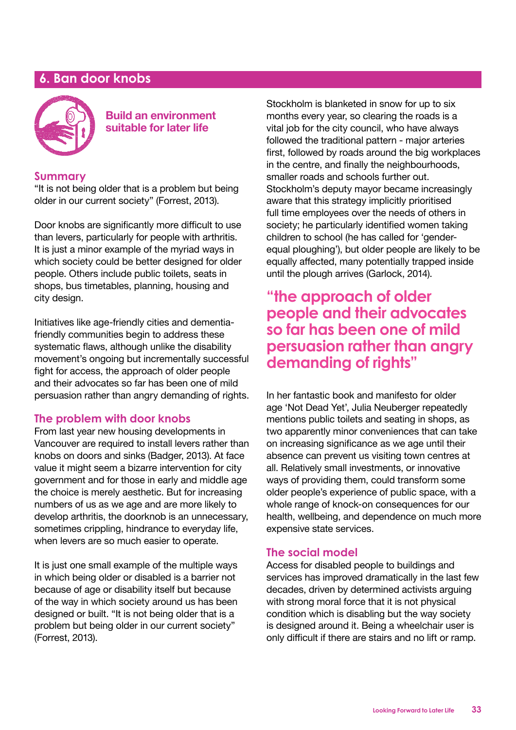## 6. Ban door knobs

**Build an environment suitable for later life**

### Summary

"It is not being older that is a problem but being older in our current society" (Forrest, 2013).

Door knobs are significantly more difficult to use than levers, particularly for people with arthritis. It is just a minor example of the myriad ways in which society could be better designed for older people. Others include public toilets, seats in shops, bus timetables, planning, housing and city design.

Initiatives like age-friendly cities and dementia-friendly communities begin to address these systematic flaws, although unlike the disability movement's ongoing but incrementally successful fight for access, the approach of older people and their advocates so far has been one of mild persuasion rather than angry demanding of rights.

### The problem with door knobs

From last year new housing developments in Vancouver are required to install levers rather than knobs on doors and sinks (Badger, 2013). At face value it might seem a bizarre intervention for city government and for those in early and middle age the choice is merely aesthetic. But for increasing numbers of us as we age and are more likely to develop arthritis, the doorknob is an unnecessary, sometimes crippling, hindrance to everyday life, when levers are so much easier to operate.

It is just one small example of the multiple ways in which being older or disabled is a barrier not because of age or disability itself but because of the way in which society around us has been designed or built. "It is not being older that is a problem but being older in our current society" (Forrest, 2013).

Stockholm is blanketed in snow for up to six months every year, so clearing the roads is a vital job for the city council, who have always followed the traditional pattern - major arteries first, followed by roads around the big workplaces in the centre, and finally the neighbourhoods, smaller roads and schools further out. Stockholm's deputy mayor became increasingly aware that this strategy implicitly prioritised full time employees over the needs of others in society; he particularly identified women taking children to school (he has called for 'gender-equal ploughing'), but older people are likely to be equally affected, many potentially trapped inside until the plough arrives (Garlock, 2014).

> **"the approach of older people and their advocates so far has been one of mild persuasion rather than angry demanding of rights"**

In her fantastic book and manifesto for older age 'Not Dead Yet', Julia Neuberger repeatedly mentions public toilets and seating in shops, as two apparently minor conveniences that can take on increasing significance as we age until their absence can prevent us visiting town centres at all. Relatively small investments, or innovative ways of providing them, could transform some older people's experience of public space, with a whole range of knock-on consequences for our health, wellbeing, and dependence on much more expensive state services.

### The social model

Access for disabled people to buildings and services has improved dramatically in the last few decades, driven by determined activists arguing with strong moral force that it is not physical condition which is disabling but the way society is designed around it. Being a wheelchair user is only difficult if there are stairs and no lift or ramp.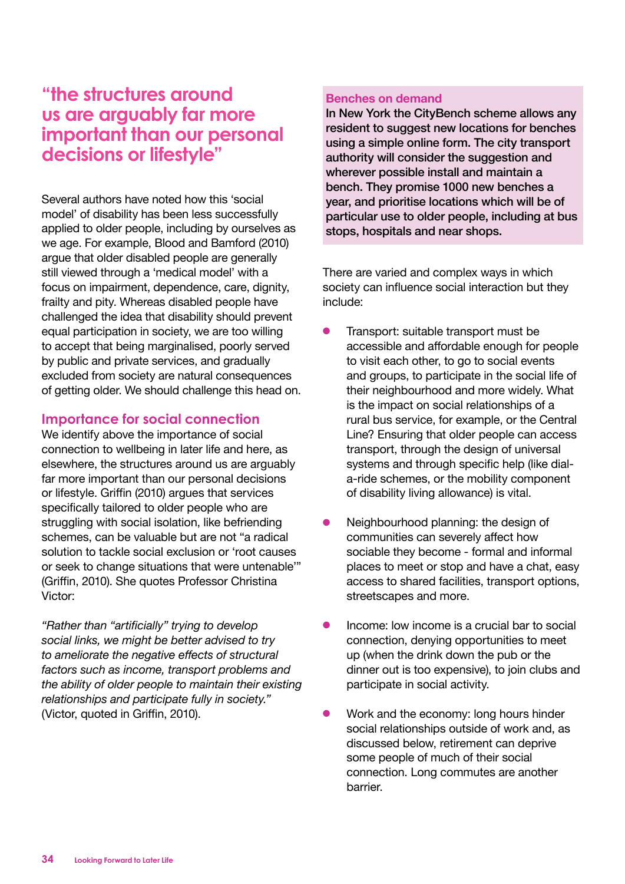## "the structures around us are arguably far more important than our personal decisions or lifestyle"

Several authors have noted how this 'social model' of disability has been less successfully applied to older people, including by ourselves as we age. For example, Blood and Bamford (2010) argue that older disabled people are generally still viewed through a 'medical model' with a focus on impairment, dependence, care, dignity, frailty and pity. Whereas disabled people have challenged the idea that disability should prevent equal participation in society, we are too willing to accept that being marginalised, poorly served by public and private services, and gradually excluded from society are natural consequences of getting older. We should challenge this head on.

### Importance for social connection

We identify above the importance of social connection to wellbeing in later life and here, as elsewhere, the structures around us are arguably far more important than our personal decisions or lifestyle. Griffin (2010) argues that services specifically tailored to older people who are struggling with social isolation, like befriending schemes, can be valuable but are not "a radical solution to tackle social exclusion or 'root causes or seek to change situations that were untenable'" (Griffin, 2010). She quotes Professor Christina Victor:

*"Rather than "artificially" trying to develop social links, we might be better advised to try to ameliorate the negative effects of structural factors such as income, transport problems and the ability of older people to maintain their existing relationships and participate fully in society."* (Victor, quoted in Griffin, 2010).

**Benches on demand**

**In New York the CityBench scheme allows any resident to suggest new locations for benches using a simple online form. The city transport authority will consider the suggestion and wherever possible install and maintain a bench. They promise 1000 new benches a year, and prioritise locations which will be of particular use to older people, including at bus stops, hospitals and near shops.**

There are varied and complex ways in which society can influence social interaction but they include:

- Transport: suitable transport must be accessible and affordable enough for people to visit each other, to go to social events and groups, to participate in the social life of their neighbourhood and more widely. What is the impact on social relationships of a rural bus service, for example, or the Central Line? Ensuring that older people can access transport, through the design of universal systems and through specific help (like dial-a-ride schemes, or the mobility component of disability living allowance) is vital.
- Neighbourhood planning: the design of communities can severely affect how sociable they become - formal and informal places to meet or stop and have a chat, easy access to shared facilities, transport options, streetscapes and more.
- Income: low income is a crucial bar to social connection, denying opportunities to meet up (when the drink down the pub or the dinner out is too expensive), to join clubs and participate in social activity.
- Work and the economy: long hours hinder social relationships outside of work and, as discussed below, retirement can deprive some people of much of their social connection. Long commutes are another barrier.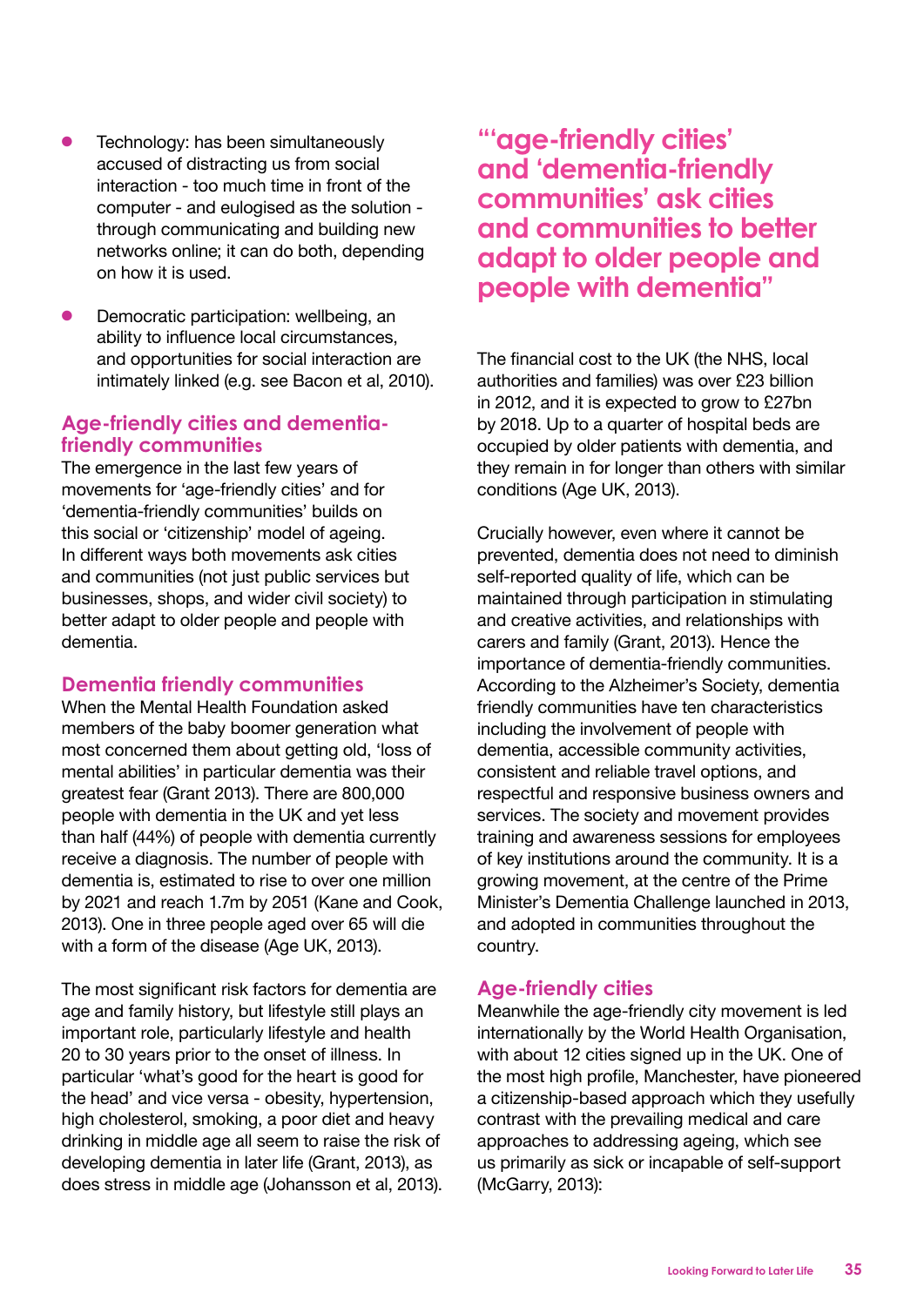- Technology: has been simultaneously accused of distracting us from social interaction - too much time in front of the computer - and eulogised as the solution - through communicating and building new networks online; it can do both, depending on how it is used.
- Democratic participation: wellbeing, an ability to influence local circumstances, and opportunities for social interaction are intimately linked (e.g. see Bacon et al, 2010).

### Age-friendly cities and dementia-friendly communities

The emergence in the last few years of movements for 'age-friendly cities' and for 'dementia-friendly communities' builds on this social or 'citizenship' model of ageing. In different ways both movements ask cities and communities (not just public services but businesses, shops, and wider civil society) to better adapt to older people and people with dementia.

### Dementia friendly communities

When the Mental Health Foundation asked members of the baby boomer generation what most concerned them about getting old, 'loss of mental abilities' in particular dementia was their greatest fear (Grant 2013). There are 800,000 people with dementia in the UK and yet less than half (44%) of people with dementia currently receive a diagnosis. The number of people with dementia is, estimated to rise to over one million by 2021 and reach 1.7m by 2051 (Kane and Cook, 2013). One in three people aged over 65 will die with a form of the disease (Age UK, 2013).

The most significant risk factors for dementia are age and family history, but lifestyle still plays an important role, particularly lifestyle and health 20 to 30 years prior to the onset of illness. In particular 'what's good for the heart is good for the head' and vice versa - obesity, hypertension, high cholesterol, smoking, a poor diet and heavy drinking in middle age all seem to raise the risk of developing dementia in later life (Grant, 2013), as does stress in middle age (Johansson et al, 2013).

> **"'age-friendly cities' and 'dementia-friendly communities' ask cities and communities to better adapt to older people and people with dementia"**

The financial cost to the UK (the NHS, local authorities and families) was over £23 billion in 2012, and it is expected to grow to £27bn by 2018. Up to a quarter of hospital beds are occupied by older patients with dementia, and they remain in for longer than others with similar conditions (Age UK, 2013).

Crucially however, even where it cannot be prevented, dementia does not need to diminish self-reported quality of life, which can be maintained through participation in stimulating and creative activities, and relationships with carers and family (Grant, 2013). Hence the importance of dementia-friendly communities. According to the Alzheimer's Society, dementia friendly communities have ten characteristics including the involvement of people with dementia, accessible community activities, consistent and reliable travel options, and respectful and responsive business owners and services. The society and movement provides training and awareness sessions for employees of key institutions around the community. It is a growing movement, at the centre of the Prime Minister's Dementia Challenge launched in 2013, and adopted in communities throughout the country.

### Age-friendly cities

Meanwhile the age-friendly city movement is led internationally by the World Health Organisation, with about 12 cities signed up in the UK. One of the most high profile, Manchester, have pioneered a citizenship-based approach which they usefully contrast with the prevailing medical and care approaches to addressing ageing, which see us primarily as sick or incapable of self-support (McGarry, 2013):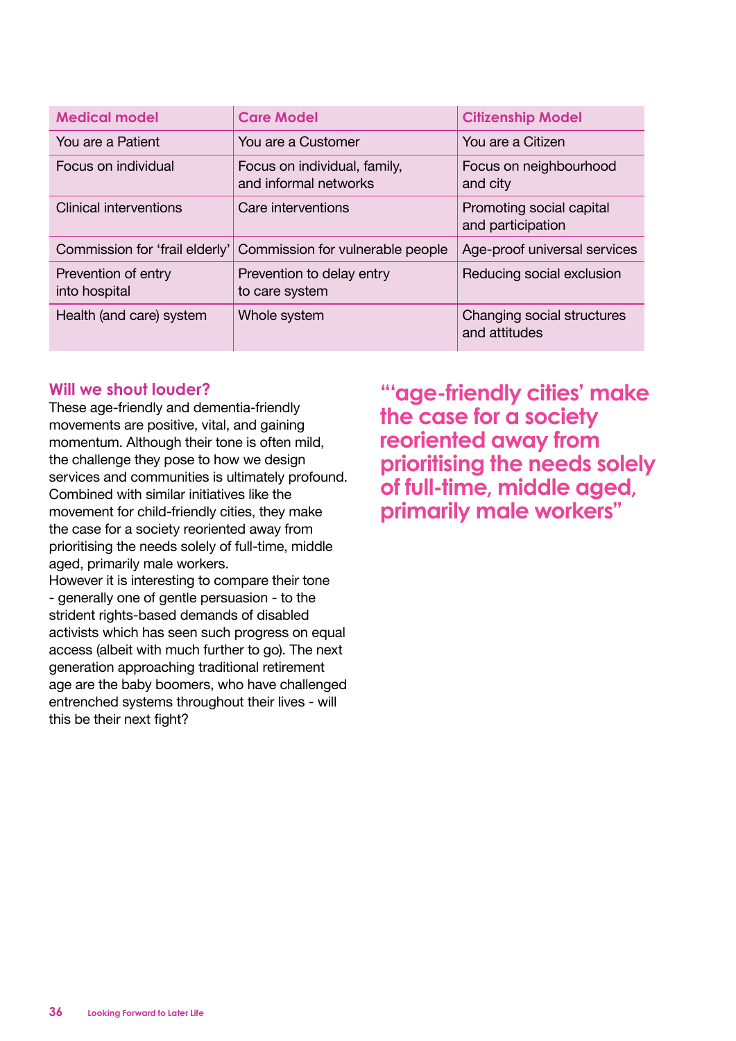| Medical model | Care Model | Citizenship Model |
|---|---|---|
| You are a Patient | You are a Customer | You are a Citizen |
| Focus on individual | Focus on individual, family, and informal networks | Focus on neighbourhood and city |
| Clinical interventions | Care interventions | Promoting social capital and participation |
| Commission for 'frail elderly' | Commission for vulnerable people | Age-proof universal services |
| Prevention of entry into hospital | Prevention to delay entry to care system | Reducing social exclusion |
| Health (and care) system | Whole system | Changing social structures and attitudes |

## Will we shout louder?

These age-friendly and dementia-friendly movements are positive, vital, and gaining momentum. Although their tone is often mild, the challenge they pose to how we design services and communities is ultimately profound. Combined with similar initiatives like the movement for child-friendly cities, they make the case for a society reoriented away from prioritising the needs solely of full-time, middle aged, primarily male workers.

However it is interesting to compare their tone - generally one of gentle persuasion - to the strident rights-based demands of disabled activists which has seen such progress on equal access (albeit with much further to go). The next generation approaching traditional retirement age are the baby boomers, who have challenged entrenched systems throughout their lives - will this be their next fight?

**"'age-friendly cities' make the case for a society reoriented away from prioritising the needs solely of full-time, middle aged, primarily male workers"**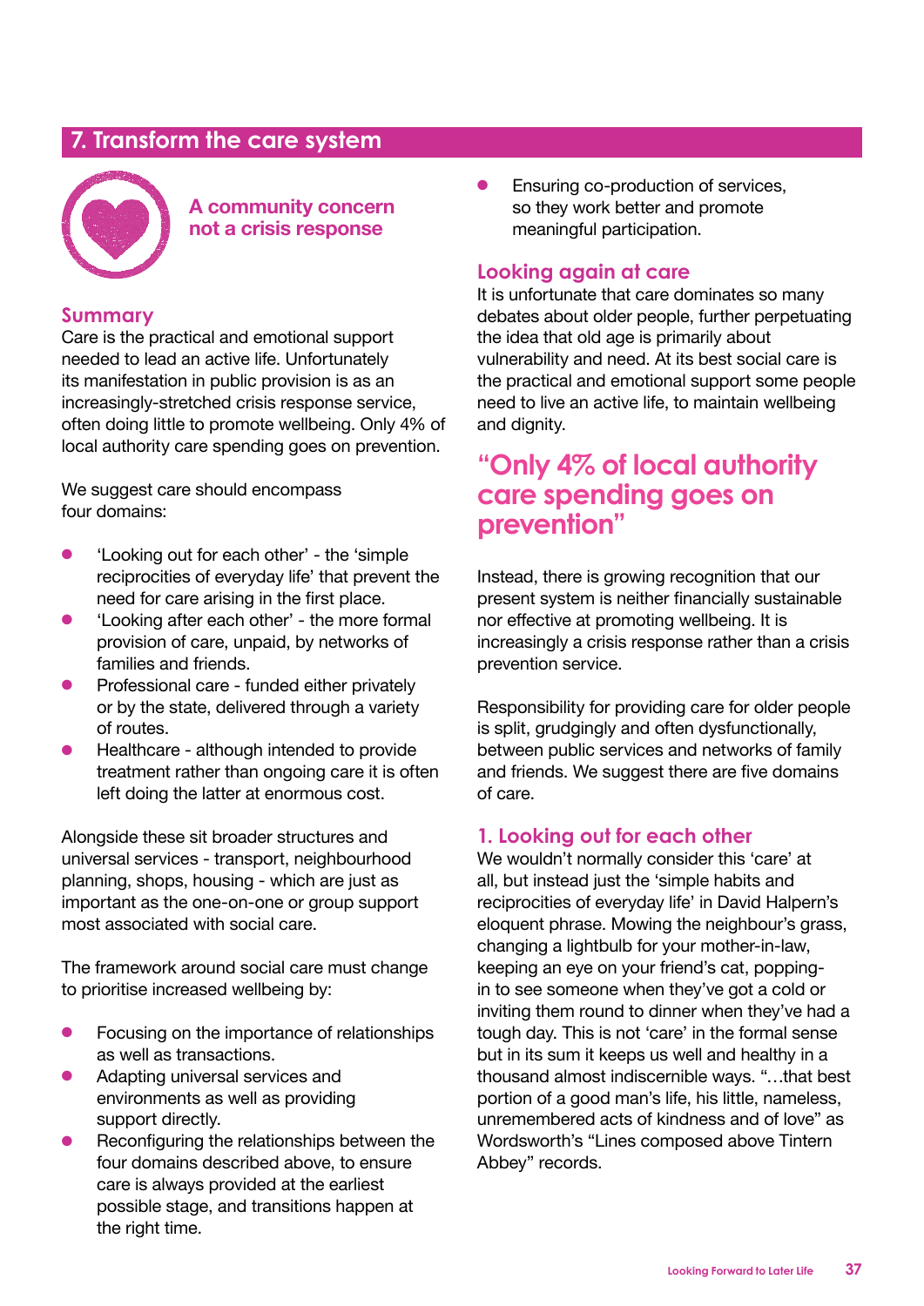## 7. Transform the care system

**A community concern not a crisis response**

### Summary

Care is the practical and emotional support needed to lead an active life. Unfortunately its manifestation in public provision is as an increasingly-stretched crisis response service, often doing little to promote wellbeing. Only 4% of local authority care spending goes on prevention.

We suggest care should encompass four domains:

- 'Looking out for each other' - the 'simple reciprocities of everyday life' that prevent the need for care arising in the first place.
- 'Looking after each other' - the more formal provision of care, unpaid, by networks of families and friends.
- Professional care - funded either privately or by the state, delivered through a variety of routes.
- Healthcare - although intended to provide treatment rather than ongoing care it is often left doing the latter at enormous cost.

Alongside these sit broader structures and universal services - transport, neighbourhood planning, shops, housing - which are just as important as the one-on-one or group support most associated with social care.

The framework around social care must change to prioritise increased wellbeing by:

- Focusing on the importance of relationships as well as transactions.
- Adapting universal services and environments as well as providing support directly.
- Reconfiguring the relationships between the four domains described above, to ensure care is always provided at the earliest possible stage, and transitions happen at the right time.
- Ensuring co-production of services, so they work better and promote meaningful participation.

### Looking again at care

It is unfortunate that care dominates so many debates about older people, further perpetuating the idea that old age is primarily about vulnerability and need. At its best social care is the practical and emotional support some people need to live an active life, to maintain wellbeing and dignity.

> **"Only 4% of local authority care spending goes on prevention"**

Instead, there is growing recognition that our present system is neither financially sustainable nor effective at promoting wellbeing. It is increasingly a crisis response rather than a crisis prevention service.

Responsibility for providing care for older people is split, grudgingly and often dysfunctionally, between public services and networks of family and friends. We suggest there are five domains of care.

### 1. Looking out for each other

We wouldn't normally consider this 'care' at all, but instead just the 'simple habits and reciprocities of everyday life' in David Halpern's eloquent phrase. Mowing the neighbour's grass, changing a lightbulb for your mother-in-law, keeping an eye on your friend's cat, popping-in to see someone when they've got a cold or inviting them round to dinner when they've had a tough day. This is not 'care' in the formal sense but in its sum it keeps us well and healthy in a thousand almost indiscernible ways. "…that best portion of a good man's life, his little, nameless, unremembered acts of kindness and of love" as Wordsworth's "Lines composed above Tintern Abbey" records.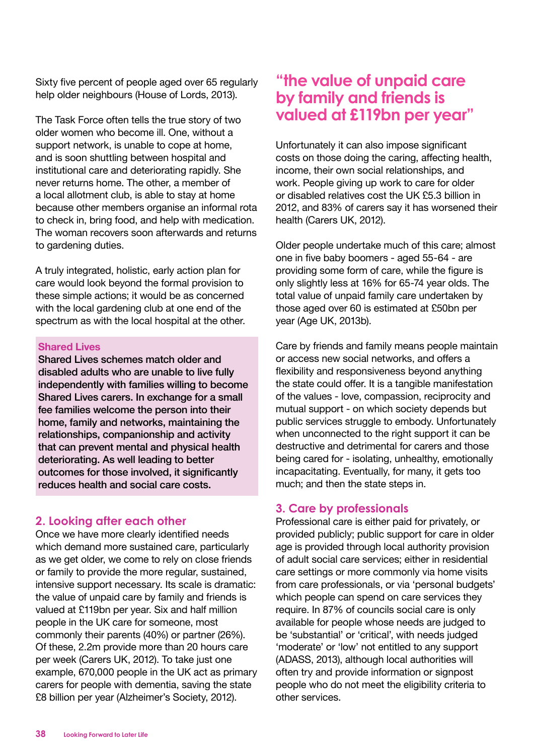Sixty five percent of people aged over 65 regularly help older neighbours (House of Lords, 2013).

The Task Force often tells the true story of two older women who become ill. One, without a support network, is unable to cope at home, and is soon shuttling between hospital and institutional care and deteriorating rapidly. She never returns home. The other, a member of a local allotment club, is able to stay at home because other members organise an informal rota to check in, bring food, and help with medication. The woman recovers soon afterwards and returns to gardening duties.

A truly integrated, holistic, early action plan for care would look beyond the formal provision to these simple actions; it would be as concerned with the local gardening club at one end of the spectrum as with the local hospital at the other.

**Shared Lives**

**Shared Lives schemes match older and disabled adults who are unable to live fully independently with families willing to become Shared Lives carers. In exchange for a small fee families welcome the person into their home, family and networks, maintaining the relationships, companionship and activity that can prevent mental and physical health deteriorating. As well leading to better outcomes for those involved, it significantly reduces health and social care costs.**

## 2. Looking after each other

Once we have more clearly identified needs which demand more sustained care, particularly as we get older, we come to rely on close friends or family to provide the more regular, sustained, intensive support necessary. Its scale is dramatic: the value of unpaid care by family and friends is valued at £119bn per year. Six and half million people in the UK care for someone, most commonly their parents (40%) or partner (26%). Of these, 2.2m provide more than 20 hours care per week (Carers UK, 2012). To take just one example, 670,000 people in the UK act as primary carers for people with dementia, saving the state £8 billion per year (Alzheimer's Society, 2012).

> **"the value of unpaid care by family and friends is valued at £119bn per year"**

Unfortunately it can also impose significant costs on those doing the caring, affecting health, income, their own social relationships, and work. People giving up work to care for older or disabled relatives cost the UK £5.3 billion in 2012, and 83% of carers say it has worsened their health (Carers UK, 2012).

Older people undertake much of this care; almost one in five baby boomers - aged 55-64 - are providing some form of care, while the figure is only slightly less at 16% for 65-74 year olds. The total value of unpaid family care undertaken by those aged over 60 is estimated at £50bn per year (Age UK, 2013b).

Care by friends and family means people maintain or access new social networks, and offers a flexibility and responsiveness beyond anything the state could offer. It is a tangible manifestation of the values - love, compassion, reciprocity and mutual support - on which society depends but public services struggle to embody. Unfortunately when unconnected to the right support it can be destructive and detrimental for carers and those being cared for - isolating, unhealthy, emotionally incapacitating. Eventually, for many, it gets too much; and then the state steps in.

## 3. Care by professionals

Professional care is either paid for privately, or provided publicly; public support for care in older age is provided through local authority provision of adult social care services; either in residential care settings or more commonly via home visits from care professionals, or via 'personal budgets' which people can spend on care services they require. In 87% of councils social care is only available for people whose needs are judged to be 'substantial' or 'critical', with needs judged 'moderate' or 'low' not entitled to any support (ADASS, 2013), although local authorities will often try and provide information or signpost people who do not meet the eligibility criteria to other services.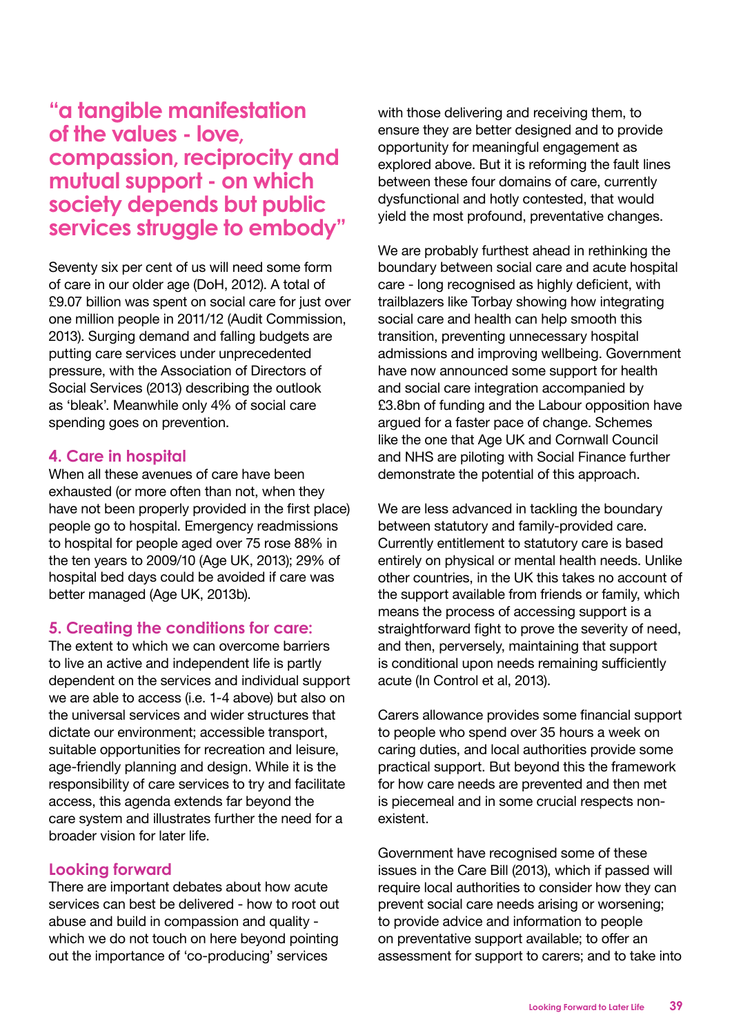## "a tangible manifestation of the values - love, compassion, reciprocity and mutual support - on which society depends but public services struggle to embody"

Seventy six per cent of us will need some form of care in our older age (DoH, 2012). A total of £9.07 billion was spent on social care for just over one million people in 2011/12 (Audit Commission, 2013). Surging demand and falling budgets are putting care services under unprecedented pressure, with the Association of Directors of Social Services (2013) describing the outlook as 'bleak'. Meanwhile only 4% of social care spending goes on prevention.

### 4. Care in hospital

When all these avenues of care have been exhausted (or more often than not, when they have not been properly provided in the first place) people go to hospital. Emergency readmissions to hospital for people aged over 75 rose 88% in the ten years to 2009/10 (Age UK, 2013); 29% of hospital bed days could be avoided if care was better managed (Age UK, 2013b).

### 5. Creating the conditions for care:

The extent to which we can overcome barriers to live an active and independent life is partly dependent on the services and individual support we are able to access (i.e. 1-4 above) but also on the universal services and wider structures that dictate our environment; accessible transport, suitable opportunities for recreation and leisure, age-friendly planning and design. While it is the responsibility of care services to try and facilitate access, this agenda extends far beyond the care system and illustrates further the need for a broader vision for later life.

### Looking forward

There are important debates about how acute services can best be delivered - how to root out abuse and build in compassion and quality - which we do not touch on here beyond pointing out the importance of 'co-producing' services with those delivering and receiving them, to ensure they are better designed and to provide opportunity for meaningful engagement as explored above. But it is reforming the fault lines between these four domains of care, currently dysfunctional and hotly contested, that would yield the most profound, preventative changes.

We are probably furthest ahead in rethinking the boundary between social care and acute hospital care - long recognised as highly deficient, with trailblazers like Torbay showing how integrating social care and health can help smooth this transition, preventing unnecessary hospital admissions and improving wellbeing. Government have now announced some support for health and social care integration accompanied by £3.8bn of funding and the Labour opposition have argued for a faster pace of change. Schemes like the one that Age UK and Cornwall Council and NHS are piloting with Social Finance further demonstrate the potential of this approach.

We are less advanced in tackling the boundary between statutory and family-provided care. Currently entitlement to statutory care is based entirely on physical or mental health needs. Unlike other countries, in the UK this takes no account of the support available from friends or family, which means the process of accessing support is a straightforward fight to prove the severity of need, and then, perversely, maintaining that support is conditional upon needs remaining sufficiently acute (In Control et al, 2013).

Carers allowance provides some financial support to people who spend over 35 hours a week on caring duties, and local authorities provide some practical support. But beyond this the framework for how care needs are prevented and then met is piecemeal and in some crucial respects non-existent.

Government have recognised some of these issues in the Care Bill (2013), which if passed will require local authorities to consider how they can prevent social care needs arising or worsening; to provide advice and information to people on preventative support available; to offer an assessment for support to carers; and to take into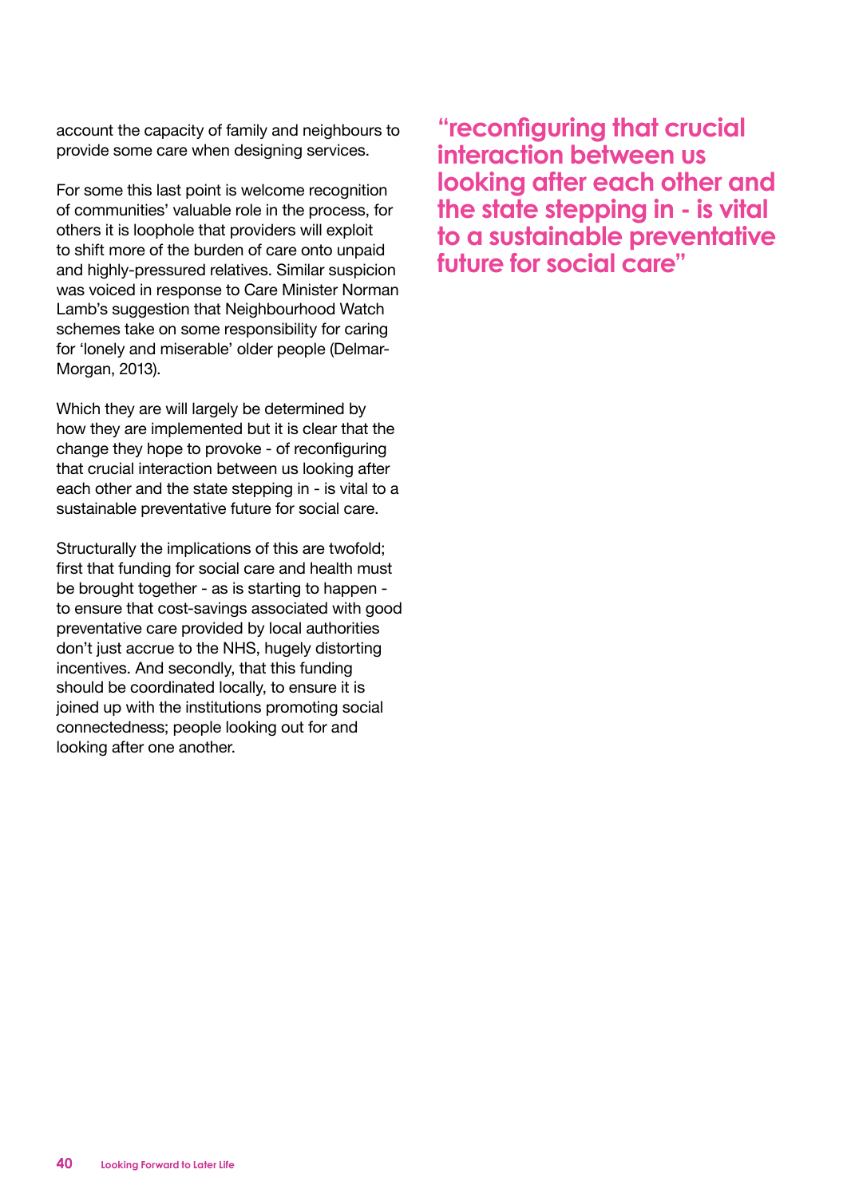account the capacity of family and neighbours to provide some care when designing services.

For some this last point is welcome recognition of communities' valuable role in the process, for others it is loophole that providers will exploit to shift more of the burden of care onto unpaid and highly-pressured relatives. Similar suspicion was voiced in response to Care Minister Norman Lamb's suggestion that Neighbourhood Watch schemes take on some responsibility for caring for 'lonely and miserable' older people (Delmar-Morgan, 2013).

Which they are will largely be determined by how they are implemented but it is clear that the change they hope to provoke - of reconfiguring that crucial interaction between us looking after each other and the state stepping in - is vital to a sustainable preventative future for social care.

Structurally the implications of this are twofold; first that funding for social care and health must be brought together - as is starting to happen - to ensure that cost-savings associated with good preventative care provided by local authorities don't just accrue to the NHS, hugely distorting incentives. And secondly, that this funding should be coordinated locally, to ensure it is joined up with the institutions promoting social connectedness; people looking out for and looking after one another.

**"reconfiguring that crucial interaction between us looking after each other and the state stepping in - is vital to a sustainable preventative future for social care"**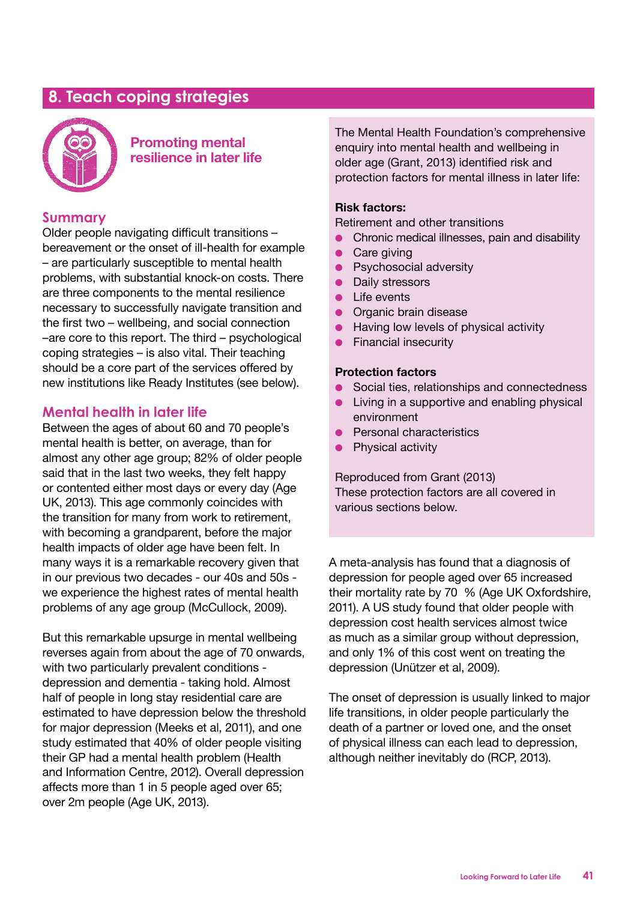# 8. Teach coping strategies

### Promoting mental resilience in later life

## Summary

Older people navigating difficult transitions – bereavement or the onset of ill-health for example – are particularly susceptible to mental health problems, with substantial knock-on costs. There are three components to the mental resilience necessary to successfully navigate transition and the first two – wellbeing, and social connection –are core to this report. The third – psychological coping strategies – is also vital. Their teaching should be a core part of the services offered by new institutions like Ready Institutes (see below).

## Mental health in later life

Between the ages of about 60 and 70 people's mental health is better, on average, than for almost any other age group; 82% of older people said that in the last two weeks, they felt happy or contented either most days or every day (Age UK, 2013). This age commonly coincides with the transition for many from work to retirement, with becoming a grandparent, before the major health impacts of older age have been felt. In many ways it is a remarkable recovery given that in our previous two decades - our 40s and 50s - we experience the highest rates of mental health problems of any age group (McCullock, 2009).

But this remarkable upsurge in mental wellbeing reverses again from about the age of 70 onwards, with two particularly prevalent conditions - depression and dementia - taking hold. Almost half of people in long stay residential care are estimated to have depression below the threshold for major depression (Meeks et al, 2011), and one study estimated that 40% of older people visiting their GP had a mental health problem (Health and Information Centre, 2012). Overall depression affects more than 1 in 5 people aged over 65; over 2m people (Age UK, 2013).

The Mental Health Foundation's comprehensive enquiry into mental health and wellbeing in older age (Grant, 2013) identified risk and protection factors for mental illness in later life:

**Risk factors:**

Retirement and other transitions

- Chronic medical illnesses, pain and disability
- Care giving
- Psychosocial adversity
- Daily stressors
- Life events
- Organic brain disease
- Having low levels of physical activity
- Financial insecurity

**Protection factors**

- Social ties, relationships and connectedness
- Living in a supportive and enabling physical environment
- Personal characteristics
- Physical activity

Reproduced from Grant (2013)
These protection factors are all covered in various sections below.

A meta-analysis has found that a diagnosis of depression for people aged over 65 increased their mortality rate by 70 % (Age UK Oxfordshire, 2011). A US study found that older people with depression cost health services almost twice as much as a similar group without depression, and only 1% of this cost went on treating the depression (Unützer et al, 2009).

The onset of depression is usually linked to major life transitions, in older people particularly the death of a partner or loved one, and the onset of physical illness can each lead to depression, although neither inevitably do (RCP, 2013).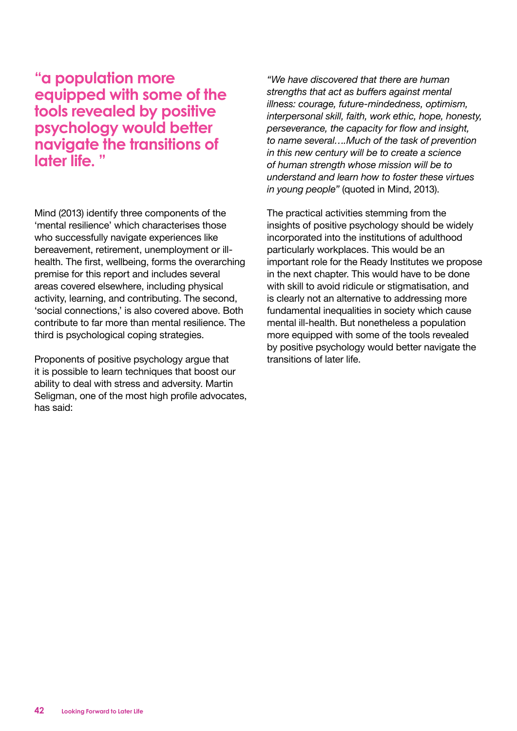**“a population more equipped with some of the tools revealed by positive psychology would better navigate the transitions of later life. ”**

Mind (2013) identify three components of the ‘mental resilience’ which characterises those who successfully navigate experiences like bereavement, retirement, unemployment or ill-health. The first, wellbeing, forms the overarching premise for this report and includes several areas covered elsewhere, including physical activity, learning, and contributing. The second, ‘social connections,’ is also covered above. Both contribute to far more than mental resilience. The third is psychological coping strategies.

Proponents of positive psychology argue that it is possible to learn techniques that boost our ability to deal with stress and adversity. Martin Seligman, one of the most high profile advocates, has said:

*“We have discovered that there are human strengths that act as buffers against mental illness: courage, future-mindedness, optimism, interpersonal skill, faith, work ethic, hope, honesty, perseverance, the capacity for flow and insight, to name several….Much of the task of prevention in this new century will be to create a science of human strength whose mission will be to understand and learn how to foster these virtues in young people”* (quoted in Mind, 2013).

The practical activities stemming from the insights of positive psychology should be widely incorporated into the institutions of adulthood particularly workplaces. This would be an important role for the Ready Institutes we propose in the next chapter. This would have to be done with skill to avoid ridicule or stigmatisation, and is clearly not an alternative to addressing more fundamental inequalities in society which cause mental ill-health. But nonetheless a population more equipped with some of the tools revealed by positive psychology would better navigate the transitions of later life.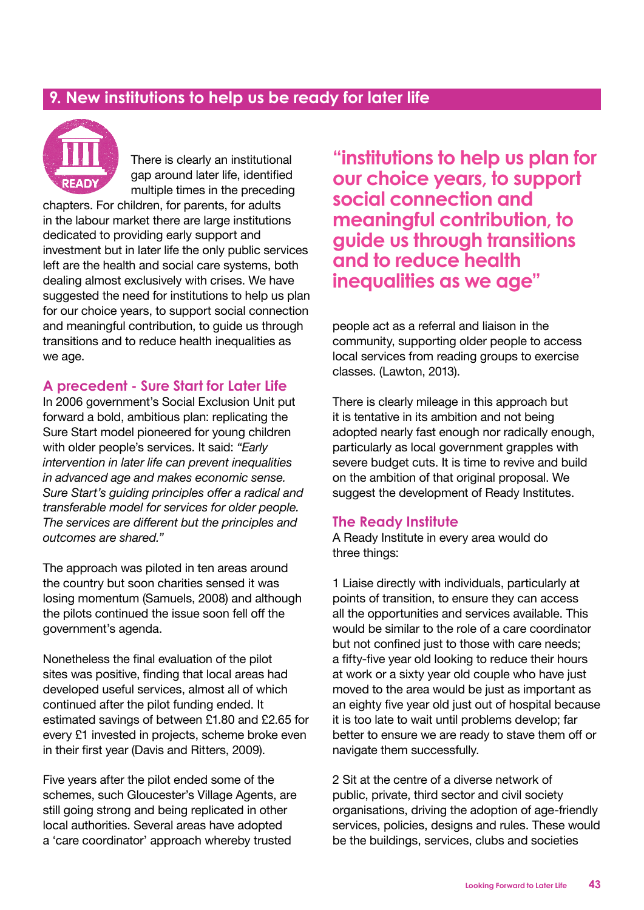## 9. New institutions to help us be ready for later life

There is clearly an institutional gap around later life, identified multiple times in the preceding chapters. For children, for parents, for adults in the labour market there are large institutions dedicated to providing early support and investment but in later life the only public services left are the health and social care systems, both dealing almost exclusively with crises. We have suggested the need for institutions to help us plan for our choice years, to support social connection and meaningful contribution, to guide us through transitions and to reduce health inequalities as we age.

### A precedent - Sure Start for Later Life

In 2006 government's Social Exclusion Unit put forward a bold, ambitious plan: replicating the Sure Start model pioneered for young children with older people's services. It said: *"Early intervention in later life can prevent inequalities in advanced age and makes economic sense. Sure Start's guiding principles offer a radical and transferable model for services for older people. The services are different but the principles and outcomes are shared."*

The approach was piloted in ten areas around the country but soon charities sensed it was losing momentum (Samuels, 2008) and although the pilots continued the issue soon fell off the government's agenda.

Nonetheless the final evaluation of the pilot sites was positive, finding that local areas had developed useful services, almost all of which continued after the pilot funding ended. It estimated savings of between £1.80 and £2.65 for every £1 invested in projects, scheme broke even in their first year (Davis and Ritters, 2009).

Five years after the pilot ended some of the schemes, such Gloucester's Village Agents, are still going strong and being replicated in other local authorities. Several areas have adopted a 'care coordinator' approach whereby trusted people act as a referral and liaison in the community, supporting older people to access local services from reading groups to exercise classes. (Lawton, 2013).

> **"institutions to help us plan for our choice years, to support social connection and meaningful contribution, to guide us through transitions and to reduce health inequalities as we age"**

There is clearly mileage in this approach but it is tentative in its ambition and not being adopted nearly fast enough nor radically enough, particularly as local government grapples with severe budget cuts. It is time to revive and build on the ambition of that original proposal. We suggest the development of Ready Institutes.

### The Ready Institute

A Ready Institute in every area would do three things:

1 Liaise directly with individuals, particularly at points of transition, to ensure they can access all the opportunities and services available. This would be similar to the role of a care coordinator but not confined just to those with care needs; a fifty-five year old looking to reduce their hours at work or a sixty year old couple who have just moved to the area would be just as important as an eighty five year old just out of hospital because it is too late to wait until problems develop; far better to ensure we are ready to stave them off or navigate them successfully.

2 Sit at the centre of a diverse network of public, private, third sector and civil society organisations, driving the adoption of age-friendly services, policies, designs and rules. These would be the buildings, services, clubs and societies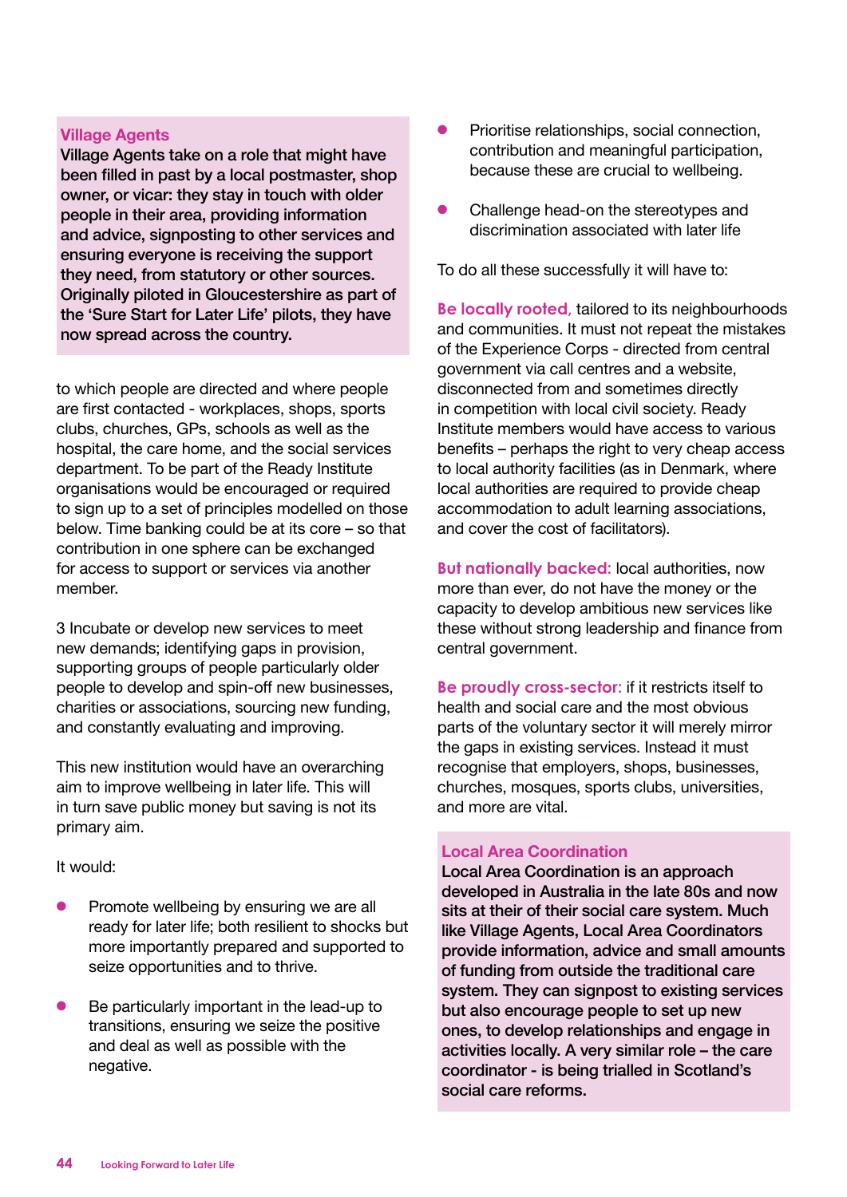> **Village Agents**
> Village Agents take on a role that might have been filled in past by a local postmaster, shop owner, or vicar: they stay in touch with older people in their area, providing information and advice, signposting to other services and ensuring everyone is receiving the support they need, from statutory or other sources. Originally piloted in Gloucestershire as part of the 'Sure Start for Later Life' pilots, they have now spread across the country.

to which people are directed and where people are first contacted - workplaces, shops, sports clubs, churches, GPs, schools as well as the hospital, the care home, and the social services department. To be part of the Ready Institute organisations would be encouraged or required to sign up to a set of principles modelled on those below. Time banking could be at its core – so that contribution in one sphere can be exchanged for access to support or services via another member.

3 Incubate or develop new services to meet new demands; identifying gaps in provision, supporting groups of people particularly older people to develop and spin-off new businesses, charities or associations, sourcing new funding, and constantly evaluating and improving.

This new institution would have an overarching aim to improve wellbeing in later life. This will in turn save public money but saving is not its primary aim.

It would:

- Promote wellbeing by ensuring we are all ready for later life; both resilient to shocks but more importantly prepared and supported to seize opportunities and to thrive.
- Be particularly important in the lead-up to transitions, ensuring we seize the positive and deal as well as possible with the negative.
- Prioritise relationships, social connection, contribution and meaningful participation, because these are crucial to wellbeing.
- Challenge head-on the stereotypes and discrimination associated with later life

To do all these successfully it will have to:

**Be locally rooted,** tailored to its neighbourhoods and communities. It must not repeat the mistakes of the Experience Corps - directed from central government via call centres and a website, disconnected from and sometimes directly in competition with local civil society. Ready Institute members would have access to various benefits – perhaps the right to very cheap access to local authority facilities (as in Denmark, where local authorities are required to provide cheap accommodation to adult learning associations, and cover the cost of facilitators).

**But nationally backed:** local authorities, now more than ever, do not have the money or the capacity to develop ambitious new services like these without strong leadership and finance from central government.

**Be proudly cross-sector:** if it restricts itself to health and social care and the most obvious parts of the voluntary sector it will merely mirror the gaps in existing services. Instead it must recognise that employers, shops, businesses, churches, mosques, sports clubs, universities, and more are vital.

> **Local Area Coordination**
> Local Area Coordination is an approach developed in Australia in the late 80s and now sits at their of their social care system. Much like Village Agents, Local Area Coordinators provide information, advice and small amounts of funding from outside the traditional care system. They can signpost to existing services but also encourage people to set up new ones, to develop relationships and engage in activities locally. A very similar role – the care coordinator - is being trialled in Scotland's social care reforms.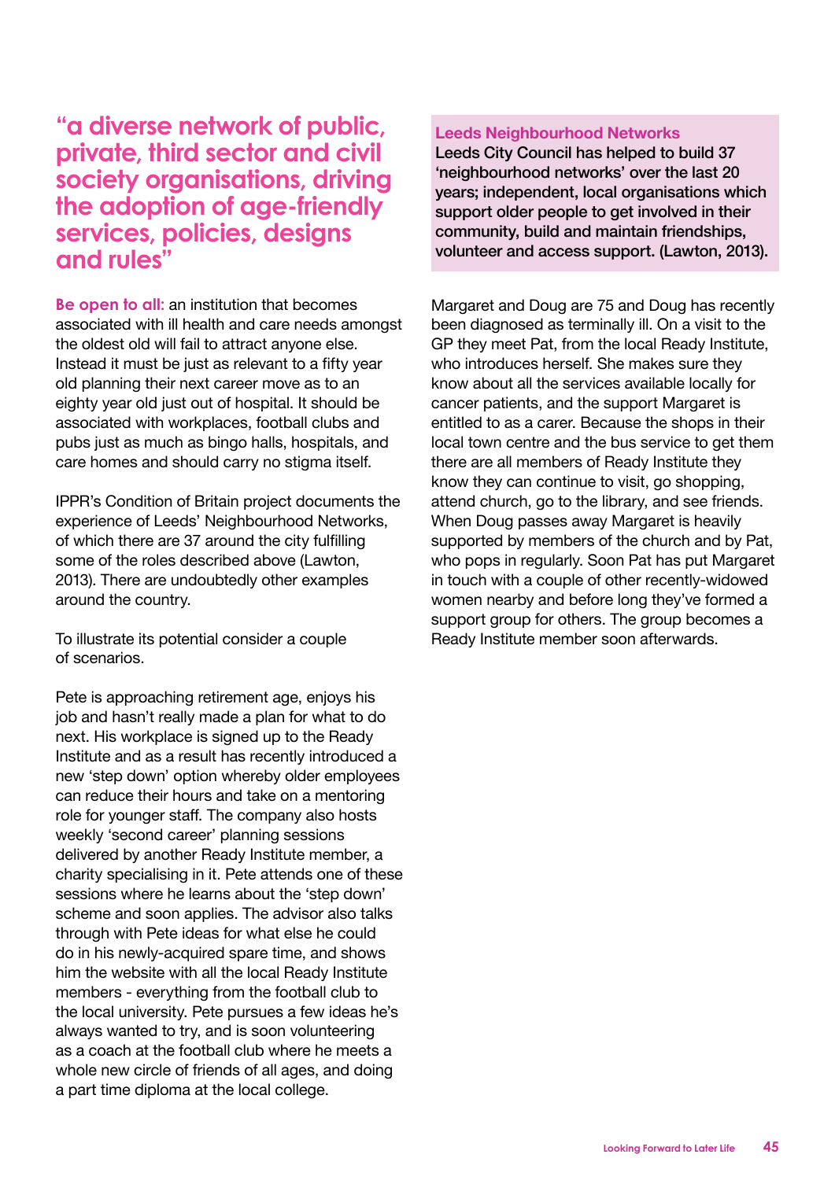> "a diverse network of public, private, third sector and civil society organisations, driving the adoption of age-friendly services, policies, designs and rules"

**Be open to all:** an institution that becomes associated with ill health and care needs amongst the oldest old will fail to attract anyone else. Instead it must be just as relevant to a fifty year old planning their next career move as to an eighty year old just out of hospital. It should be associated with workplaces, football clubs and pubs just as much as bingo halls, hospitals, and care homes and should carry no stigma itself.

IPPR's Condition of Britain project documents the experience of Leeds' Neighbourhood Networks, of which there are 37 around the city fulfilling some of the roles described above (Lawton, 2013). There are undoubtedly other examples around the country.

To illustrate its potential consider a couple of scenarios.

Pete is approaching retirement age, enjoys his job and hasn't really made a plan for what to do next. His workplace is signed up to the Ready Institute and as a result has recently introduced a new 'step down' option whereby older employees can reduce their hours and take on a mentoring role for younger staff. The company also hosts weekly 'second career' planning sessions delivered by another Ready Institute member, a charity specialising in it. Pete attends one of these sessions where he learns about the 'step down' scheme and soon applies. The advisor also talks through with Pete ideas for what else he could do in his newly-acquired spare time, and shows him the website with all the local Ready Institute members - everything from the football club to the local university. Pete pursues a few ideas he's always wanted to try, and is soon volunteering as a coach at the football club where he meets a whole new circle of friends of all ages, and doing a part time diploma at the local college.

**Leeds Neighbourhood Networks**

**Leeds City Council has helped to build 37 'neighbourhood networks' over the last 20 years; independent, local organisations which support older people to get involved in their community, build and maintain friendships, volunteer and access support. (Lawton, 2013).**

Margaret and Doug are 75 and Doug has recently been diagnosed as terminally ill. On a visit to the GP they meet Pat, from the local Ready Institute, who introduces herself. She makes sure they know about all the services available locally for cancer patients, and the support Margaret is entitled to as a carer. Because the shops in their local town centre and the bus service to get them there are all members of Ready Institute they know they can continue to visit, go shopping, attend church, go to the library, and see friends. When Doug passes away Margaret is heavily supported by members of the church and by Pat, who pops in regularly. Soon Pat has put Margaret in touch with a couple of other recently-widowed women nearby and before long they've formed a support group for others. The group becomes a Ready Institute member soon afterwards.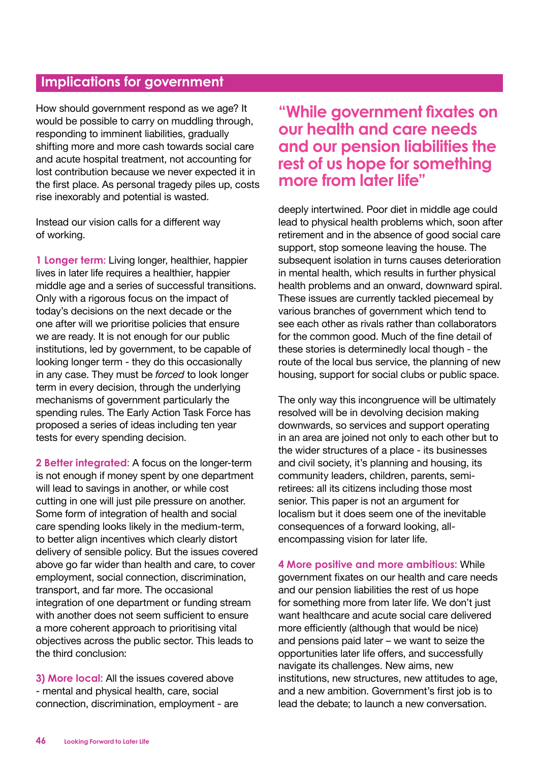## Implications for government

How should government respond as we age? It would be possible to carry on muddling through, responding to imminent liabilities, gradually shifting more and more cash towards social care and acute hospital treatment, not accounting for lost contribution because we never expected it in the first place. As personal tragedy piles up, costs rise inexorably and potential is wasted.

Instead our vision calls for a different way of working.

**1 Longer term:** Living longer, healthier, happier lives in later life requires a healthier, happier middle age and a series of successful transitions. Only with a rigorous focus on the impact of today's decisions on the next decade or the one after will we prioritise policies that ensure we are ready. It is not enough for our public institutions, led by government, to be capable of looking longer term - they do this occasionally in any case. They must be *forced* to look longer term in every decision, through the underlying mechanisms of government particularly the spending rules. The Early Action Task Force has proposed a series of ideas including ten year tests for every spending decision.

**2 Better integrated:** A focus on the longer-term is not enough if money spent by one department will lead to savings in another, or while cost cutting in one will just pile pressure on another. Some form of integration of health and social care spending looks likely in the medium-term, to better align incentives which clearly distort delivery of sensible policy. But the issues covered above go far wider than health and care, to cover employment, social connection, discrimination, transport, and far more. The occasional integration of one department or funding stream with another does not seem sufficient to ensure a more coherent approach to prioritising vital objectives across the public sector. This leads to the third conclusion:

**3) More local:** All the issues covered above - mental and physical health, care, social connection, discrimination, employment - are deeply intertwined. Poor diet in middle age could lead to physical health problems which, soon after retirement and in the absence of good social care support, stop someone leaving the house. The subsequent isolation in turns causes deterioration in mental health, which results in further physical health problems and an onward, downward spiral. These issues are currently tackled piecemeal by various branches of government which tend to see each other as rivals rather than collaborators for the common good. Much of the fine detail of these stories is determinedly local though - the route of the local bus service, the planning of new housing, support for social clubs or public space.

The only way this incongruence will be ultimately resolved will be in devolving decision making downwards, so services and support operating in an area are joined not only to each other but to the wider structures of a place - its businesses and civil society, it's planning and housing, its community leaders, children, parents, semi-retirees: all its citizens including those most senior. This paper is not an argument for localism but it does seem one of the inevitable consequences of a forward looking, all-encompassing vision for later life.

> **"While government fixates on our health and care needs and our pension liabilities the rest of us hope for something more from later life"**

**4 More positive and more ambitious:** While government fixates on our health and care needs and our pension liabilities the rest of us hope for something more from later life. We don't just want healthcare and acute social care delivered more efficiently (although that would be nice) and pensions paid later – we want to seize the opportunities later life offers, and successfully navigate its challenges. New aims, new institutions, new structures, new attitudes to age, and a new ambition. Government's first job is to lead the debate; to launch a new conversation.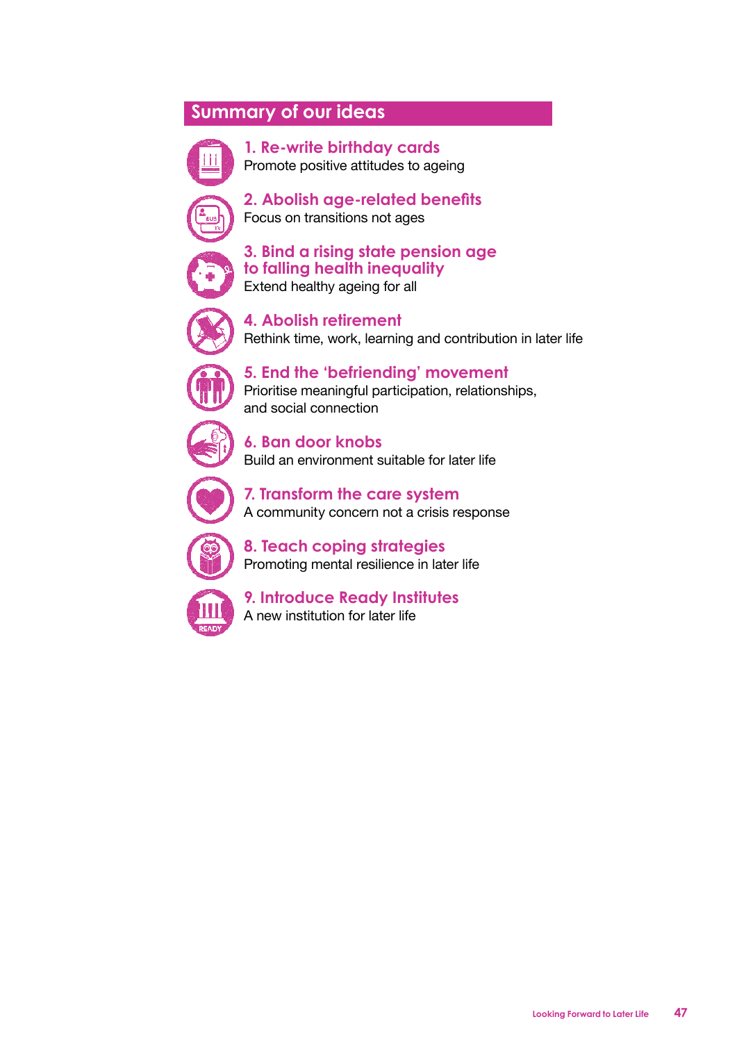## Summary of our ideas

### 1. Re-write birthday cards
Promote positive attitudes to ageing

### 2. Abolish age-related benefits
Focus on transitions not ages

### 3. Bind a rising state pension age to falling health inequality
Extend healthy ageing for all

### 4. Abolish retirement
Rethink time, work, learning and contribution in later life

### 5. End the ‘befriending’ movement
Prioritise meaningful participation, relationships, and social connection

### 6. Ban door knobs
Build an environment suitable for later life

### 7. Transform the care system
A community concern not a crisis response

### 8. Teach coping strategies
Promoting mental resilience in later life

### 9. Introduce Ready Institutes
A new institution for later life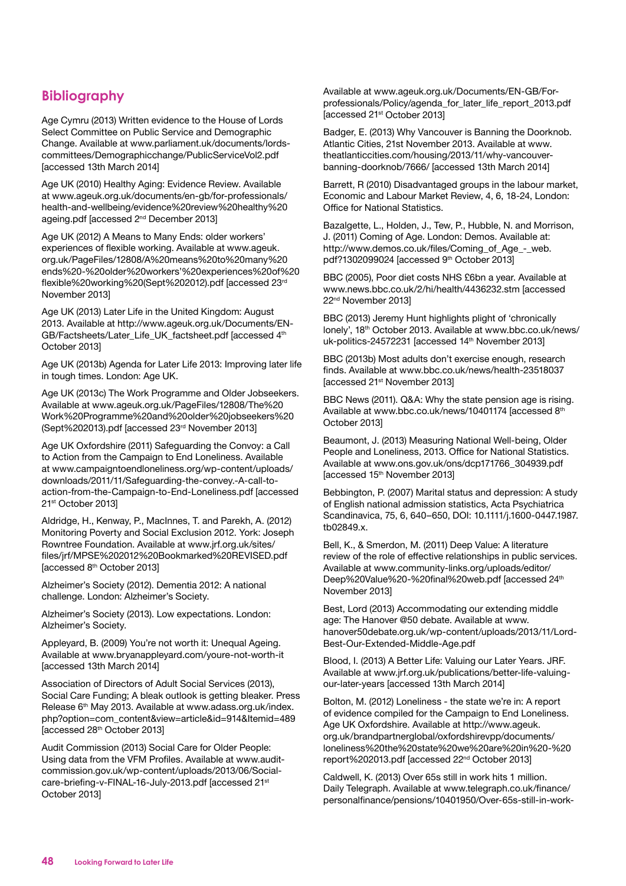## Bibliography

Age Cymru (2013) Written evidence to the House of Lords Select Committee on Public Service and Demographic Change. Available at www.parliament.uk/documents/lords-committees/Demographicchange/PublicServiceVol2.pdf [accessed 13th March 2014]

Age UK (2010) Healthy Aging: Evidence Review. Available at www.ageuk.org.uk/documents/en-gb/for-professionals/health-and-wellbeing/evidence%20review%20healthy%20ageing.pdf [accessed 2nd December 2013]

Age UK (2012) A Means to Many Ends: older workers' experiences of flexible working. Available at www.ageuk.org.uk/PageFiles/12808/A%20means%20to%20many%20ends%20-%20older%20workers'%20experiences%20of%20flexible%20working%20(Sept%202012).pdf [accessed 23rd November 2013]

Age UK (2013) Later Life in the United Kingdom: August 2013. Available at http://www.ageuk.org.uk/Documents/EN-GB/Factsheets/Later_Life_UK_factsheet.pdf [accessed 4th October 2013]

Age UK (2013b) Agenda for Later Life 2013: Improving later life in tough times. London: Age UK.

Age UK (2013c) The Work Programme and Older Jobseekers. Available at www.ageuk.org.uk/PageFiles/12808/The%20Work%20Programme%20and%20older%20jobseekers%20(Sept%202013).pdf [accessed 23rd November 2013]

Age UK Oxfordshire (2011) Safeguarding the Convoy: a Call to Action from the Campaign to End Loneliness. Available at www.campaigntoendloneliness.org/wp-content/uploads/downloads/2011/11/Safeguarding-the-convey.-A-call-to-action-from-the-Campaign-to-End-Loneliness.pdf [accessed 21st October 2013]

Aldridge, H., Kenway, P., MacInnes, T. and Parekh, A. (2012) Monitoring Poverty and Social Exclusion 2012. York: Joseph Rowntree Foundation. Available at www.jrf.org.uk/sites/files/jrf/MPSE%202012%20Bookmarked%20REVISED.pdf [accessed 8th October 2013]

Alzheimer's Society (2012). Dementia 2012: A national challenge. London: Alzheimer's Society.

Alzheimer's Society (2013). Low expectations. London: Alzheimer's Society.

Appleyard, B. (2009) You're not worth it: Unequal Ageing. Available at www.bryanappleyard.com/youre-not-worth-it [accessed 13th March 2014]

Association of Directors of Adult Social Services (2013), Social Care Funding; A bleak outlook is getting bleaker. Press Release 6th May 2013. Available at www.adass.org.uk/index.php?option=com_content&view=article&id=914&Itemid=489 [accessed 28th October 2013]

Audit Commission (2013) Social Care for Older People: Using data from the VFM Profiles. Available at www.audit-commission.gov.uk/wp-content/uploads/2013/06/Social-care-briefing-v-FINAL-16-July-2013.pdf [accessed 21st October 2013]

Available at www.ageuk.org.uk/Documents/EN-GB/For-professionals/Policy/agenda_for_later_life_report_2013.pdf [accessed 21st October 2013]

Badger, E. (2013) Why Vancouver is Banning the Doorknob. Atlantic Cities, 21st November 2013. Available at www.theatlanticcities.com/housing/2013/11/why-vancouver-banning-doorknob/7666/ [accessed 13th March 2014]

Barrett, R (2010) Disadvantaged groups in the labour market, Economic and Labour Market Review, 4, 6, 18-24, London: Office for National Statistics.

Bazalgette, L., Holden, J., Tew, P., Hubble, N. and Morrison, J. (2011) Coming of Age. London: Demos. Available at: http://www.demos.co.uk/files/Coming_of_Age_-_web.pdf?1302099024 [accessed 9th October 2013]

BBC (2005), Poor diet costs NHS £6bn a year. Available at www.news.bbc.co.uk/2/hi/health/4436232.stm [accessed 22nd November 2013]

BBC (2013) Jeremy Hunt highlights plight of 'chronically lonely', 18th October 2013. Available at www.bbc.co.uk/news/uk-politics-24572231 [accessed 14th November 2013]

BBC (2013b) Most adults don't exercise enough, research finds. Available at www.bbc.co.uk/news/health-23518037 [accessed 21st November 2013]

BBC News (2011). Q&A: Why the state pension age is rising. Available at www.bbc.co.uk/news/10401174 [accessed 8th October 2013]

Beaumont, J. (2013) Measuring National Well-being, Older People and Loneliness, 2013. Office for National Statistics. Available at: www.ons.gov.uk/ons/dcp171766_304939.pdf [accessed 15th November 2013]

Bebbington, P. (2007) Marital status and depression: A study of English national admission statistics, Acta Psychiatrica Scandinavica, 75, 6, 640–650, DOI: 10.1111/j.1600-0447.1987.tb02849.x.

Bell, K., & Smerdon, M. (2011) Deep Value: A literature review of the role of effective relationships in public services. Available at www.community-links.org/uploads/editor/Deep%20Value%20-%20final%20web.pdf [accessed 24th November 2013]

Best, Lord (2013) Accommodating our extending middle age: The Hanover @50 debate. Available at www.hanover50debate.org.uk/wp-content/uploads/2013/11/Lord-Best-Our-Extended-Middle-Age.pdf

Blood, I. (2013) A Better Life: Valuing our Later Years. JRF. Available at www.jrf.org.uk/publications/better-life-valuing-our-later-years [accessed 13th March 2014]

Bolton, M. (2012) Loneliness - the state we're in: A report of evidence compiled for the Campaign to End Loneliness. Age UK Oxfordshire. Available at http://www.ageuk.org.uk/brandpartnerglobal/oxfordshirevpp/documents/loneliness%20the%20state%20we%20are%20in%20-%20report%202013.pdf [accessed 22nd October 2013]

Caldwell, K. (2013) Over 65s still in work hits 1 million. Daily Telegraph. Available at www.telegraph.co.uk/finance/personalfinance/pensions/10401950/Over-65s-still-in-work-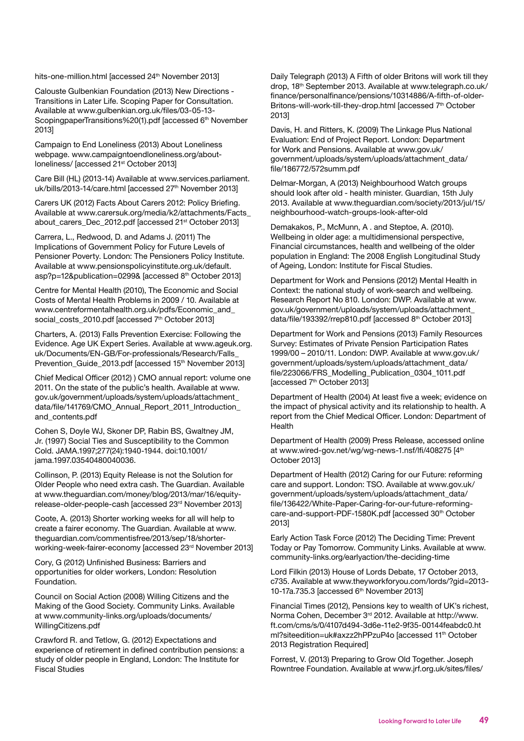hits-one-million.html [accessed 24th November 2013]

Calouste Gulbenkian Foundation (2013) New Directions - Transitions in Later Life. Scoping Paper for Consultation. Available at www.gulbenkian.org.uk/files/03-05-13-ScopingpaperTransitions%20(1).pdf [accessed 6th November 2013]

Campaign to End Loneliness (2013) About Loneliness webpage. www.campaigntoendloneliness.org/about-loneliness/ [accessed 21st October 2013]

Care Bill (HL) (2013-14) Available at www.services.parliament.uk/bills/2013-14/care.html [accessed 27th November 2013]

Carers UK (2012) Facts About Carers 2012: Policy Briefing. Available at www.carersuk.org/media/k2/attachments/Facts_about_carers_Dec_2012.pdf [accessed 21st October 2013]

Carrera, L., Redwood, D. and Adams J. (2011) The Implications of Government Policy for Future Levels of Pensioner Poverty. London: The Pensioners Policy Institute. Available at www.pensionspolicyinstitute.org.uk/default.asp?p=12&publication=0299& [accessed 8th October 2013]

Centre for Mental Health (2010), The Economic and Social Costs of Mental Health Problems in 2009 / 10. Available at www.centreformentalhealth.org.uk/pdfs/Economic_and_social_costs_2010.pdf [accessed 7th October 2013]

Charters, A. (2013) Falls Prevention Exercise: Following the Evidence. Age UK Expert Series. Available at www.ageuk.org.uk/Documents/EN-GB/For-professionals/Research/Falls_Prevention_Guide_2013.pdf [accessed 15th November 2013]

Chief Medical Officer (2012) ) CMO annual report: volume one 2011. On the state of the public's health. Available at www.gov.uk/government/uploads/system/uploads/attachment_data/file/141769/CMO_Annual_Report_2011_Introduction_and_contents.pdf

Cohen S, Doyle WJ, Skoner DP, Rabin BS, Gwaltney JM, Jr. (1997) Social Ties and Susceptibility to the Common Cold. JAMA.1997;277(24):1940-1944. doi:10.1001/jama.1997.03540480040036.

Collinson, P. (2013) Equity Release is not the Solution for Older People who need extra cash. The Guardian. Available at www.theguardian.com/money/blog/2013/mar/16/equity-release-older-people-cash [accessed 23rd November 2013]

Coote, A. (2013) Shorter working weeks for all will help to create a fairer economy. The Guardian. Available at www.theguardian.com/commentisfree/2013/sep/18/shorter-working-week-fairer-economy [accessed 23rd November 2013]

Cory, G (2012) Unfinished Business: Barriers and opportunities for older workers, London: Resolution Foundation.

Council on Social Action (2008) Willing Citizens and the Making of the Good Society. Community Links. Available at www.community-links.org/uploads/documents/WillingCitizens.pdf

Crawford R. and Tetlow, G. (2012) Expectations and experience of retirement in defined contribution pensions: a study of older people in England, London: The Institute for Fiscal Studies

Daily Telegraph (2013) A Fifth of older Britons will work till they drop, 18th September 2013. Available at www.telegraph.co.uk/finance/personalfinance/pensions/10314886/A-fifth-of-older-Britons-will-work-till-they-drop.html [accessed 7th October 2013]

Davis, H. and Ritters, K. (2009) The Linkage Plus National Evaluation: End of Project Report. London: Department for Work and Pensions. Available at www.gov.uk/government/uploads/system/uploads/attachment_data/file/186772/572summ.pdf

Delmar-Morgan, A (2013) Neighbourhood Watch groups should look after old - health minister. Guardian, 15th July 2013. Available at www.theguardian.com/society/2013/jul/15/neighbourhood-watch-groups-look-after-old

Demakakos, P., McMunn, A . and Steptoe, A. (2010). Wellbeing in older age: a multidimensional perspective, Financial circumstances, health and wellbeing of the older population in England: The 2008 English Longitudinal Study of Ageing, London: Institute for Fiscal Studies.

Department for Work and Pensions (2012) Mental Health in Context: the national study of work-search and wellbeing. Research Report No 810. London: DWP. Available at www.gov.uk/government/uploads/system/uploads/attachment_data/file/193392/rrep810.pdf [accessed 8th October 2013]

Department for Work and Pensions (2013) Family Resources Survey: Estimates of Private Pension Participation Rates 1999/00 – 2010/11. London: DWP. Available at www.gov.uk/government/uploads/system/uploads/attachment_data/file/223066/FRS_Modelling_Publication_0304_1011.pdf [accessed 7th October 2013]

Department of Health (2004) At least five a week; evidence on the impact of physical activity and its relationship to health. A report from the Chief Medical Officer. London: Department of Health

Department of Health (2009) Press Release, accessed online at www.wired-gov.net/wg/wg-news-1.nsf/lfi/408275 [4th October 2013]

Department of Health (2012) Caring for our Future: reforming care and support. London: TSO. Available at www.gov.uk/government/uploads/system/uploads/attachment_data/file/136422/White-Paper-Caring-for-our-future-reforming-care-and-support-PDF-1580K.pdf [accessed 30th October 2013]

Early Action Task Force (2012) The Deciding Time: Prevent Today or Pay Tomorrow. Community Links. Available at www.community-links.org/earlyaction/the-deciding-time

Lord Filkin (2013) House of Lords Debate, 17 October 2013, c735. Available at www.theyworkforyou.com/lords/?gid=2013-10-17a.735.3 [accessed 6th November 2013]

Financial Times (2012), Pensions key to wealth of UK's richest, Norma Cohen, December 3rd 2012. Available at http://www.ft.com/cms/s/0/4107d494-3d6e-11e2-9f35-00144feabdc0.html?siteedition=uk#axzz2hPPzuP4o [accessed 11th October 2013 Registration Required]

Forrest, V. (2013) Preparing to Grow Old Together. Joseph Rowntree Foundation. Available at www.jrf.org.uk/sites/files/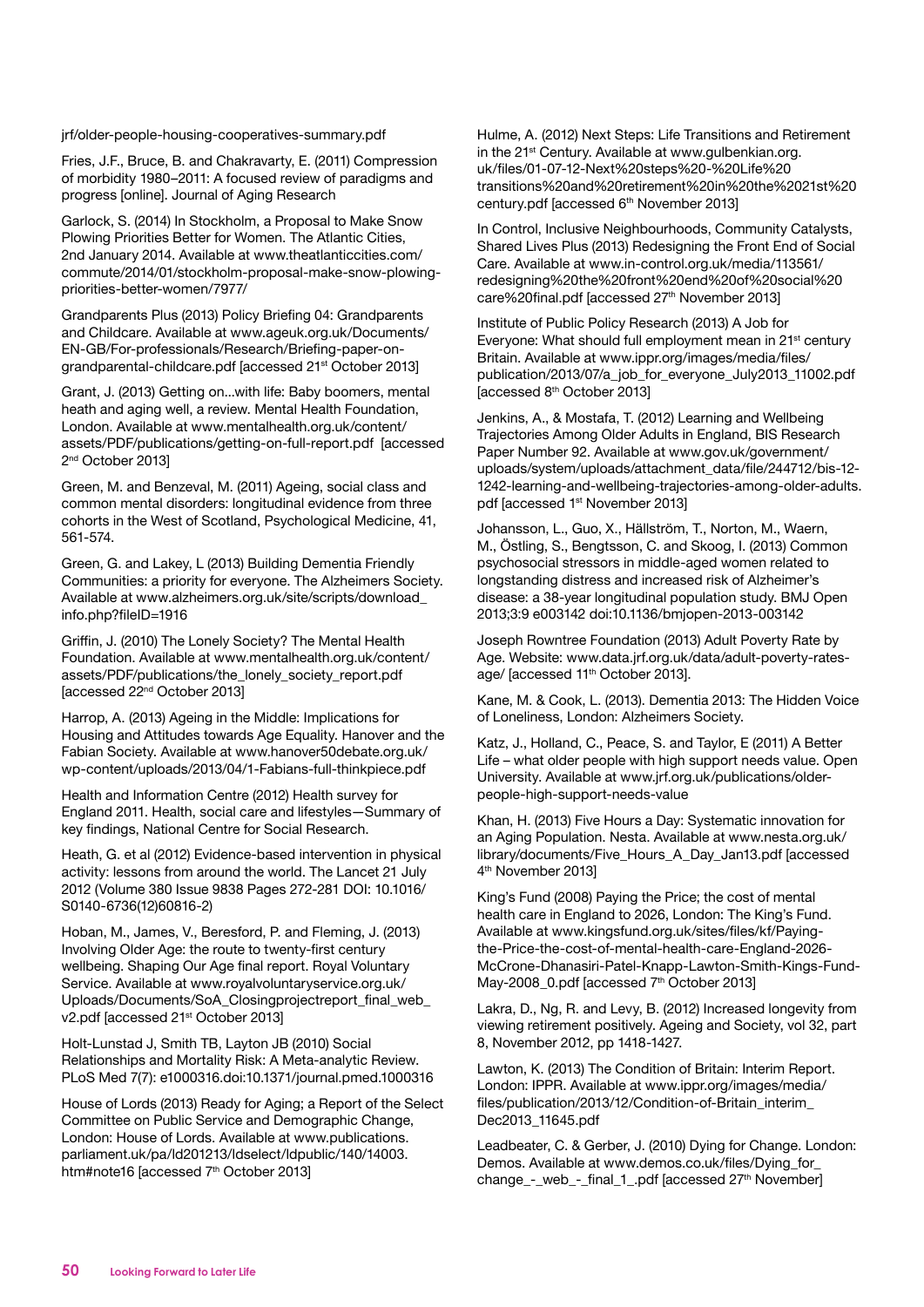jrf/older-people-housing-cooperatives-summary.pdf

Fries, J.F., Bruce, B. and Chakravarty, E. (2011) Compression of morbidity 1980–2011: A focused review of paradigms and progress [online]. Journal of Aging Research

Garlock, S. (2014) In Stockholm, a Proposal to Make Snow Plowing Priorities Better for Women. The Atlantic Cities, 2nd January 2014. Available at www.theatlanticcities.com/commute/2014/01/stockholm-proposal-make-snow-plowing-priorities-better-women/7977/

Grandparents Plus (2013) Policy Briefing 04: Grandparents and Childcare. Available at www.ageuk.org.uk/Documents/EN-GB/For-professionals/Research/Briefing-paper-on-grandparental-childcare.pdf [accessed 21st October 2013]

Grant, J. (2013) Getting on...with life: Baby boomers, mental heath and aging well, a review. Mental Health Foundation, London. Available at www.mentalhealth.org.uk/content/assets/PDF/publications/getting-on-full-report.pdf [accessed 2nd October 2013]

Green, M. and Benzeval, M. (2011) Ageing, social class and common mental disorders: longitudinal evidence from three cohorts in the West of Scotland, Psychological Medicine, 41, 561-574.

Green, G. and Lakey, L (2013) Building Dementia Friendly Communities: a priority for everyone. The Alzheimers Society. Available at www.alzheimers.org.uk/site/scripts/download_info.php?fileID=1916

Griffin, J. (2010) The Lonely Society? The Mental Health Foundation. Available at www.mentalhealth.org.uk/content/assets/PDF/publications/the_lonely_society_report.pdf [accessed 22nd October 2013]

Harrop, A. (2013) Ageing in the Middle: Implications for Housing and Attitudes towards Age Equality. Hanover and the Fabian Society. Available at www.hanover50debate.org.uk/wp-content/uploads/2013/04/1-Fabians-full-thinkpiece.pdf

Health and Information Centre (2012) Health survey for England 2011. Health, social care and lifestyles—Summary of key findings, National Centre for Social Research.

Heath, G. et al (2012) Evidence-based intervention in physical activity: lessons from around the world. The Lancet 21 July 2012 (Volume 380 Issue 9838 Pages 272-281 DOI: 10.1016/S0140-6736(12)60816-2)

Hoban, M., James, V., Beresford, P. and Fleming, J. (2013) Involving Older Age: the route to twenty-first century wellbeing. Shaping Our Age final report. Royal Voluntary Service. Available at www.royalvoluntaryservice.org.uk/Uploads/Documents/SoA_Closingprojectreport_final_web_v2.pdf [accessed 21st October 2013]

Holt-Lunstad J, Smith TB, Layton JB (2010) Social Relationships and Mortality Risk: A Meta-analytic Review. PLoS Med 7(7): e1000316.doi:10.1371/journal.pmed.1000316

House of Lords (2013) Ready for Aging; a Report of the Select Committee on Public Service and Demographic Change, London: House of Lords. Available at www.publications.parliament.uk/pa/ld201213/ldselect/ldpublic/140/14003.htm#note16 [accessed 7th October 2013]

Hulme, A. (2012) Next Steps: Life Transitions and Retirement in the 21st Century. Available at www.gulbenkian.org.uk/files/01-07-12-Next%20steps%20-%20Life%20transitions%20and%20retirement%20in%20the%2021st%20century.pdf [accessed 6th November 2013]

In Control, Inclusive Neighbourhoods, Community Catalysts, Shared Lives Plus (2013) Redesigning the Front End of Social Care. Available at www.in-control.org.uk/media/113561/redesigning%20the%20front%20end%20of%20social%20care%20final.pdf [accessed 27th November 2013]

Institute of Public Policy Research (2013) A Job for Everyone: What should full employment mean in 21st century Britain. Available at www.ippr.org/images/media/files/publication/2013/07/a_job_for_everyone_July2013_11002.pdf [accessed 8th October 2013]

Jenkins, A., & Mostafa, T. (2012) Learning and Wellbeing Trajectories Among Older Adults in England, BIS Research Paper Number 92. Available at www.gov.uk/government/uploads/system/uploads/attachment_data/file/244712/bis-12-1242-learning-and-wellbeing-trajectories-among-older-adults.pdf [accessed 1st November 2013]

Johansson, L., Guo, X., Hällström, T., Norton, M., Waern, M., Östling, S., Bengtsson, C. and Skoog, I. (2013) Common psychosocial stressors in middle-aged women related to longstanding distress and increased risk of Alzheimer's disease: a 38-year longitudinal population study. BMJ Open 2013;3:9 e003142 doi:10.1136/bmjopen-2013-003142

Joseph Rowntree Foundation (2013) Adult Poverty Rate by Age. Website: www.data.jrf.org.uk/data/adult-poverty-rates-age/ [accessed 11th October 2013].

Kane, M. & Cook, L. (2013). Dementia 2013: The Hidden Voice of Loneliness, London: Alzheimers Society.

Katz, J., Holland, C., Peace, S. and Taylor, E (2011) A Better Life – what older people with high support needs value. Open University. Available at www.jrf.org.uk/publications/older-people-high-support-needs-value

Khan, H. (2013) Five Hours a Day: Systematic innovation for an Aging Population. Nesta. Available at www.nesta.org.uk/library/documents/Five_Hours_A_Day_Jan13.pdf [accessed 4th November 2013]

King's Fund (2008) Paying the Price; the cost of mental health care in England to 2026, London: The King's Fund. Available at www.kingsfund.org.uk/sites/files/kf/Paying-the-Price-the-cost-of-mental-health-care-England-2026-McCrone-Dhanasiri-Patel-Knapp-Lawton-Smith-Kings-Fund-May-2008_0.pdf [accessed 7th October 2013]

Lakra, D., Ng, R. and Levy, B. (2012) Increased longevity from viewing retirement positively. Ageing and Society, vol 32, part 8, November 2012, pp 1418-1427.

Lawton, K. (2013) The Condition of Britain: Interim Report. London: IPPR. Available at www.ippr.org/images/media/files/publication/2013/12/Condition-of-Britain_interim_Dec2013_11645.pdf

Leadbeater, C. & Gerber, J. (2010) Dying for Change. London: Demos. Available at www.demos.co.uk/files/Dying_for_change_-_web_-_final_1_.pdf [accessed 27th November]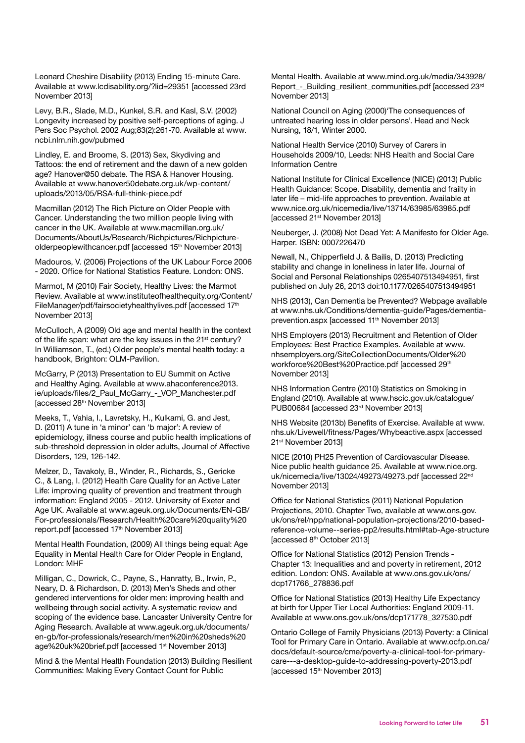Leonard Cheshire Disability (2013) Ending 15-minute Care. Available at www.lcdisability.org/?lid=29351 [accessed 23rd November 2013]

Levy, B.R., Slade, M.D., Kunkel, S.R. and Kasl, S.V. (2002) Longevity increased by positive self-perceptions of aging. J Pers Soc Psychol. 2002 Aug;83(2):261-70. Available at www.ncbi.nlm.nih.gov/pubmed

Lindley, E. and Broome, S. (2013) Sex, Skydiving and Tattoos: the end of retirement and the dawn of a new golden age? Hanover@50 debate. The RSA & Hanover Housing. Available at www.hanover50debate.org.uk/wp-content/uploads/2013/05/RSA-full-think-piece.pdf

Macmillan (2012) The Rich Picture on Older People with Cancer. Understanding the two million people living with cancer in the UK. Available at www.macmillan.org.uk/Documents/AboutUs/Research/Richpictures/Richpicture-olderpeoplewithcancer.pdf [accessed 15th November 2013]

Madouros, V. (2006) Projections of the UK Labour Force 2006 - 2020. Office for National Statistics Feature. London: ONS.

Marmot, M (2010) Fair Society, Healthy Lives: the Marmot Review. Available at www.instituteofhealthequity.org/Content/FileManager/pdf/fairsocietyhealthylives.pdf [accessed 17th November 2013]

McCulloch, A (2009) Old age and mental health in the context of the life span: what are the key issues in the 21st century? In Williamson, T., (ed.) Older people's mental health today: a handbook, Brighton: OLM-Pavilion.

McGarry, P (2013) Presentation to EU Summit on Active and Healthy Aging. Available at www.ahaconference2013.ie/uploads/files/2_Paul_McGarry_-_VOP_Manchester.pdf [accessed 28th November 2013]

Meeks, T., Vahia, I., Lavretsky, H., Kulkami, G. and Jest, D. (2011) A tune in 'a minor' can 'b major': A review of epidemiology, illness course and public health implications of sub-threshold depression in older adults, Journal of Affective Disorders, 129, 126-142.

Melzer, D., Tavakoly, B., Winder, R., Richards, S., Gericke C., & Lang, I. (2012) Health Care Quality for an Active Later Life: improving quality of prevention and treatment through information: England 2005 - 2012. University of Exeter and Age UK. Available at www.ageuk.org.uk/Documents/EN-GB/For-professionals/Research/Health%20care%20quality%20report.pdf [accessed 17th November 2013]

Mental Health Foundation, (2009) All things being equal: Age Equality in Mental Health Care for Older People in England, London: MHF

Milligan, C., Dowrick, C., Payne, S., Hanratty, B., Irwin, P., Neary, D. & Richardson, D. (2013) Men's Sheds and other gendered interventions for older men: improving health and wellbeing through social activity. A systematic review and scoping of the evidence base. Lancaster University Centre for Aging Research. Available at www.ageuk.org.uk/documents/en-gb/for-professionals/research/men%20in%20sheds%20age%20uk%20brief.pdf [accessed 1st November 2013]

Mind & the Mental Health Foundation (2013) Building Resilient Communities: Making Every Contact Count for Public Mental Health. Available at www.mind.org.uk/media/343928/Report_-_Building_resilient_communities.pdf [accessed 23rd November 2013]

National Council on Aging (2000)'The consequences of untreated hearing loss in older persons'. Head and Neck Nursing, 18/1, Winter 2000.

National Health Service (2010) Survey of Carers in Households 2009/10, Leeds: NHS Health and Social Care Information Centre

National Institute for Clinical Excellence (NICE) (2013) Public Health Guidance: Scope. Disability, dementia and frailty in later life – mid-life approaches to prevention. Available at www.nice.org.uk/nicemedia/live/13714/63985/63985.pdf [accessed 21st November 2013]

Neuberger, J. (2008) Not Dead Yet: A Manifesto for Older Age. Harper. ISBN: 0007226470

Newall, N., Chipperfield J. & Bailis, D. (2013) Predicting stability and change in loneliness in later life. Journal of Social and Personal Relationships 0265407513494951, first published on July 26, 2013 doi:10.1177/0265407513494951

NHS (2013), Can Dementia be Prevented? Webpage available at www.nhs.uk/Conditions/dementia-guide/Pages/dementia-prevention.aspx [accessed 11th November 2013]

NHS Employers (2013) Recruitment and Retention of Older Employees: Best Practice Examples. Available at www.nhsemployers.org/SiteCollectionDocuments/Older%20workforce%20Best%20Practice.pdf [accessed 29th November 2013]

NHS Information Centre (2010) Statistics on Smoking in England (2010). Available at www.hscic.gov.uk/catalogue/PUB00684 [accessed 23rd November 2013]

NHS Website (2013b) Benefits of Exercise. Available at www.nhs.uk/Livewell/fitness/Pages/Whybeactive.aspx [accessed 21st November 2013]

NICE (2010) PH25 Prevention of Cardiovascular Disease. Nice public health guidance 25. Available at www.nice.org.uk/nicemedia/live/13024/49273/49273.pdf [accessed 22nd November 2013]

Office for National Statistics (2011) National Population Projections, 2010. Chapter Two, available at www.ons.gov.uk/ons/rel/npp/national-population-projections/2010-based-reference-volume--series-pp2/results.html#tab-Age-structure [accessed 8th October 2013]

Office for National Statistics (2012) Pension Trends - Chapter 13: Inequalities and and poverty in retirement, 2012 edition. London: ONS. Available at www.ons.gov.uk/ons/dcp171766_278836.pdf

Office for National Statistics (2013) Healthy Life Expectancy at birth for Upper Tier Local Authorities: England 2009-11. Available at www.ons.gov.uk/ons/dcp171778_327530.pdf

Ontario College of Family Physicians (2013) Poverty: a Clinical Tool for Primary Care in Ontario. Available at www.ocfp.on.ca/docs/default-source/cme/poverty-a-clinical-tool-for-primary-care---a-desktop-guide-to-addressing-poverty-2013.pdf [accessed 15th November 2013]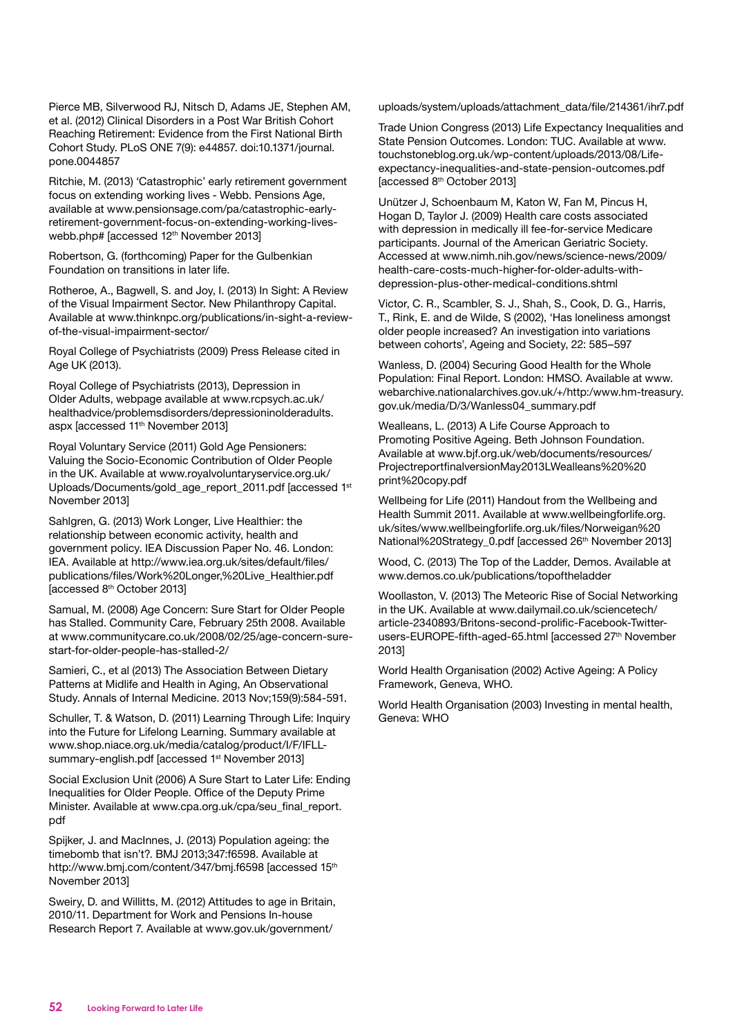Pierce MB, Silverwood RJ, Nitsch D, Adams JE, Stephen AM, et al. (2012) Clinical Disorders in a Post War British Cohort Reaching Retirement: Evidence from the First National Birth Cohort Study. PLoS ONE 7(9): e44857. doi:10.1371/journal.pone.0044857

Ritchie, M. (2013) 'Catastrophic' early retirement government focus on extending working lives - Webb. Pensions Age, available at www.pensionsage.com/pa/catastrophic-early-retirement-government-focus-on-extending-working-lives-webb.php# [accessed 12th November 2013]

Robertson, G. (forthcoming) Paper for the Gulbenkian Foundation on transitions in later life.

Rotheroe, A., Bagwell, S. and Joy, I. (2013) In Sight: A Review of the Visual Impairment Sector. New Philanthropy Capital. Available at www.thinknpc.org/publications/in-sight-a-review-of-the-visual-impairment-sector/

Royal College of Psychiatrists (2009) Press Release cited in Age UK (2013).

Royal College of Psychiatrists (2013), Depression in Older Adults, webpage available at www.rcpsych.ac.uk/healthadvice/problemsdisorders/depressioninolderadults.aspx [accessed 11th November 2013]

Royal Voluntary Service (2011) Gold Age Pensioners: Valuing the Socio-Economic Contribution of Older People in the UK. Available at www.royalvoluntaryservice.org.uk/Uploads/Documents/gold_age_report_2011.pdf [accessed 1st November 2013]

Sahlgren, G. (2013) Work Longer, Live Healthier: the relationship between economic activity, health and government policy. IEA Discussion Paper No. 46. London: IEA. Available at http://www.iea.org.uk/sites/default/files/publications/files/Work%20Longer,%20Live_Healthier.pdf [accessed 8th October 2013]

Samual, M. (2008) Age Concern: Sure Start for Older People has Stalled. Community Care, February 25th 2008. Available at www.communitycare.co.uk/2008/02/25/age-concern-sure-start-for-older-people-has-stalled-2/

Samieri, C., et al (2013) The Association Between Dietary Patterns at Midlife and Health in Aging, An Observational Study. Annals of Internal Medicine. 2013 Nov;159(9):584-591.

Schuller, T. & Watson, D. (2011) Learning Through Life: Inquiry into the Future for Lifelong Learning. Summary available at www.shop.niace.org.uk/media/catalog/product/I/F/IFLL-summary-english.pdf [accessed 1st November 2013]

Social Exclusion Unit (2006) A Sure Start to Later Life: Ending Inequalities for Older People. Office of the Deputy Prime Minister. Available at www.cpa.org.uk/cpa/seu_final_report.pdf

Spijker, J. and MacInnes, J. (2013) Population ageing: the timebomb that isn't?. BMJ 2013;347:f6598. Available at http://www.bmj.com/content/347/bmj.f6598 [accessed 15th November 2013]

Sweiry, D. and Willitts, M. (2012) Attitudes to age in Britain, 2010/11. Department for Work and Pensions In-house Research Report 7. Available at www.gov.uk/government/uploads/system/uploads/attachment_data/file/214361/ihr7.pdf

Trade Union Congress (2013) Life Expectancy Inequalities and State Pension Outcomes. London: TUC. Available at www.touchstoneblog.org.uk/wp-content/uploads/2013/08/Life-expectancy-inequalities-and-state-pension-outcomes.pdf [accessed 8th October 2013]

Unützer J, Schoenbaum M, Katon W, Fan M, Pincus H, Hogan D, Taylor J. (2009) Health care costs associated with depression in medically ill fee-for-service Medicare participants. Journal of the American Geriatric Society. Accessed at www.nimh.nih.gov/news/science-news/2009/health-care-costs-much-higher-for-older-adults-with-depression-plus-other-medical-conditions.shtml

Victor, C. R., Scambler, S. J., Shah, S., Cook, D. G., Harris, T., Rink, E. and de Wilde, S (2002), 'Has loneliness amongst older people increased? An investigation into variations between cohorts', Ageing and Society, 22: 585–597

Wanless, D. (2004) Securing Good Health for the Whole Population: Final Report. London: HMSO. Available at www.webarchive.nationalarchives.gov.uk/+/http:/www.hm-treasury.gov.uk/media/D/3/Wanless04_summary.pdf

Wealleans, L. (2013) A Life Course Approach to Promoting Positive Ageing. Beth Johnson Foundation. Available at www.bjf.org.uk/web/documents/resources/ProjectreportfinalversionMay2013LWealleans%20%20print%20copy.pdf

Wellbeing for Life (2011) Handout from the Wellbeing and Health Summit 2011. Available at www.wellbeingforlife.org.uk/sites/www.wellbeingforlife.org.uk/files/Norweigan%20National%20Strategy_0.pdf [accessed 26th November 2013]

Wood, C. (2013) The Top of the Ladder, Demos. Available at www.demos.co.uk/publications/topoftheladder

Woollaston, V. (2013) The Meteoric Rise of Social Networking in the UK. Available at www.dailymail.co.uk/sciencetech/article-2340893/Britons-second-prolific-Facebook-Twitter-users-EUROPE-fifth-aged-65.html [accessed 27th November 2013]

World Health Organisation (2002) Active Ageing: A Policy Framework, Geneva, WHO.

World Health Organisation (2003) Investing in mental health, Geneva: WHO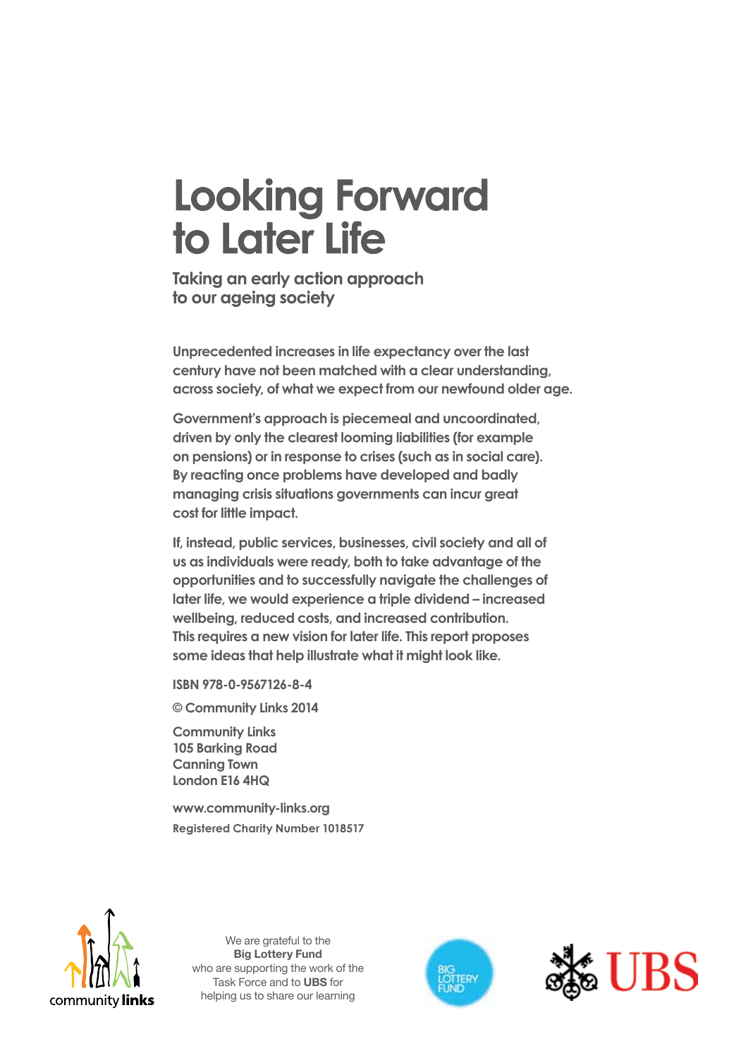# Looking Forward to Later Life

## Taking an early action approach to our ageing society

**Unprecedented increases in life expectancy over the last century have not been matched with a clear understanding, across society, of what we expect from our newfound older age.**

**Government's approach is piecemeal and uncoordinated, driven by only the clearest looming liabilities (for example on pensions) or in response to crises (such as in social care). By reacting once problems have developed and badly managing crisis situations governments can incur great cost for little impact.**

**If, instead, public services, businesses, civil society and all of us as individuals were ready, both to take advantage of the opportunities and to successfully navigate the challenges of later life, we would experience a triple dividend – increased wellbeing, reduced costs, and increased contribution. This requires a new vision for later life. This report proposes some ideas that help illustrate what it might look like.**

ISBN 978-0-9567126-8-4

© Community Links 2014

Community Links
105 Barking Road
Canning Town
London E16 4HQ

www.community-links.org

Registered Charity Number 1018517

community **links**

We are grateful to the **Big Lottery Fund** who are supporting the work of the Task Force and to **UBS** for helping us to share our learning

BIG LOTTERY FUND

UBS